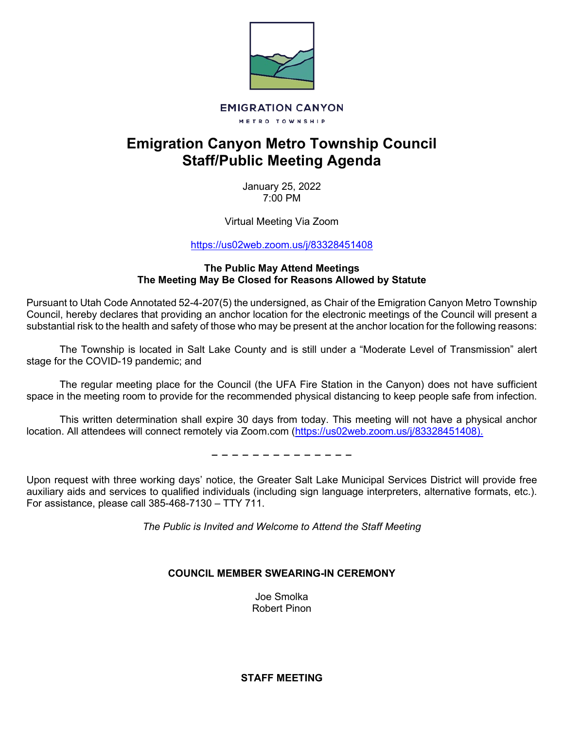EMIGRATION CANYON

METRO TOWNSHIP

# Emigration Canyon Metro Township Council Staff/Public Meeting Agenda

January 25, 2022
7:00 PM

Virtual Meeting Via Zoom

https://us02web.zoom.us/j/83328451408

**The Public May Attend Meetings**
**The Meeting May Be Closed for Reasons Allowed by Statute**

Pursuant to Utah Code Annotated 52-4-207(5) the undersigned, as Chair of the Emigration Canyon Metro Township Council, hereby declares that providing an anchor location for the electronic meetings of the Council will present a substantial risk to the health and safety of those who may be present at the anchor location for the following reasons:

The Township is located in Salt Lake County and is still under a "Moderate Level of Transmission" alert stage for the COVID-19 pandemic; and

The regular meeting place for the Council (the UFA Fire Station in the Canyon) does not have sufficient space in the meeting room to provide for the recommended physical distancing to keep people safe from infection.

This written determination shall expire 30 days from today. This meeting will not have a physical anchor location. All attendees will connect remotely via Zoom.com (https://us02web.zoom.us/j/83328451408).

– – – – – – – – – – – – – –

Upon request with three working days' notice, the Greater Salt Lake Municipal Services District will provide free auxiliary aids and services to qualified individuals (including sign language interpreters, alternative formats, etc.). For assistance, please call 385-468-7130 – TTY 711.

*The Public is Invited and Welcome to Attend the Staff Meeting*

**COUNCIL MEMBER SWEARING-IN CEREMONY**

Joe Smolka
Robert Pinon

**STAFF MEETING**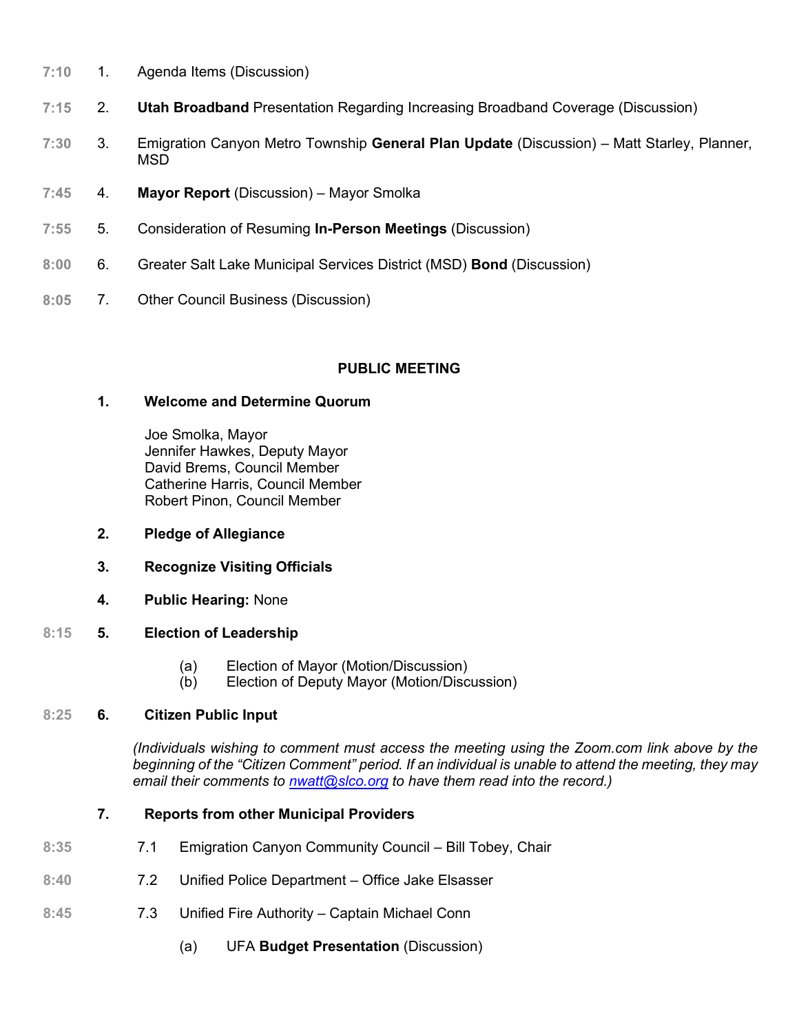7:10 1. Agenda Items (Discussion)

7:15 2. **Utah Broadband** Presentation Regarding Increasing Broadband Coverage (Discussion)

7:30 3. Emigration Canyon Metro Township **General Plan Update** (Discussion) – Matt Starley, Planner, MSD

7:45 4. **Mayor Report** (Discussion) – Mayor Smolka

7:55 5. Consideration of Resuming **In-Person Meetings** (Discussion)

8:00 6. Greater Salt Lake Municipal Services District (MSD) **Bond** (Discussion)

8:05 7. Other Council Business (Discussion)

## PUBLIC MEETING

**1. Welcome and Determine Quorum**

Joe Smolka, Mayor
Jennifer Hawkes, Deputy Mayor
David Brems, Council Member
Catherine Harris, Council Member
Robert Pinon, Council Member

**2. Pledge of Allegiance**

**3. Recognize Visiting Officials**

**4. Public Hearing:** None

8:15 **5. Election of Leadership**

(a) Election of Mayor (Motion/Discussion)
(b) Election of Deputy Mayor (Motion/Discussion)

8:25 **6. Citizen Public Input**

*(Individuals wishing to comment must access the meeting using the Zoom.com link above by the beginning of the "Citizen Comment" period. If an individual is unable to attend the meeting, they may email their comments to [nwatt@slco.org](mailto:nwatt@slco.org) to have them read into the record.)*

**7. Reports from other Municipal Providers**

8:35 7.1 Emigration Canyon Community Council – Bill Tobey, Chair

8:40 7.2 Unified Police Department – Office Jake Elsasser

8:45 7.3 Unified Fire Authority – Captain Michael Conn

(a) UFA **Budget Presentation** (Discussion)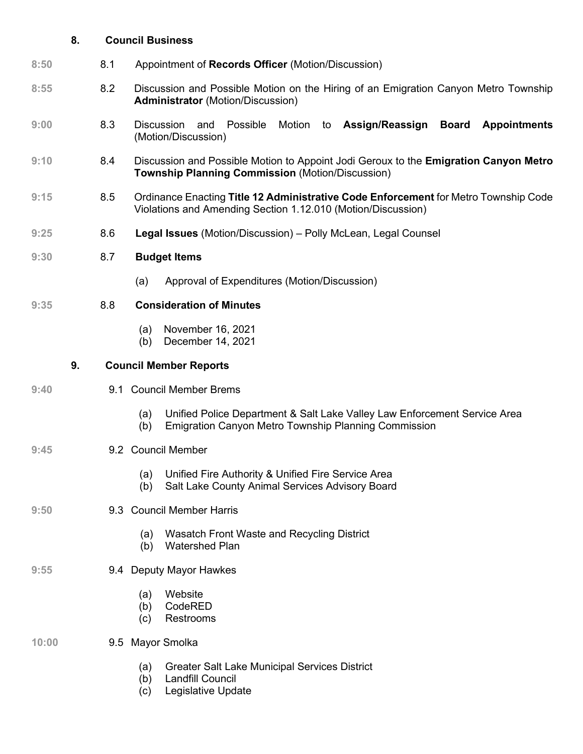## 8. Council Business

**8:50** 8.1 Appointment of **Records Officer** (Motion/Discussion)

**8:55** 8.2 Discussion and Possible Motion on the Hiring of an Emigration Canyon Metro Township **Administrator** (Motion/Discussion)

**9:00** 8.3 Discussion and Possible Motion to **Assign/Reassign Board Appointments** (Motion/Discussion)

**9:10** 8.4 Discussion and Possible Motion to Appoint Jodi Geroux to the **Emigration Canyon Metro Township Planning Commission** (Motion/Discussion)

**9:15** 8.5 Ordinance Enacting **Title 12 Administrative Code Enforcement** for Metro Township Code Violations and Amending Section 1.12.010 (Motion/Discussion)

**9:25** 8.6 **Legal Issues** (Motion/Discussion) – Polly McLean, Legal Counsel

**9:30** 8.7 **Budget Items**

- (a) Approval of Expenditures (Motion/Discussion)

**9:35** 8.8 **Consideration of Minutes**

- (a) November 16, 2021
- (b) December 14, 2021

## 9. Council Member Reports

**9:40** 9.1 Council Member Brems

- (a) Unified Police Department & Salt Lake Valley Law Enforcement Service Area
- (b) Emigration Canyon Metro Township Planning Commission

**9:45** 9.2 Council Member

- (a) Unified Fire Authority & Unified Fire Service Area
- (b) Salt Lake County Animal Services Advisory Board

**9:50** 9.3 Council Member Harris

- (a) Wasatch Front Waste and Recycling District
- (b) Watershed Plan

**9:55** 9.4 Deputy Mayor Hawkes

- (a) Website
- (b) CodeRED
- (c) Restrooms

**10:00** 9.5 Mayor Smolka

- (a) Greater Salt Lake Municipal Services District
- (b) Landfill Council
- (c) Legislative Update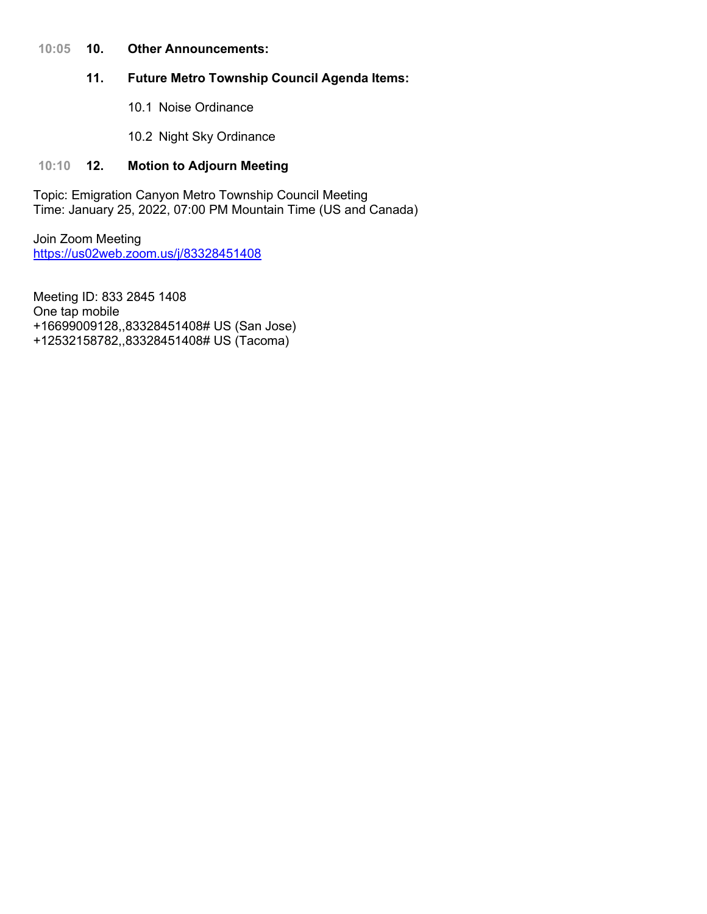10:05 **10. Other Announcements:**

**11. Future Metro Township Council Agenda Items:**

10.1 Noise Ordinance

10.2 Night Sky Ordinance

10:10 **12. Motion to Adjourn Meeting**

Topic: Emigration Canyon Metro Township Council Meeting
Time: January 25, 2022, 07:00 PM Mountain Time (US and Canada)

Join Zoom Meeting
https://us02web.zoom.us/j/83328451408

Meeting ID: 833 2845 1408
One tap mobile
+16699009128,,83328451408# US (San Jose)
+12532158782,,83328451408# US (Tacoma)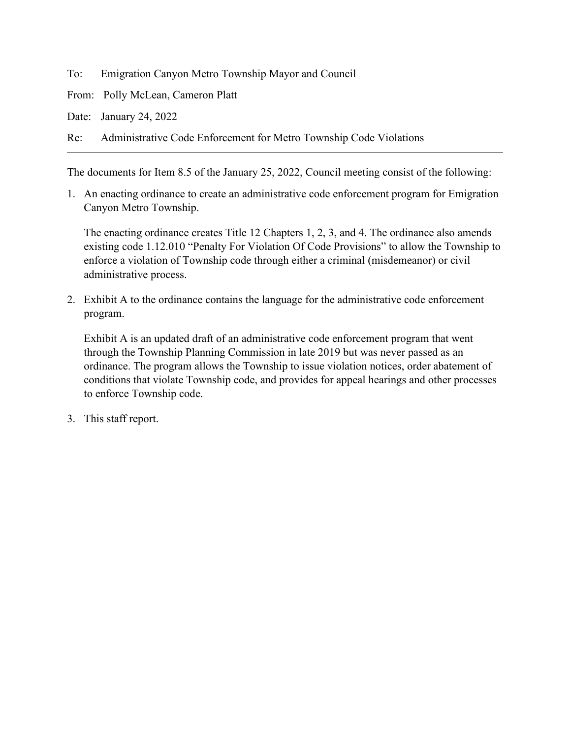To: Emigration Canyon Metro Township Mayor and Council

From: Polly McLean, Cameron Platt

Date: January 24, 2022

Re: Administrative Code Enforcement for Metro Township Code Violations

---

The documents for Item 8.5 of the January 25, 2022, Council meeting consist of the following:

1. An enacting ordinance to create an administrative code enforcement program for Emigration Canyon Metro Township.

   The enacting ordinance creates Title 12 Chapters 1, 2, 3, and 4. The ordinance also amends existing code 1.12.010 "Penalty For Violation Of Code Provisions" to allow the Township to enforce a violation of Township code through either a criminal (misdemeanor) or civil administrative process.

2. Exhibit A to the ordinance contains the language for the administrative code enforcement program.

   Exhibit A is an updated draft of an administrative code enforcement program that went through the Township Planning Commission in late 2019 but was never passed as an ordinance. The program allows the Township to issue violation notices, order abatement of conditions that violate Township code, and provides for appeal hearings and other processes to enforce Township code.

3. This staff report.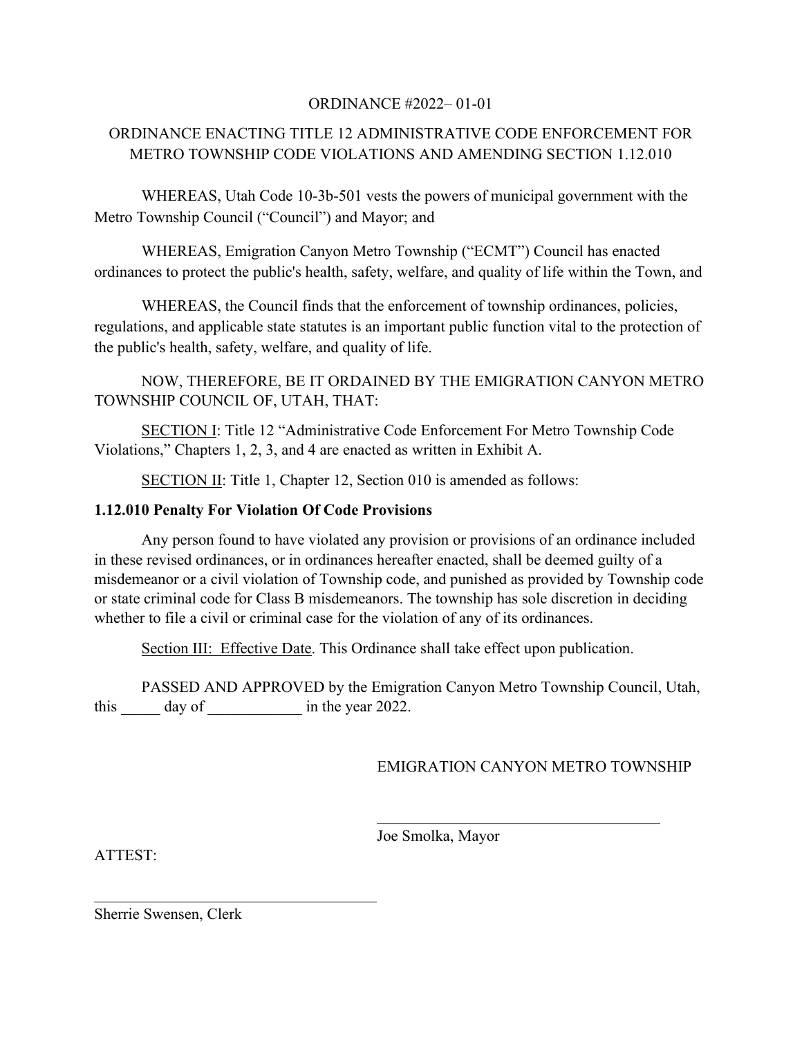ORDINANCE #2022– 01-01

ORDINANCE ENACTING TITLE 12 ADMINISTRATIVE CODE ENFORCEMENT FOR METRO TOWNSHIP CODE VIOLATIONS AND AMENDING SECTION 1.12.010

WHEREAS, Utah Code 10-3b-501 vests the powers of municipal government with the Metro Township Council ("Council") and Mayor; and

WHEREAS, Emigration Canyon Metro Township ("ECMT") Council has enacted ordinances to protect the public's health, safety, welfare, and quality of life within the Town, and

WHEREAS, the Council finds that the enforcement of township ordinances, policies, regulations, and applicable state statutes is an important public function vital to the protection of the public's health, safety, welfare, and quality of life.

NOW, THEREFORE, BE IT ORDAINED BY THE EMIGRATION CANYON METRO TOWNSHIP COUNCIL OF, UTAH, THAT:

SECTION I: Title 12 "Administrative Code Enforcement For Metro Township Code Violations," Chapters 1, 2, 3, and 4 are enacted as written in Exhibit A.

SECTION II: Title 1, Chapter 12, Section 010 is amended as follows:

**1.12.010 Penalty For Violation Of Code Provisions**

Any person found to have violated any provision or provisions of an ordinance included in these revised ordinances, or in ordinances hereafter enacted, shall be deemed guilty of a misdemeanor or a civil violation of Township code, and punished as provided by Township code or state criminal code for Class B misdemeanors. The township has sole discretion in deciding whether to file a civil or criminal case for the violation of any of its ordinances.

Section III: Effective Date. This Ordinance shall take effect upon publication.

PASSED AND APPROVED by the Emigration Canyon Metro Township Council, Utah, this _____ day of ____________ in the year 2022.

EMIGRATION CANYON METRO TOWNSHIP

_____________________________________

Joe Smolka, Mayor

ATTEST:

_____________________________________

Sherrie Swensen, Clerk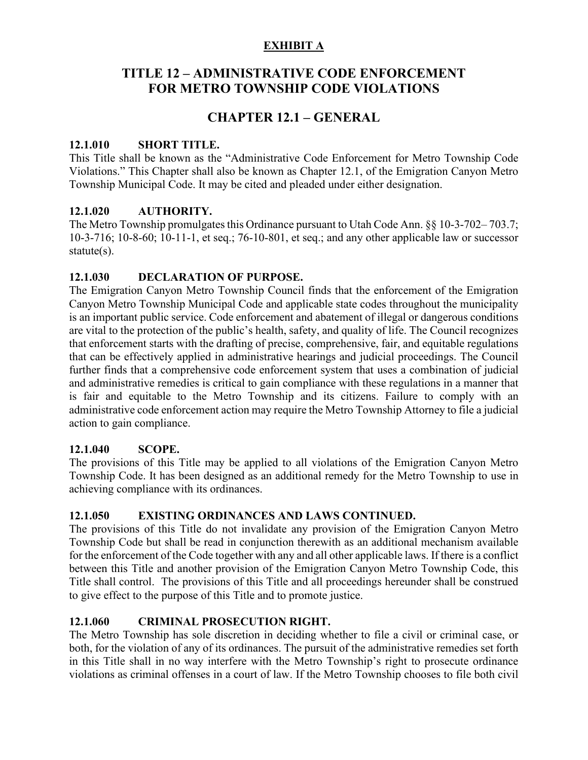**EXHIBIT A**

# TITLE 12 – ADMINISTRATIVE CODE ENFORCEMENT FOR METRO TOWNSHIP CODE VIOLATIONS

## CHAPTER 12.1 – GENERAL

### 12.1.010 SHORT TITLE.

This Title shall be known as the "Administrative Code Enforcement for Metro Township Code Violations." This Chapter shall also be known as Chapter 12.1, of the Emigration Canyon Metro Township Municipal Code. It may be cited and pleaded under either designation.

### 12.1.020 AUTHORITY.

The Metro Township promulgates this Ordinance pursuant to Utah Code Ann. §§ 10-3-702– 703.7; 10-3-716; 10-8-60; 10-11-1, et seq.; 76-10-801, et seq.; and any other applicable law or successor statute(s).

### 12.1.030 DECLARATION OF PURPOSE.

The Emigration Canyon Metro Township Council finds that the enforcement of the Emigration Canyon Metro Township Municipal Code and applicable state codes throughout the municipality is an important public service. Code enforcement and abatement of illegal or dangerous conditions are vital to the protection of the public's health, safety, and quality of life. The Council recognizes that enforcement starts with the drafting of precise, comprehensive, fair, and equitable regulations that can be effectively applied in administrative hearings and judicial proceedings. The Council further finds that a comprehensive code enforcement system that uses a combination of judicial and administrative remedies is critical to gain compliance with these regulations in a manner that is fair and equitable to the Metro Township and its citizens. Failure to comply with an administrative code enforcement action may require the Metro Township Attorney to file a judicial action to gain compliance.

### 12.1.040 SCOPE.

The provisions of this Title may be applied to all violations of the Emigration Canyon Metro Township Code. It has been designed as an additional remedy for the Metro Township to use in achieving compliance with its ordinances.

### 12.1.050 EXISTING ORDINANCES AND LAWS CONTINUED.

The provisions of this Title do not invalidate any provision of the Emigration Canyon Metro Township Code but shall be read in conjunction therewith as an additional mechanism available for the enforcement of the Code together with any and all other applicable laws. If there is a conflict between this Title and another provision of the Emigration Canyon Metro Township Code, this Title shall control. The provisions of this Title and all proceedings hereunder shall be construed to give effect to the purpose of this Title and to promote justice.

### 12.1.060 CRIMINAL PROSECUTION RIGHT.

The Metro Township has sole discretion in deciding whether to file a civil or criminal case, or both, for the violation of any of its ordinances. The pursuit of the administrative remedies set forth in this Title shall in no way interfere with the Metro Township's right to prosecute ordinance violations as criminal offenses in a court of law. If the Metro Township chooses to file both civil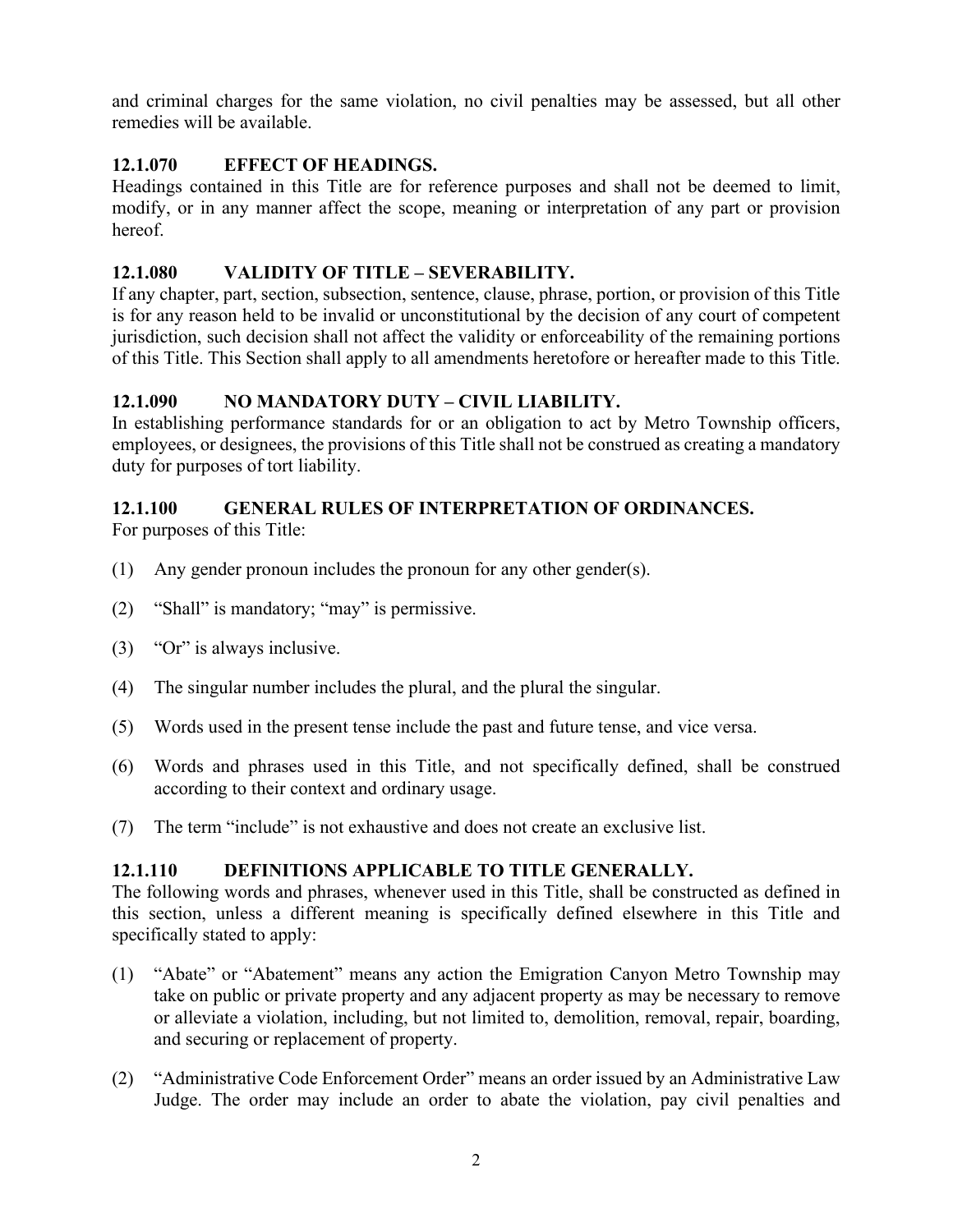and criminal charges for the same violation, no civil penalties may be assessed, but all other remedies will be available.

### 12.1.070 EFFECT OF HEADINGS.

Headings contained in this Title are for reference purposes and shall not be deemed to limit, modify, or in any manner affect the scope, meaning or interpretation of any part or provision hereof.

### 12.1.080 VALIDITY OF TITLE – SEVERABILITY.

If any chapter, part, section, subsection, sentence, clause, phrase, portion, or provision of this Title is for any reason held to be invalid or unconstitutional by the decision of any court of competent jurisdiction, such decision shall not affect the validity or enforceability of the remaining portions of this Title. This Section shall apply to all amendments heretofore or hereafter made to this Title.

### 12.1.090 NO MANDATORY DUTY – CIVIL LIABILITY.

In establishing performance standards for or an obligation to act by Metro Township officers, employees, or designees, the provisions of this Title shall not be construed as creating a mandatory duty for purposes of tort liability.

### 12.1.100 GENERAL RULES OF INTERPRETATION OF ORDINANCES.

For purposes of this Title:

(1) Any gender pronoun includes the pronoun for any other gender(s).

(2) "Shall" is mandatory; "may" is permissive.

(3) "Or" is always inclusive.

(4) The singular number includes the plural, and the plural the singular.

(5) Words used in the present tense include the past and future tense, and vice versa.

(6) Words and phrases used in this Title, and not specifically defined, shall be construed according to their context and ordinary usage.

(7) The term "include" is not exhaustive and does not create an exclusive list.

### 12.1.110 DEFINITIONS APPLICABLE TO TITLE GENERALLY.

The following words and phrases, whenever used in this Title, shall be constructed as defined in this section, unless a different meaning is specifically defined elsewhere in this Title and specifically stated to apply:

(1) "Abate" or "Abatement" means any action the Emigration Canyon Metro Township may take on public or private property and any adjacent property as may be necessary to remove or alleviate a violation, including, but not limited to, demolition, removal, repair, boarding, and securing or replacement of property.

(2) "Administrative Code Enforcement Order" means an order issued by an Administrative Law Judge. The order may include an order to abate the violation, pay civil penalties and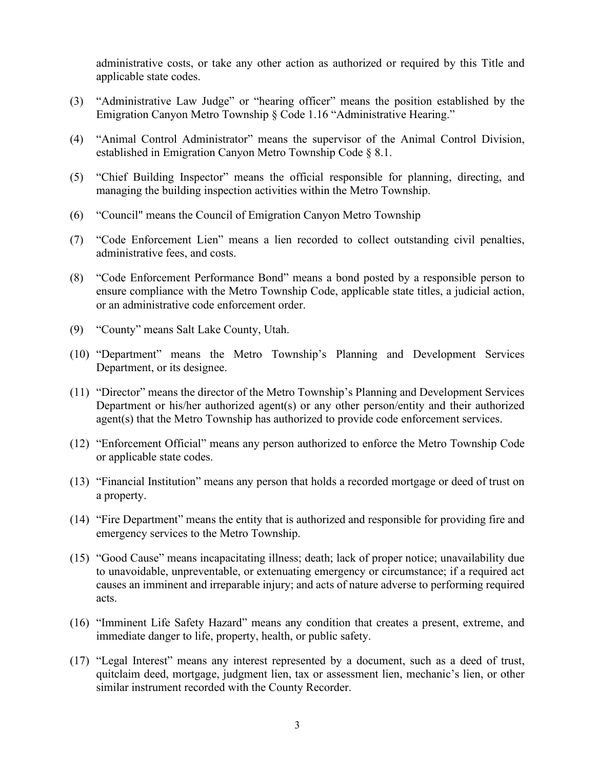administrative costs, or take any other action as authorized or required by this Title and applicable state codes.

(3) "Administrative Law Judge" or "hearing officer" means the position established by the Emigration Canyon Metro Township § Code 1.16 "Administrative Hearing."

(4) "Animal Control Administrator" means the supervisor of the Animal Control Division, established in Emigration Canyon Metro Township Code § 8.1.

(5) "Chief Building Inspector" means the official responsible for planning, directing, and managing the building inspection activities within the Metro Township.

(6) "Council" means the Council of Emigration Canyon Metro Township

(7) "Code Enforcement Lien" means a lien recorded to collect outstanding civil penalties, administrative fees, and costs.

(8) "Code Enforcement Performance Bond" means a bond posted by a responsible person to ensure compliance with the Metro Township Code, applicable state titles, a judicial action, or an administrative code enforcement order.

(9) "County" means Salt Lake County, Utah.

(10) "Department" means the Metro Township's Planning and Development Services Department, or its designee.

(11) "Director" means the director of the Metro Township's Planning and Development Services Department or his/her authorized agent(s) or any other person/entity and their authorized agent(s) that the Metro Township has authorized to provide code enforcement services.

(12) "Enforcement Official" means any person authorized to enforce the Metro Township Code or applicable state codes.

(13) "Financial Institution" means any person that holds a recorded mortgage or deed of trust on a property.

(14) "Fire Department" means the entity that is authorized and responsible for providing fire and emergency services to the Metro Township.

(15) "Good Cause" means incapacitating illness; death; lack of proper notice; unavailability due to unavoidable, unpreventable, or extenuating emergency or circumstance; if a required act causes an imminent and irreparable injury; and acts of nature adverse to performing required acts.

(16) "Imminent Life Safety Hazard" means any condition that creates a present, extreme, and immediate danger to life, property, health, or public safety.

(17) "Legal Interest" means any interest represented by a document, such as a deed of trust, quitclaim deed, mortgage, judgment lien, tax or assessment lien, mechanic's lien, or other similar instrument recorded with the County Recorder.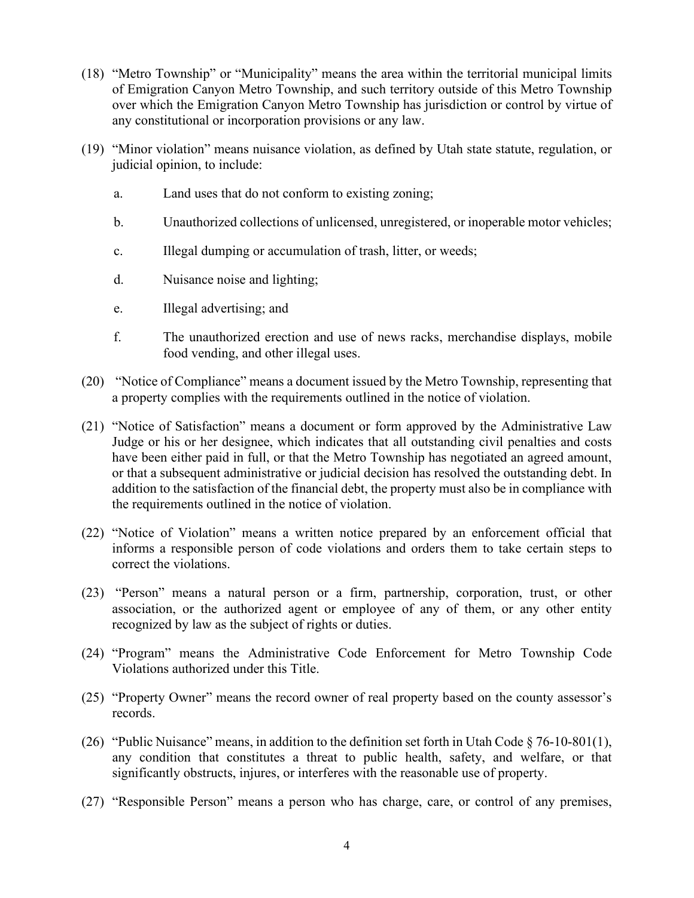(18) "Metro Township" or "Municipality" means the area within the territorial municipal limits of Emigration Canyon Metro Township, and such territory outside of this Metro Township over which the Emigration Canyon Metro Township has jurisdiction or control by virtue of any constitutional or incorporation provisions or any law.

(19) "Minor violation" means nuisance violation, as defined by Utah state statute, regulation, or judicial opinion, to include:

   a. Land uses that do not conform to existing zoning;

   b. Unauthorized collections of unlicensed, unregistered, or inoperable motor vehicles;

   c. Illegal dumping or accumulation of trash, litter, or weeds;

   d. Nuisance noise and lighting;

   e. Illegal advertising; and

   f. The unauthorized erection and use of news racks, merchandise displays, mobile food vending, and other illegal uses.

(20) "Notice of Compliance" means a document issued by the Metro Township, representing that a property complies with the requirements outlined in the notice of violation.

(21) "Notice of Satisfaction" means a document or form approved by the Administrative Law Judge or his or her designee, which indicates that all outstanding civil penalties and costs have been either paid in full, or that the Metro Township has negotiated an agreed amount, or that a subsequent administrative or judicial decision has resolved the outstanding debt. In addition to the satisfaction of the financial debt, the property must also be in compliance with the requirements outlined in the notice of violation.

(22) "Notice of Violation" means a written notice prepared by an enforcement official that informs a responsible person of code violations and orders them to take certain steps to correct the violations.

(23) "Person" means a natural person or a firm, partnership, corporation, trust, or other association, or the authorized agent or employee of any of them, or any other entity recognized by law as the subject of rights or duties.

(24) "Program" means the Administrative Code Enforcement for Metro Township Code Violations authorized under this Title.

(25) "Property Owner" means the record owner of real property based on the county assessor's records.

(26) "Public Nuisance" means, in addition to the definition set forth in Utah Code § 76-10-801(1), any condition that constitutes a threat to public health, safety, and welfare, or that significantly obstructs, injures, or interferes with the reasonable use of property.

(27) "Responsible Person" means a person who has charge, care, or control of any premises,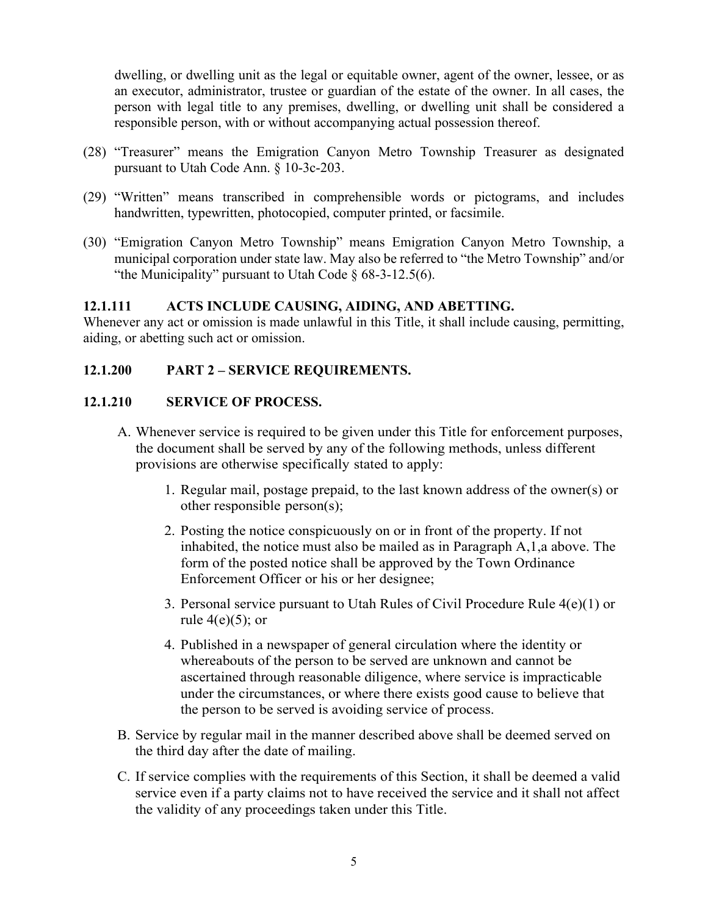dwelling, or dwelling unit as the legal or equitable owner, agent of the owner, lessee, or as an executor, administrator, trustee or guardian of the estate of the owner. In all cases, the person with legal title to any premises, dwelling, or dwelling unit shall be considered a responsible person, with or without accompanying actual possession thereof.

(28) "Treasurer" means the Emigration Canyon Metro Township Treasurer as designated pursuant to Utah Code Ann. § 10-3c-203.

(29) "Written" means transcribed in comprehensible words or pictograms, and includes handwritten, typewritten, photocopied, computer printed, or facsimile.

(30) "Emigration Canyon Metro Township" means Emigration Canyon Metro Township, a municipal corporation under state law. May also be referred to "the Metro Township" and/or "the Municipality" pursuant to Utah Code § 68-3-12.5(6).

**12.1.111 ACTS INCLUDE CAUSING, AIDING, AND ABETTING.**

Whenever any act or omission is made unlawful in this Title, it shall include causing, permitting, aiding, or abetting such act or omission.

**12.1.200 PART 2 – SERVICE REQUIREMENTS.**

**12.1.210 SERVICE OF PROCESS.**

A. Whenever service is required to be given under this Title for enforcement purposes, the document shall be served by any of the following methods, unless different provisions are otherwise specifically stated to apply:

   1. Regular mail, postage prepaid, to the last known address of the owner(s) or other responsible person(s);

   2. Posting the notice conspicuously on or in front of the property. If not inhabited, the notice must also be mailed as in Paragraph A,1,a above. The form of the posted notice shall be approved by the Town Ordinance Enforcement Officer or his or her designee;

   3. Personal service pursuant to Utah Rules of Civil Procedure Rule 4(e)(1) or rule 4(e)(5); or

   4. Published in a newspaper of general circulation where the identity or whereabouts of the person to be served are unknown and cannot be ascertained through reasonable diligence, where service is impracticable under the circumstances, or where there exists good cause to believe that the person to be served is avoiding service of process.

B. Service by regular mail in the manner described above shall be deemed served on the third day after the date of mailing.

C. If service complies with the requirements of this Section, it shall be deemed a valid service even if a party claims not to have received the service and it shall not affect the validity of any proceedings taken under this Title.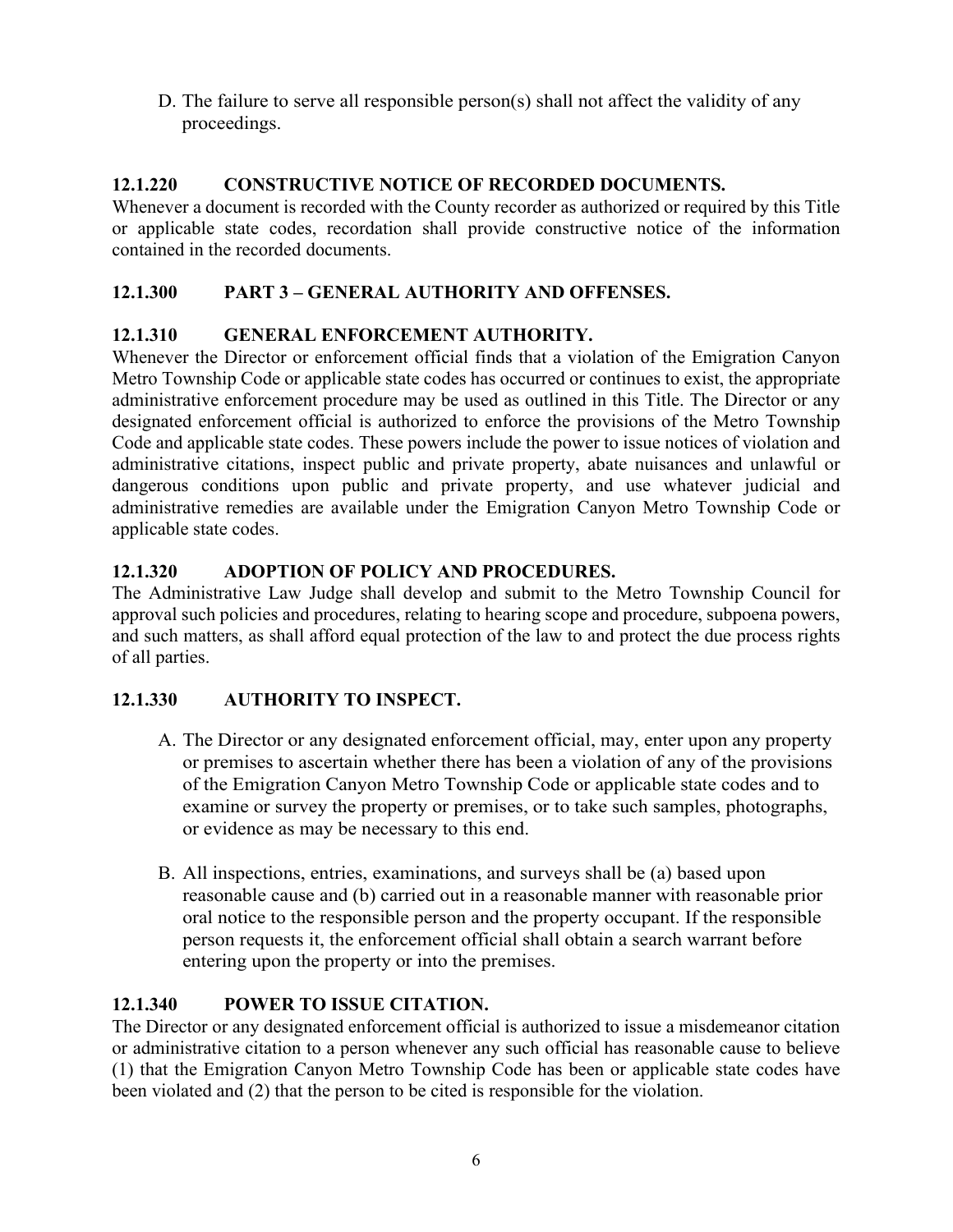D. The failure to serve all responsible person(s) shall not affect the validity of any proceedings.

### 12.1.220 CONSTRUCTIVE NOTICE OF RECORDED DOCUMENTS.

Whenever a document is recorded with the County recorder as authorized or required by this Title or applicable state codes, recordation shall provide constructive notice of the information contained in the recorded documents.

### 12.1.300 PART 3 – GENERAL AUTHORITY AND OFFENSES.

### 12.1.310 GENERAL ENFORCEMENT AUTHORITY.

Whenever the Director or enforcement official finds that a violation of the Emigration Canyon Metro Township Code or applicable state codes has occurred or continues to exist, the appropriate administrative enforcement procedure may be used as outlined in this Title. The Director or any designated enforcement official is authorized to enforce the provisions of the Metro Township Code and applicable state codes. These powers include the power to issue notices of violation and administrative citations, inspect public and private property, abate nuisances and unlawful or dangerous conditions upon public and private property, and use whatever judicial and administrative remedies are available under the Emigration Canyon Metro Township Code or applicable state codes.

### 12.1.320 ADOPTION OF POLICY AND PROCEDURES.

The Administrative Law Judge shall develop and submit to the Metro Township Council for approval such policies and procedures, relating to hearing scope and procedure, subpoena powers, and such matters, as shall afford equal protection of the law to and protect the due process rights of all parties.

### 12.1.330 AUTHORITY TO INSPECT.

A. The Director or any designated enforcement official, may, enter upon any property or premises to ascertain whether there has been a violation of any of the provisions of the Emigration Canyon Metro Township Code or applicable state codes and to examine or survey the property or premises, or to take such samples, photographs, or evidence as may be necessary to this end.

B. All inspections, entries, examinations, and surveys shall be (a) based upon reasonable cause and (b) carried out in a reasonable manner with reasonable prior oral notice to the responsible person and the property occupant. If the responsible person requests it, the enforcement official shall obtain a search warrant before entering upon the property or into the premises.

### 12.1.340 POWER TO ISSUE CITATION.

The Director or any designated enforcement official is authorized to issue a misdemeanor citation or administrative citation to a person whenever any such official has reasonable cause to believe (1) that the Emigration Canyon Metro Township Code has been or applicable state codes have been violated and (2) that the person to be cited is responsible for the violation.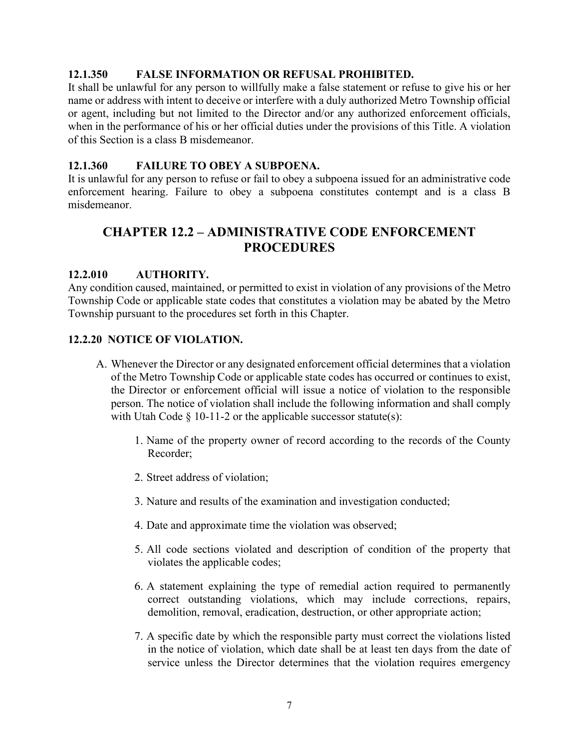### 12.1.350 FALSE INFORMATION OR REFUSAL PROHIBITED.

It shall be unlawful for any person to willfully make a false statement or refuse to give his or her name or address with intent to deceive or interfere with a duly authorized Metro Township official or agent, including but not limited to the Director and/or any authorized enforcement officials, when in the performance of his or her official duties under the provisions of this Title. A violation of this Section is a class B misdemeanor.

### 12.1.360 FAILURE TO OBEY A SUBPOENA.

It is unlawful for any person to refuse or fail to obey a subpoena issued for an administrative code enforcement hearing. Failure to obey a subpoena constitutes contempt and is a class B misdemeanor.

## CHAPTER 12.2 – ADMINISTRATIVE CODE ENFORCEMENT PROCEDURES

### 12.2.010 AUTHORITY.

Any condition caused, maintained, or permitted to exist in violation of any provisions of the Metro Township Code or applicable state codes that constitutes a violation may be abated by the Metro Township pursuant to the procedures set forth in this Chapter.

### 12.2.20 NOTICE OF VIOLATION.

A. Whenever the Director or any designated enforcement official determines that a violation of the Metro Township Code or applicable state codes has occurred or continues to exist, the Director or enforcement official will issue a notice of violation to the responsible person. The notice of violation shall include the following information and shall comply with Utah Code § 10-11-2 or the applicable successor statute(s):

1. Name of the property owner of record according to the records of the County Recorder;

2. Street address of violation;

3. Nature and results of the examination and investigation conducted;

4. Date and approximate time the violation was observed;

5. All code sections violated and description of condition of the property that violates the applicable codes;

6. A statement explaining the type of remedial action required to permanently correct outstanding violations, which may include corrections, repairs, demolition, removal, eradication, destruction, or other appropriate action;

7. A specific date by which the responsible party must correct the violations listed in the notice of violation, which date shall be at least ten days from the date of service unless the Director determines that the violation requires emergency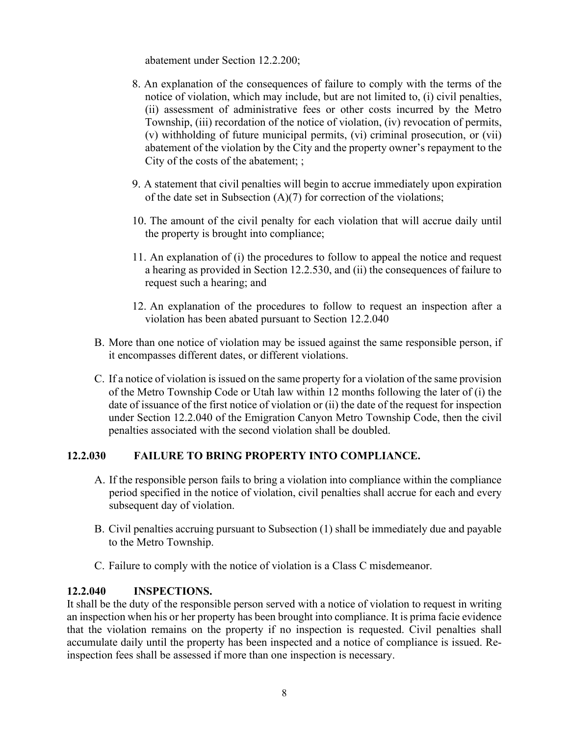abatement under Section 12.2.200;

8. An explanation of the consequences of failure to comply with the terms of the notice of violation, which may include, but are not limited to, (i) civil penalties, (ii) assessment of administrative fees or other costs incurred by the Metro Township, (iii) recordation of the notice of violation, (iv) revocation of permits, (v) withholding of future municipal permits, (vi) criminal prosecution, or (vii) abatement of the violation by the City and the property owner's repayment to the City of the costs of the abatement; ;

9. A statement that civil penalties will begin to accrue immediately upon expiration of the date set in Subsection (A)(7) for correction of the violations;

10. The amount of the civil penalty for each violation that will accrue daily until the property is brought into compliance;

11. An explanation of (i) the procedures to follow to appeal the notice and request a hearing as provided in Section 12.2.530, and (ii) the consequences of failure to request such a hearing; and

12. An explanation of the procedures to follow to request an inspection after a violation has been abated pursuant to Section 12.2.040

B. More than one notice of violation may be issued against the same responsible person, if it encompasses different dates, or different violations.

C. If a notice of violation is issued on the same property for a violation of the same provision of the Metro Township Code or Utah law within 12 months following the later of (i) the date of issuance of the first notice of violation or (ii) the date of the request for inspection under Section 12.2.040 of the Emigration Canyon Metro Township Code, then the civil penalties associated with the second violation shall be doubled.

## 12.2.030 FAILURE TO BRING PROPERTY INTO COMPLIANCE.

A. If the responsible person fails to bring a violation into compliance within the compliance period specified in the notice of violation, civil penalties shall accrue for each and every subsequent day of violation.

B. Civil penalties accruing pursuant to Subsection (1) shall be immediately due and payable to the Metro Township.

C. Failure to comply with the notice of violation is a Class C misdemeanor.

## 12.2.040 INSPECTIONS.

It shall be the duty of the responsible person served with a notice of violation to request in writing an inspection when his or her property has been brought into compliance. It is prima facie evidence that the violation remains on the property if no inspection is requested. Civil penalties shall accumulate daily until the property has been inspected and a notice of compliance is issued. Re-inspection fees shall be assessed if more than one inspection is necessary.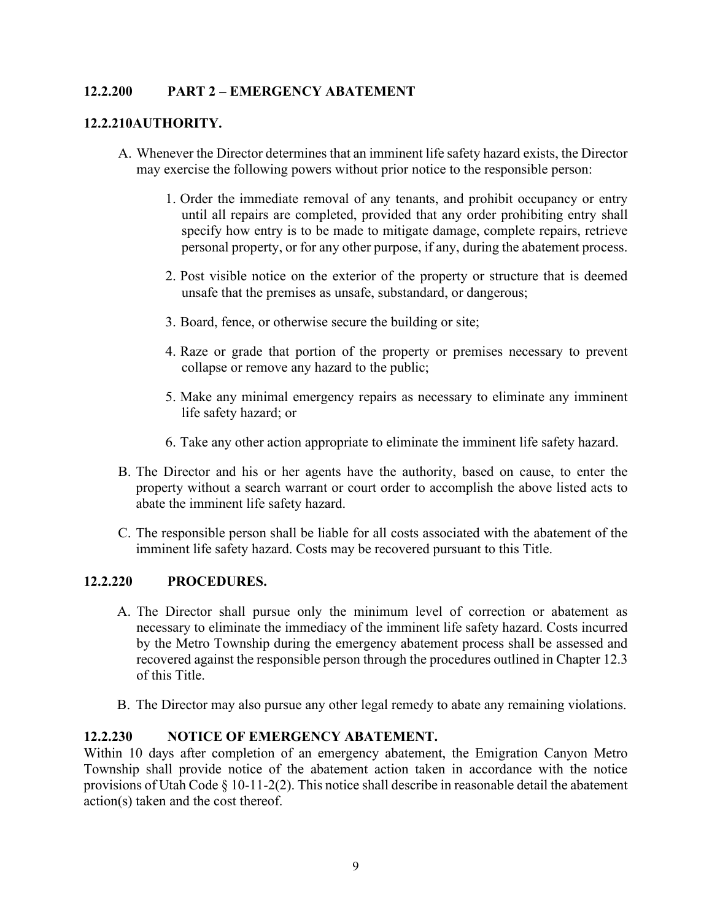## 12.2.200 PART 2 – EMERGENCY ABATEMENT

### 12.2.210AUTHORITY.

A. Whenever the Director determines that an imminent life safety hazard exists, the Director may exercise the following powers without prior notice to the responsible person:

   1. Order the immediate removal of any tenants, and prohibit occupancy or entry until all repairs are completed, provided that any order prohibiting entry shall specify how entry is to be made to mitigate damage, complete repairs, retrieve personal property, or for any other purpose, if any, during the abatement process.

   2. Post visible notice on the exterior of the property or structure that is deemed unsafe that the premises as unsafe, substandard, or dangerous;

   3. Board, fence, or otherwise secure the building or site;

   4. Raze or grade that portion of the property or premises necessary to prevent collapse or remove any hazard to the public;

   5. Make any minimal emergency repairs as necessary to eliminate any imminent life safety hazard; or

   6. Take any other action appropriate to eliminate the imminent life safety hazard.

B. The Director and his or her agents have the authority, based on cause, to enter the property without a search warrant or court order to accomplish the above listed acts to abate the imminent life safety hazard.

C. The responsible person shall be liable for all costs associated with the abatement of the imminent life safety hazard. Costs may be recovered pursuant to this Title.

### 12.2.220 PROCEDURES.

A. The Director shall pursue only the minimum level of correction or abatement as necessary to eliminate the immediacy of the imminent life safety hazard. Costs incurred by the Metro Township during the emergency abatement process shall be assessed and recovered against the responsible person through the procedures outlined in Chapter 12.3 of this Title.

B. The Director may also pursue any other legal remedy to abate any remaining violations.

### 12.2.230 NOTICE OF EMERGENCY ABATEMENT.

Within 10 days after completion of an emergency abatement, the Emigration Canyon Metro Township shall provide notice of the abatement action taken in accordance with the notice provisions of Utah Code § 10-11-2(2). This notice shall describe in reasonable detail the abatement action(s) taken and the cost thereof.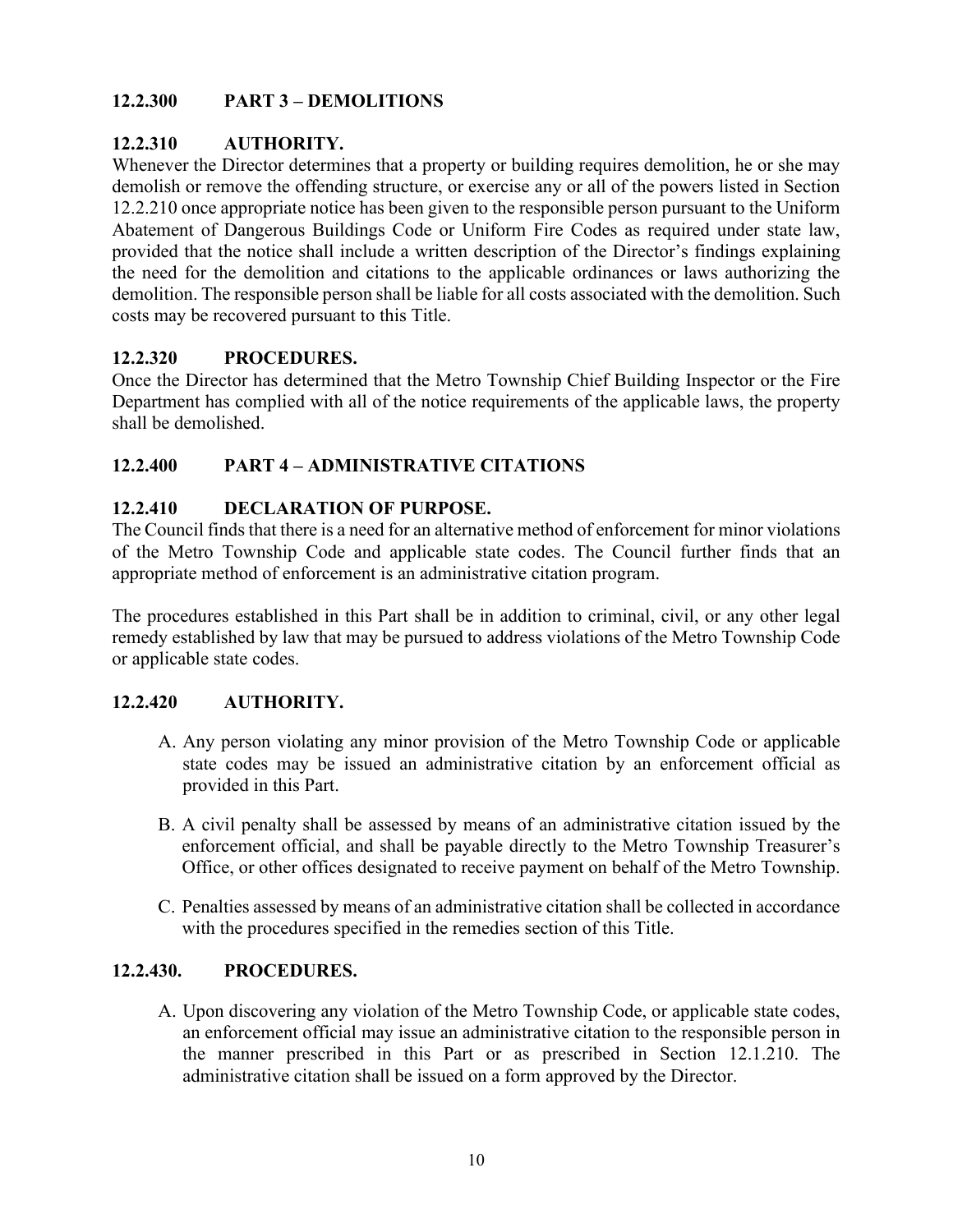## 12.2.300 PART 3 – DEMOLITIONS

### 12.2.310 AUTHORITY.

Whenever the Director determines that a property or building requires demolition, he or she may demolish or remove the offending structure, or exercise any or all of the powers listed in Section 12.2.210 once appropriate notice has been given to the responsible person pursuant to the Uniform Abatement of Dangerous Buildings Code or Uniform Fire Codes as required under state law, provided that the notice shall include a written description of the Director's findings explaining the need for the demolition and citations to the applicable ordinances or laws authorizing the demolition. The responsible person shall be liable for all costs associated with the demolition. Such costs may be recovered pursuant to this Title.

### 12.2.320 PROCEDURES.

Once the Director has determined that the Metro Township Chief Building Inspector or the Fire Department has complied with all of the notice requirements of the applicable laws, the property shall be demolished.

## 12.2.400 PART 4 – ADMINISTRATIVE CITATIONS

### 12.2.410 DECLARATION OF PURPOSE.

The Council finds that there is a need for an alternative method of enforcement for minor violations of the Metro Township Code and applicable state codes. The Council further finds that an appropriate method of enforcement is an administrative citation program.

The procedures established in this Part shall be in addition to criminal, civil, or any other legal remedy established by law that may be pursued to address violations of the Metro Township Code or applicable state codes.

### 12.2.420 AUTHORITY.

A. Any person violating any minor provision of the Metro Township Code or applicable state codes may be issued an administrative citation by an enforcement official as provided in this Part.

B. A civil penalty shall be assessed by means of an administrative citation issued by the enforcement official, and shall be payable directly to the Metro Township Treasurer's Office, or other offices designated to receive payment on behalf of the Metro Township.

C. Penalties assessed by means of an administrative citation shall be collected in accordance with the procedures specified in the remedies section of this Title.

### 12.2.430. PROCEDURES.

A. Upon discovering any violation of the Metro Township Code, or applicable state codes, an enforcement official may issue an administrative citation to the responsible person in the manner prescribed in this Part or as prescribed in Section 12.1.210. The administrative citation shall be issued on a form approved by the Director.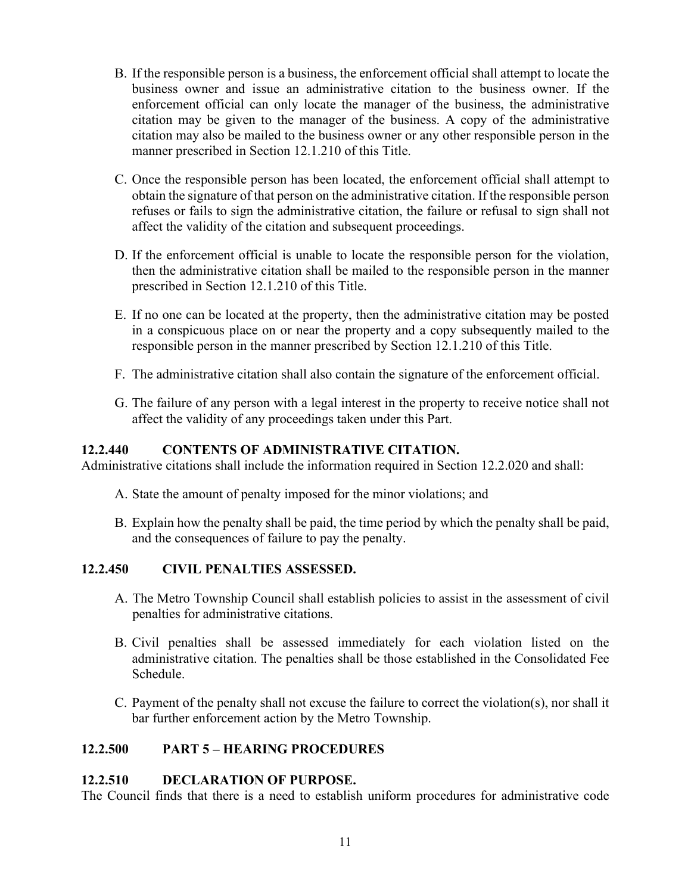B. If the responsible person is a business, the enforcement official shall attempt to locate the business owner and issue an administrative citation to the business owner. If the enforcement official can only locate the manager of the business, the administrative citation may be given to the manager of the business. A copy of the administrative citation may also be mailed to the business owner or any other responsible person in the manner prescribed in Section 12.1.210 of this Title.

C. Once the responsible person has been located, the enforcement official shall attempt to obtain the signature of that person on the administrative citation. If the responsible person refuses or fails to sign the administrative citation, the failure or refusal to sign shall not affect the validity of the citation and subsequent proceedings.

D. If the enforcement official is unable to locate the responsible person for the violation, then the administrative citation shall be mailed to the responsible person in the manner prescribed in Section 12.1.210 of this Title.

E. If no one can be located at the property, then the administrative citation may be posted in a conspicuous place on or near the property and a copy subsequently mailed to the responsible person in the manner prescribed by Section 12.1.210 of this Title.

F. The administrative citation shall also contain the signature of the enforcement official.

G. The failure of any person with a legal interest in the property to receive notice shall not affect the validity of any proceedings taken under this Part.

### 12.2.440 CONTENTS OF ADMINISTRATIVE CITATION.

Administrative citations shall include the information required in Section 12.2.020 and shall:

A. State the amount of penalty imposed for the minor violations; and

B. Explain how the penalty shall be paid, the time period by which the penalty shall be paid, and the consequences of failure to pay the penalty.

### 12.2.450 CIVIL PENALTIES ASSESSED.

A. The Metro Township Council shall establish policies to assist in the assessment of civil penalties for administrative citations.

B. Civil penalties shall be assessed immediately for each violation listed on the administrative citation. The penalties shall be those established in the Consolidated Fee Schedule.

C. Payment of the penalty shall not excuse the failure to correct the violation(s), nor shall it bar further enforcement action by the Metro Township.

## 12.2.500 PART 5 – HEARING PROCEDURES

### 12.2.510 DECLARATION OF PURPOSE.

The Council finds that there is a need to establish uniform procedures for administrative code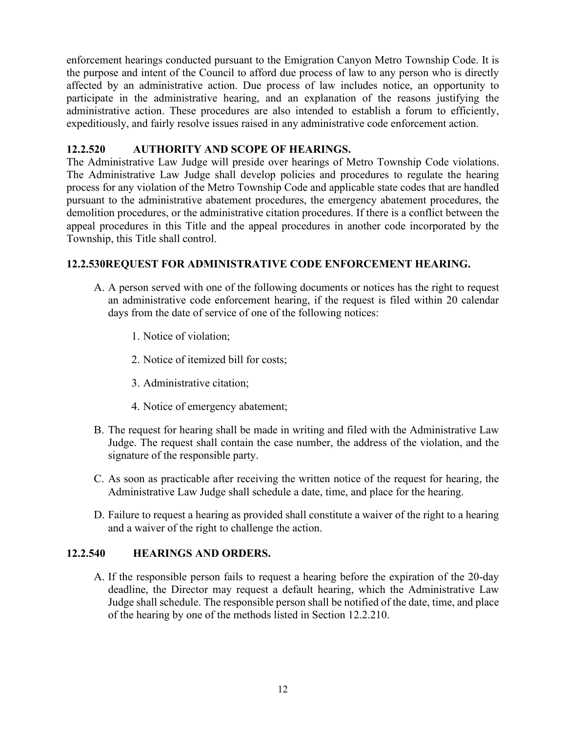enforcement hearings conducted pursuant to the Emigration Canyon Metro Township Code. It is the purpose and intent of the Council to afford due process of law to any person who is directly affected by an administrative action. Due process of law includes notice, an opportunity to participate in the administrative hearing, and an explanation of the reasons justifying the administrative action. These procedures are also intended to establish a forum to efficiently, expeditiously, and fairly resolve issues raised in any administrative code enforcement action.

### 12.2.520 AUTHORITY AND SCOPE OF HEARINGS.

The Administrative Law Judge will preside over hearings of Metro Township Code violations. The Administrative Law Judge shall develop policies and procedures to regulate the hearing process for any violation of the Metro Township Code and applicable state codes that are handled pursuant to the administrative abatement procedures, the emergency abatement procedures, the demolition procedures, or the administrative citation procedures. If there is a conflict between the appeal procedures in this Title and the appeal procedures in another code incorporated by the Township, this Title shall control.

### 12.2.530REQUEST FOR ADMINISTRATIVE CODE ENFORCEMENT HEARING.

A. A person served with one of the following documents or notices has the right to request an administrative code enforcement hearing, if the request is filed within 20 calendar days from the date of service of one of the following notices:

   1. Notice of violation;

   2. Notice of itemized bill for costs;

   3. Administrative citation;

   4. Notice of emergency abatement;

B. The request for hearing shall be made in writing and filed with the Administrative Law Judge. The request shall contain the case number, the address of the violation, and the signature of the responsible party.

C. As soon as practicable after receiving the written notice of the request for hearing, the Administrative Law Judge shall schedule a date, time, and place for the hearing.

D. Failure to request a hearing as provided shall constitute a waiver of the right to a hearing and a waiver of the right to challenge the action.

### 12.2.540 HEARINGS AND ORDERS.

A. If the responsible person fails to request a hearing before the expiration of the 20-day deadline, the Director may request a default hearing, which the Administrative Law Judge shall schedule. The responsible person shall be notified of the date, time, and place of the hearing by one of the methods listed in Section 12.2.210.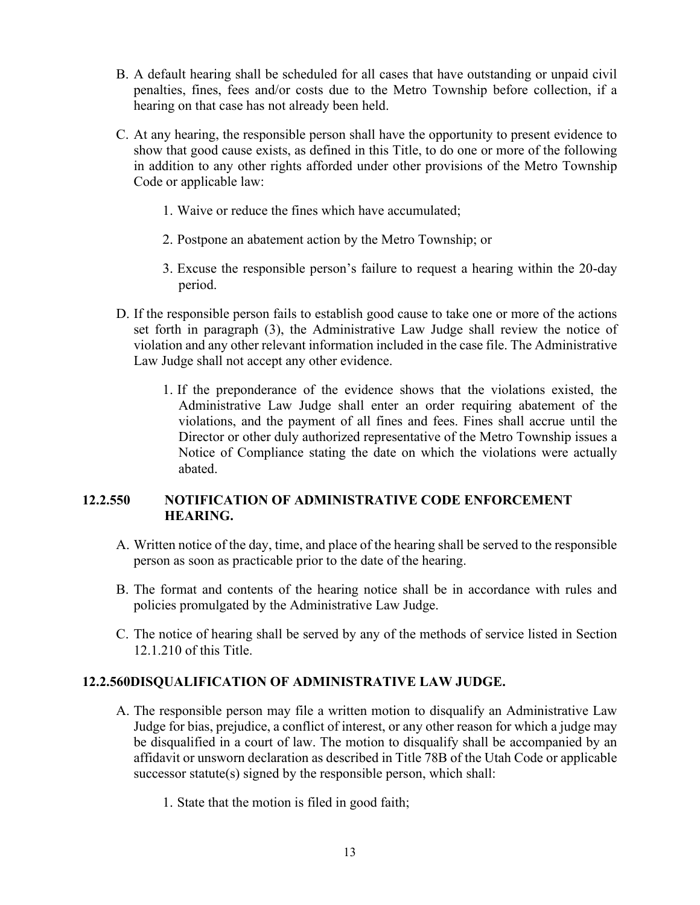B. A default hearing shall be scheduled for all cases that have outstanding or unpaid civil penalties, fines, fees and/or costs due to the Metro Township before collection, if a hearing on that case has not already been held.

C. At any hearing, the responsible person shall have the opportunity to present evidence to show that good cause exists, as defined in this Title, to do one or more of the following in addition to any other rights afforded under other provisions of the Metro Township Code or applicable law:

   1. Waive or reduce the fines which have accumulated;

   2. Postpone an abatement action by the Metro Township; or

   3. Excuse the responsible person's failure to request a hearing within the 20-day period.

D. If the responsible person fails to establish good cause to take one or more of the actions set forth in paragraph (3), the Administrative Law Judge shall review the notice of violation and any other relevant information included in the case file. The Administrative Law Judge shall not accept any other evidence.

   1. If the preponderance of the evidence shows that the violations existed, the Administrative Law Judge shall enter an order requiring abatement of the violations, and the payment of all fines and fees. Fines shall accrue until the Director or other duly authorized representative of the Metro Township issues a Notice of Compliance stating the date on which the violations were actually abated.

### 12.2.550 NOTIFICATION OF ADMINISTRATIVE CODE ENFORCEMENT HEARING.

A. Written notice of the day, time, and place of the hearing shall be served to the responsible person as soon as practicable prior to the date of the hearing.

B. The format and contents of the hearing notice shall be in accordance with rules and policies promulgated by the Administrative Law Judge.

C. The notice of hearing shall be served by any of the methods of service listed in Section 12.1.210 of this Title.

### 12.2.560DISQUALIFICATION OF ADMINISTRATIVE LAW JUDGE.

A. The responsible person may file a written motion to disqualify an Administrative Law Judge for bias, prejudice, a conflict of interest, or any other reason for which a judge may be disqualified in a court of law. The motion to disqualify shall be accompanied by an affidavit or unsworn declaration as described in Title 78B of the Utah Code or applicable successor statute(s) signed by the responsible person, which shall:

   1. State that the motion is filed in good faith;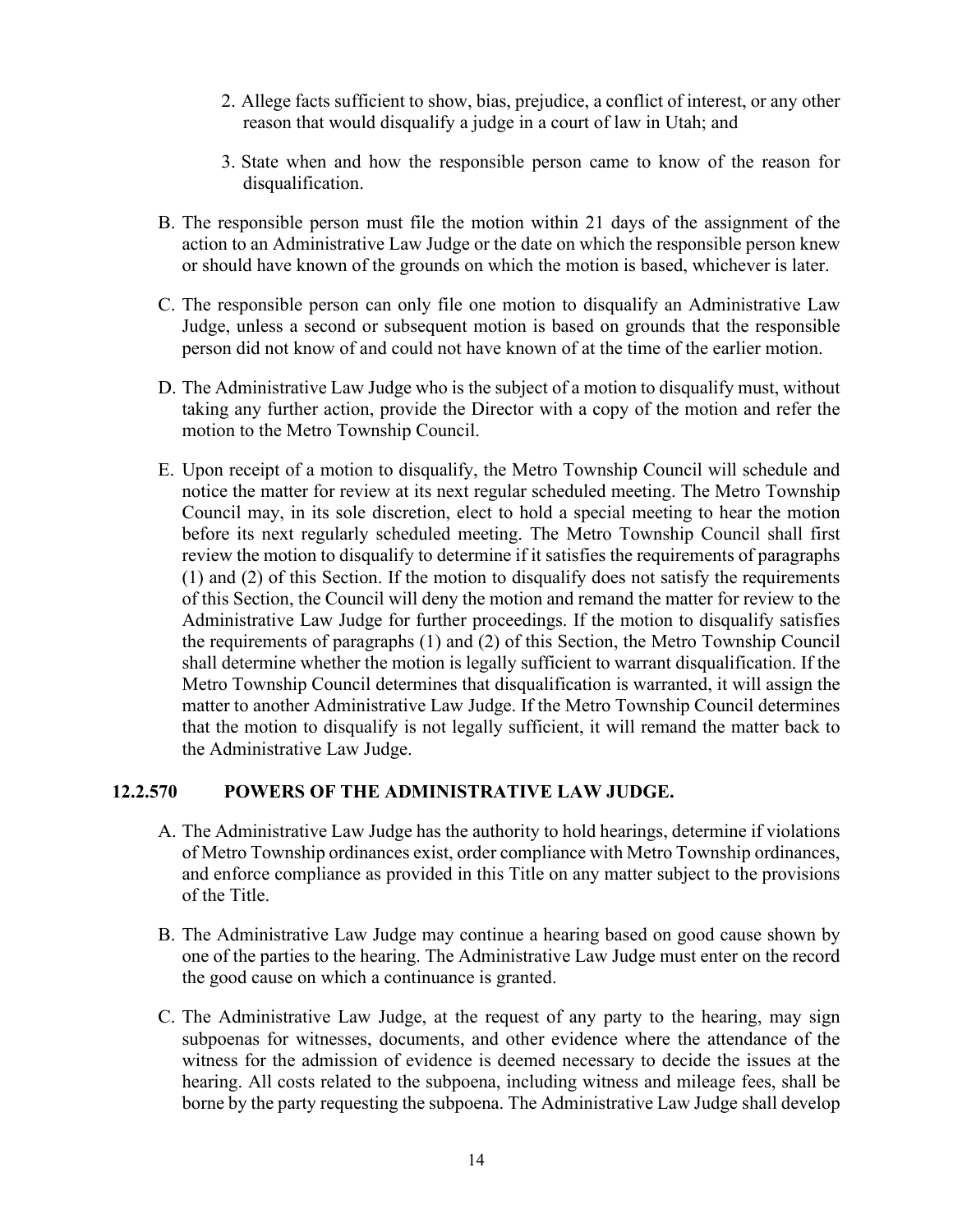2. Allege facts sufficient to show, bias, prejudice, a conflict of interest, or any other reason that would disqualify a judge in a court of law in Utah; and

3. State when and how the responsible person came to know of the reason for disqualification.

B. The responsible person must file the motion within 21 days of the assignment of the action to an Administrative Law Judge or the date on which the responsible person knew or should have known of the grounds on which the motion is based, whichever is later.

C. The responsible person can only file one motion to disqualify an Administrative Law Judge, unless a second or subsequent motion is based on grounds that the responsible person did not know of and could not have known of at the time of the earlier motion.

D. The Administrative Law Judge who is the subject of a motion to disqualify must, without taking any further action, provide the Director with a copy of the motion and refer the motion to the Metro Township Council.

E. Upon receipt of a motion to disqualify, the Metro Township Council will schedule and notice the matter for review at its next regular scheduled meeting. The Metro Township Council may, in its sole discretion, elect to hold a special meeting to hear the motion before its next regularly scheduled meeting. The Metro Township Council shall first review the motion to disqualify to determine if it satisfies the requirements of paragraphs (1) and (2) of this Section. If the motion to disqualify does not satisfy the requirements of this Section, the Council will deny the motion and remand the matter for review to the Administrative Law Judge for further proceedings. If the motion to disqualify satisfies the requirements of paragraphs (1) and (2) of this Section, the Metro Township Council shall determine whether the motion is legally sufficient to warrant disqualification. If the Metro Township Council determines that disqualification is warranted, it will assign the matter to another Administrative Law Judge. If the Metro Township Council determines that the motion to disqualify is not legally sufficient, it will remand the matter back to the Administrative Law Judge.

## 12.2.570 POWERS OF THE ADMINISTRATIVE LAW JUDGE.

A. The Administrative Law Judge has the authority to hold hearings, determine if violations of Metro Township ordinances exist, order compliance with Metro Township ordinances, and enforce compliance as provided in this Title on any matter subject to the provisions of the Title.

B. The Administrative Law Judge may continue a hearing based on good cause shown by one of the parties to the hearing. The Administrative Law Judge must enter on the record the good cause on which a continuance is granted.

C. The Administrative Law Judge, at the request of any party to the hearing, may sign subpoenas for witnesses, documents, and other evidence where the attendance of the witness for the admission of evidence is deemed necessary to decide the issues at the hearing. All costs related to the subpoena, including witness and mileage fees, shall be borne by the party requesting the subpoena. The Administrative Law Judge shall develop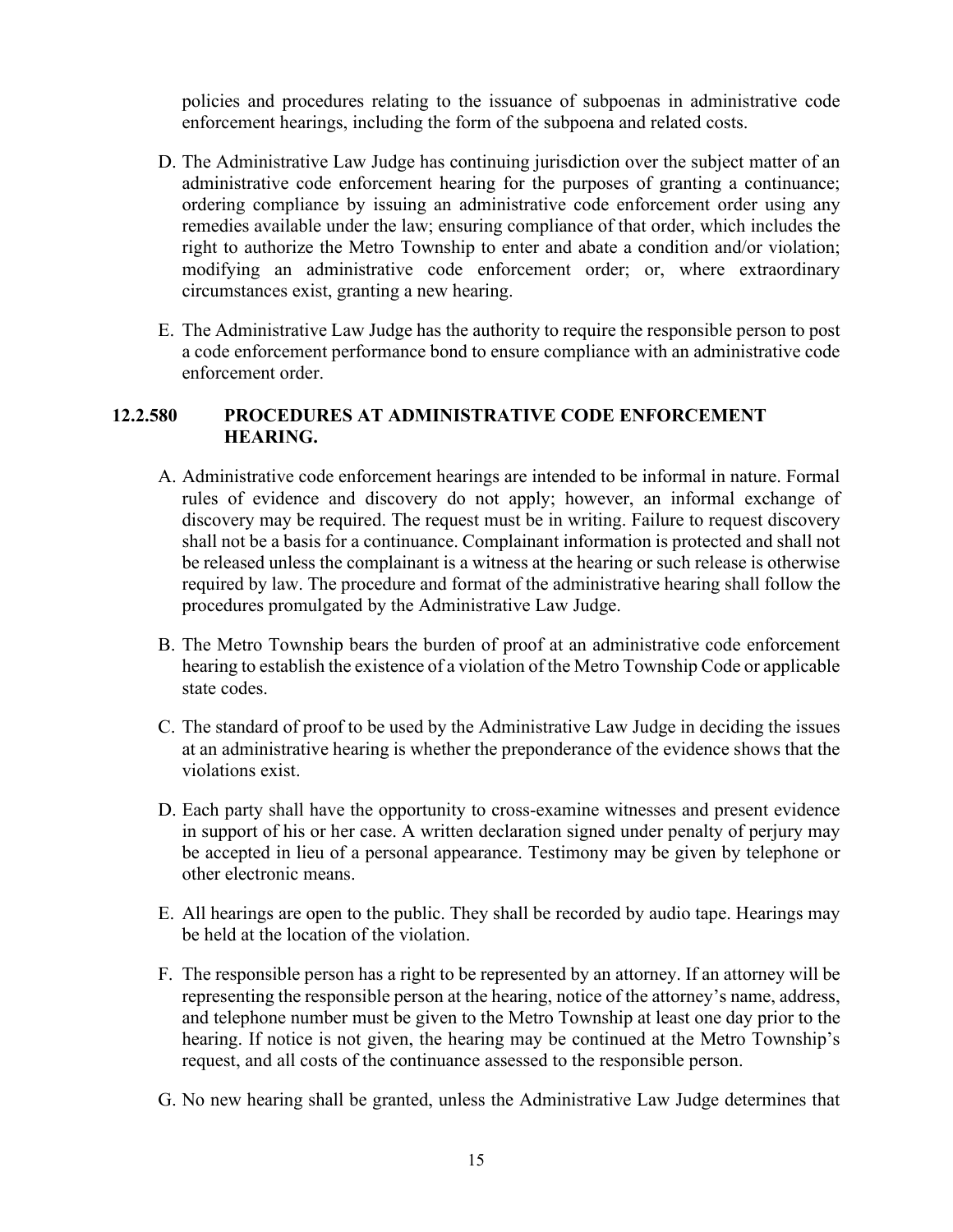policies and procedures relating to the issuance of subpoenas in administrative code enforcement hearings, including the form of the subpoena and related costs.

D. The Administrative Law Judge has continuing jurisdiction over the subject matter of an administrative code enforcement hearing for the purposes of granting a continuance; ordering compliance by issuing an administrative code enforcement order using any remedies available under the law; ensuring compliance of that order, which includes the right to authorize the Metro Township to enter and abate a condition and/or violation; modifying an administrative code enforcement order; or, where extraordinary circumstances exist, granting a new hearing.

E. The Administrative Law Judge has the authority to require the responsible person to post a code enforcement performance bond to ensure compliance with an administrative code enforcement order.

### 12.2.580 PROCEDURES AT ADMINISTRATIVE CODE ENFORCEMENT HEARING.

A. Administrative code enforcement hearings are intended to be informal in nature. Formal rules of evidence and discovery do not apply; however, an informal exchange of discovery may be required. The request must be in writing. Failure to request discovery shall not be a basis for a continuance. Complainant information is protected and shall not be released unless the complainant is a witness at the hearing or such release is otherwise required by law. The procedure and format of the administrative hearing shall follow the procedures promulgated by the Administrative Law Judge.

B. The Metro Township bears the burden of proof at an administrative code enforcement hearing to establish the existence of a violation of the Metro Township Code or applicable state codes.

C. The standard of proof to be used by the Administrative Law Judge in deciding the issues at an administrative hearing is whether the preponderance of the evidence shows that the violations exist.

D. Each party shall have the opportunity to cross-examine witnesses and present evidence in support of his or her case. A written declaration signed under penalty of perjury may be accepted in lieu of a personal appearance. Testimony may be given by telephone or other electronic means.

E. All hearings are open to the public. They shall be recorded by audio tape. Hearings may be held at the location of the violation.

F. The responsible person has a right to be represented by an attorney. If an attorney will be representing the responsible person at the hearing, notice of the attorney's name, address, and telephone number must be given to the Metro Township at least one day prior to the hearing. If notice is not given, the hearing may be continued at the Metro Township's request, and all costs of the continuance assessed to the responsible person.

G. No new hearing shall be granted, unless the Administrative Law Judge determines that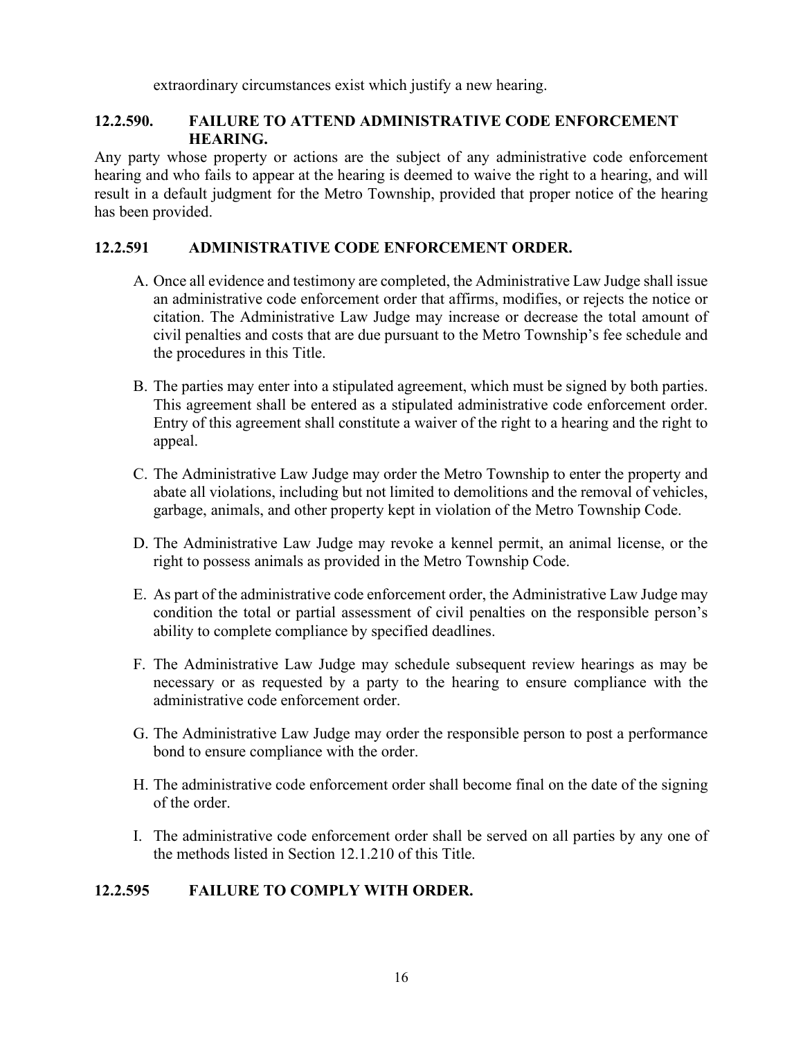extraordinary circumstances exist which justify a new hearing.

### 12.2.590. FAILURE TO ATTEND ADMINISTRATIVE CODE ENFORCEMENT HEARING.

Any party whose property or actions are the subject of any administrative code enforcement hearing and who fails to appear at the hearing is deemed to waive the right to a hearing, and will result in a default judgment for the Metro Township, provided that proper notice of the hearing has been provided.

### 12.2.591 ADMINISTRATIVE CODE ENFORCEMENT ORDER.

A. Once all evidence and testimony are completed, the Administrative Law Judge shall issue an administrative code enforcement order that affirms, modifies, or rejects the notice or citation. The Administrative Law Judge may increase or decrease the total amount of civil penalties and costs that are due pursuant to the Metro Township's fee schedule and the procedures in this Title.

B. The parties may enter into a stipulated agreement, which must be signed by both parties. This agreement shall be entered as a stipulated administrative code enforcement order. Entry of this agreement shall constitute a waiver of the right to a hearing and the right to appeal.

C. The Administrative Law Judge may order the Metro Township to enter the property and abate all violations, including but not limited to demolitions and the removal of vehicles, garbage, animals, and other property kept in violation of the Metro Township Code.

D. The Administrative Law Judge may revoke a kennel permit, an animal license, or the right to possess animals as provided in the Metro Township Code.

E. As part of the administrative code enforcement order, the Administrative Law Judge may condition the total or partial assessment of civil penalties on the responsible person's ability to complete compliance by specified deadlines.

F. The Administrative Law Judge may schedule subsequent review hearings as may be necessary or as requested by a party to the hearing to ensure compliance with the administrative code enforcement order.

G. The Administrative Law Judge may order the responsible person to post a performance bond to ensure compliance with the order.

H. The administrative code enforcement order shall become final on the date of the signing of the order.

I. The administrative code enforcement order shall be served on all parties by any one of the methods listed in Section 12.1.210 of this Title.

### 12.2.595 FAILURE TO COMPLY WITH ORDER.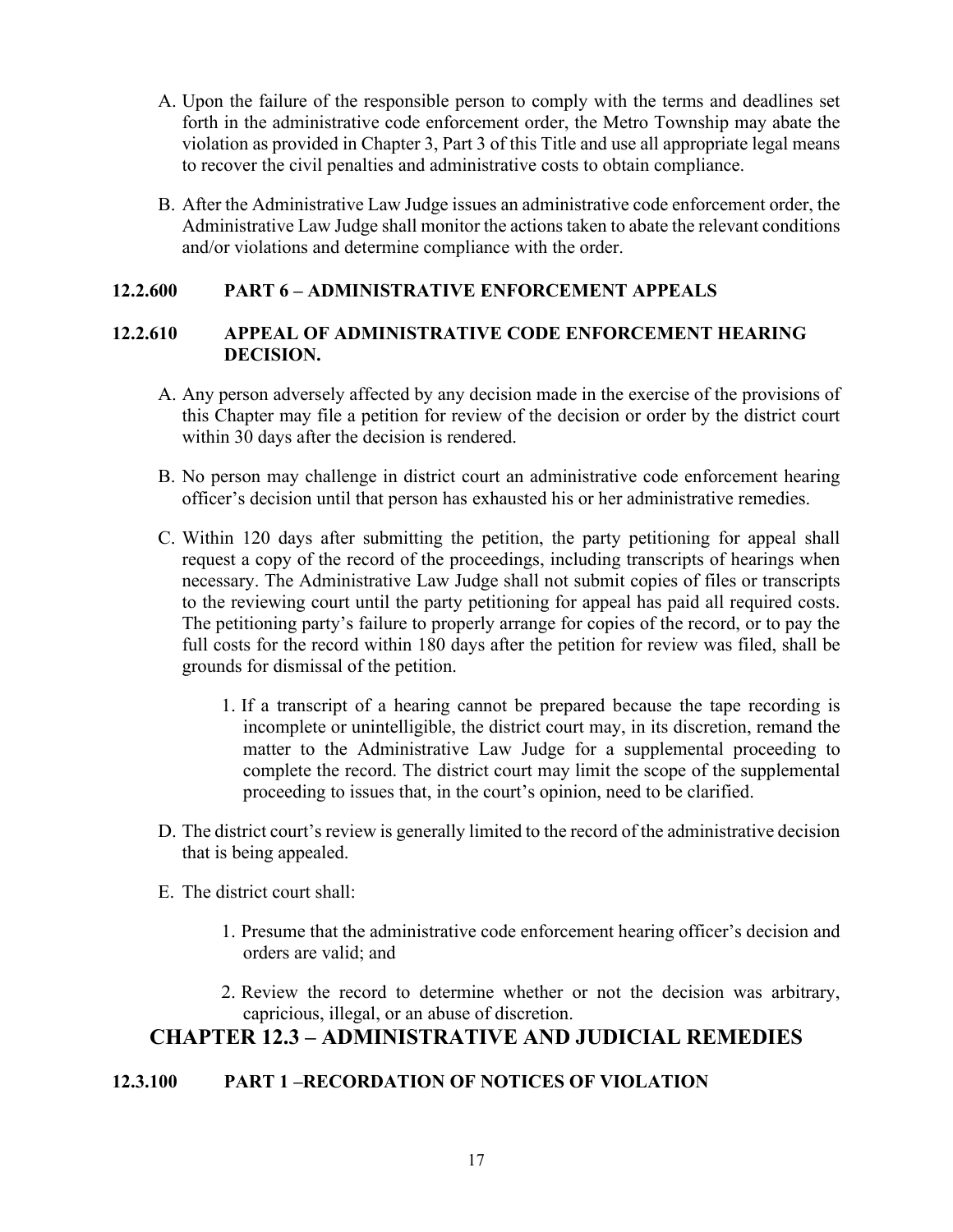A. Upon the failure of the responsible person to comply with the terms and deadlines set forth in the administrative code enforcement order, the Metro Township may abate the violation as provided in Chapter 3, Part 3 of this Title and use all appropriate legal means to recover the civil penalties and administrative costs to obtain compliance.

B. After the Administrative Law Judge issues an administrative code enforcement order, the Administrative Law Judge shall monitor the actions taken to abate the relevant conditions and/or violations and determine compliance with the order.

### 12.2.600 PART 6 – ADMINISTRATIVE ENFORCEMENT APPEALS

### 12.2.610 APPEAL OF ADMINISTRATIVE CODE ENFORCEMENT HEARING DECISION.

A. Any person adversely affected by any decision made in the exercise of the provisions of this Chapter may file a petition for review of the decision or order by the district court within 30 days after the decision is rendered.

B. No person may challenge in district court an administrative code enforcement hearing officer's decision until that person has exhausted his or her administrative remedies.

C. Within 120 days after submitting the petition, the party petitioning for appeal shall request a copy of the record of the proceedings, including transcripts of hearings when necessary. The Administrative Law Judge shall not submit copies of files or transcripts to the reviewing court until the party petitioning for appeal has paid all required costs. The petitioning party's failure to properly arrange for copies of the record, or to pay the full costs for the record within 180 days after the petition for review was filed, shall be grounds for dismissal of the petition.

   1. If a transcript of a hearing cannot be prepared because the tape recording is incomplete or unintelligible, the district court may, in its discretion, remand the matter to the Administrative Law Judge for a supplemental proceeding to complete the record. The district court may limit the scope of the supplemental proceeding to issues that, in the court's opinion, need to be clarified.

D. The district court's review is generally limited to the record of the administrative decision that is being appealed.

E. The district court shall:

   1. Presume that the administrative code enforcement hearing officer's decision and orders are valid; and

   2. Review the record to determine whether or not the decision was arbitrary, capricious, illegal, or an abuse of discretion.

## CHAPTER 12.3 – ADMINISTRATIVE AND JUDICIAL REMEDIES

### 12.3.100 PART 1 –RECORDATION OF NOTICES OF VIOLATION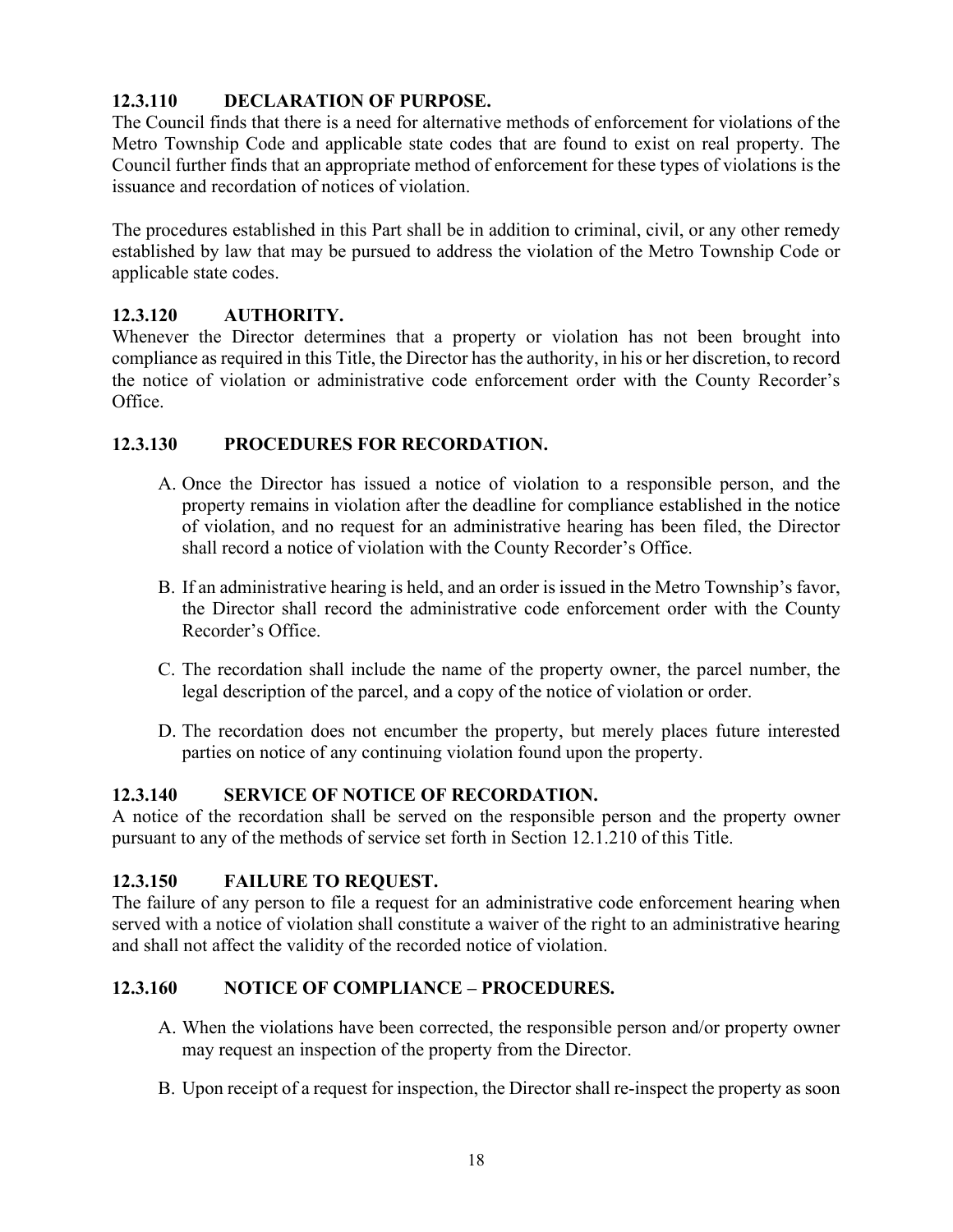### 12.3.110 DECLARATION OF PURPOSE.

The Council finds that there is a need for alternative methods of enforcement for violations of the Metro Township Code and applicable state codes that are found to exist on real property. The Council further finds that an appropriate method of enforcement for these types of violations is the issuance and recordation of notices of violation.

The procedures established in this Part shall be in addition to criminal, civil, or any other remedy established by law that may be pursued to address the violation of the Metro Township Code or applicable state codes.

### 12.3.120 AUTHORITY.

Whenever the Director determines that a property or violation has not been brought into compliance as required in this Title, the Director has the authority, in his or her discretion, to record the notice of violation or administrative code enforcement order with the County Recorder's Office.

### 12.3.130 PROCEDURES FOR RECORDATION.

A. Once the Director has issued a notice of violation to a responsible person, and the property remains in violation after the deadline for compliance established in the notice of violation, and no request for an administrative hearing has been filed, the Director shall record a notice of violation with the County Recorder's Office.

B. If an administrative hearing is held, and an order is issued in the Metro Township's favor, the Director shall record the administrative code enforcement order with the County Recorder's Office.

C. The recordation shall include the name of the property owner, the parcel number, the legal description of the parcel, and a copy of the notice of violation or order.

D. The recordation does not encumber the property, but merely places future interested parties on notice of any continuing violation found upon the property.

### 12.3.140 SERVICE OF NOTICE OF RECORDATION.

A notice of the recordation shall be served on the responsible person and the property owner pursuant to any of the methods of service set forth in Section 12.1.210 of this Title.

### 12.3.150 FAILURE TO REQUEST.

The failure of any person to file a request for an administrative code enforcement hearing when served with a notice of violation shall constitute a waiver of the right to an administrative hearing and shall not affect the validity of the recorded notice of violation.

### 12.3.160 NOTICE OF COMPLIANCE – PROCEDURES.

A. When the violations have been corrected, the responsible person and/or property owner may request an inspection of the property from the Director.

B. Upon receipt of a request for inspection, the Director shall re-inspect the property as soon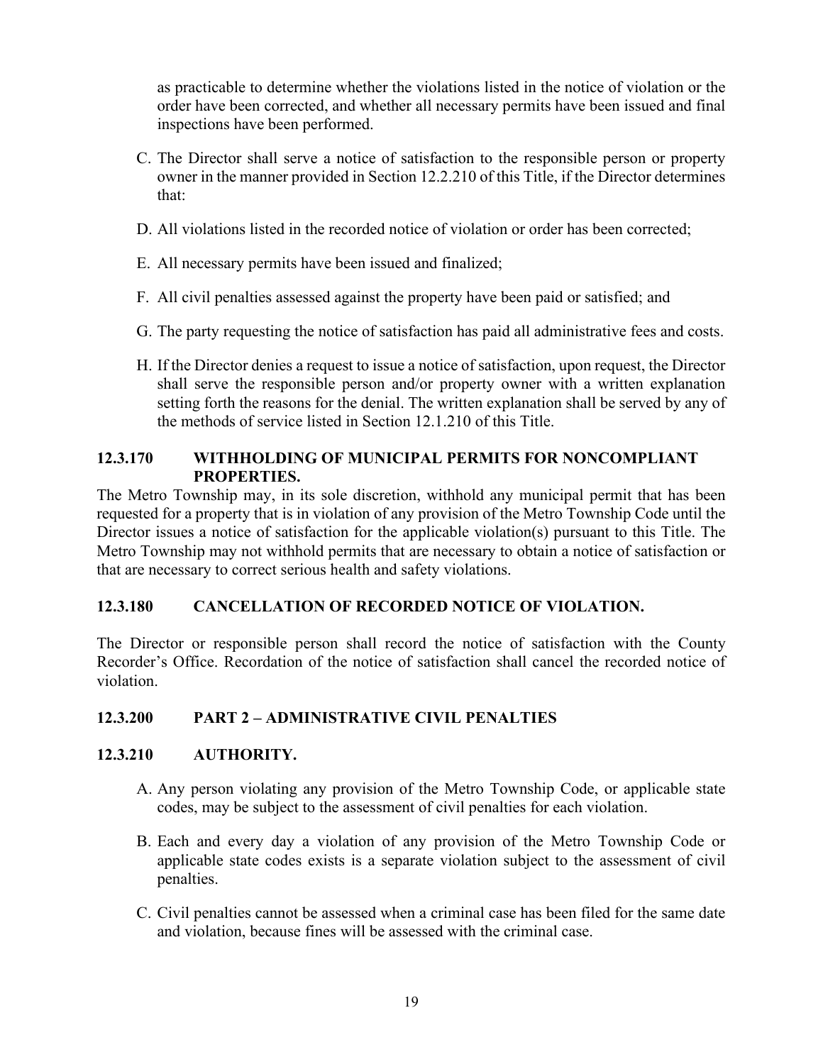as practicable to determine whether the violations listed in the notice of violation or the order have been corrected, and whether all necessary permits have been issued and final inspections have been performed.

C. The Director shall serve a notice of satisfaction to the responsible person or property owner in the manner provided in Section 12.2.210 of this Title, if the Director determines that:

D. All violations listed in the recorded notice of violation or order has been corrected;

E. All necessary permits have been issued and finalized;

F. All civil penalties assessed against the property have been paid or satisfied; and

G. The party requesting the notice of satisfaction has paid all administrative fees and costs.

H. If the Director denies a request to issue a notice of satisfaction, upon request, the Director shall serve the responsible person and/or property owner with a written explanation setting forth the reasons for the denial. The written explanation shall be served by any of the methods of service listed in Section 12.1.210 of this Title.

### 12.3.170 WITHHOLDING OF MUNICIPAL PERMITS FOR NONCOMPLIANT PROPERTIES.

The Metro Township may, in its sole discretion, withhold any municipal permit that has been requested for a property that is in violation of any provision of the Metro Township Code until the Director issues a notice of satisfaction for the applicable violation(s) pursuant to this Title. The Metro Township may not withhold permits that are necessary to obtain a notice of satisfaction or that are necessary to correct serious health and safety violations.

### 12.3.180 CANCELLATION OF RECORDED NOTICE OF VIOLATION.

The Director or responsible person shall record the notice of satisfaction with the County Recorder's Office. Recordation of the notice of satisfaction shall cancel the recorded notice of violation.

### 12.3.200 PART 2 – ADMINISTRATIVE CIVIL PENALTIES

### 12.3.210 AUTHORITY.

A. Any person violating any provision of the Metro Township Code, or applicable state codes, may be subject to the assessment of civil penalties for each violation.

B. Each and every day a violation of any provision of the Metro Township Code or applicable state codes exists is a separate violation subject to the assessment of civil penalties.

C. Civil penalties cannot be assessed when a criminal case has been filed for the same date and violation, because fines will be assessed with the criminal case.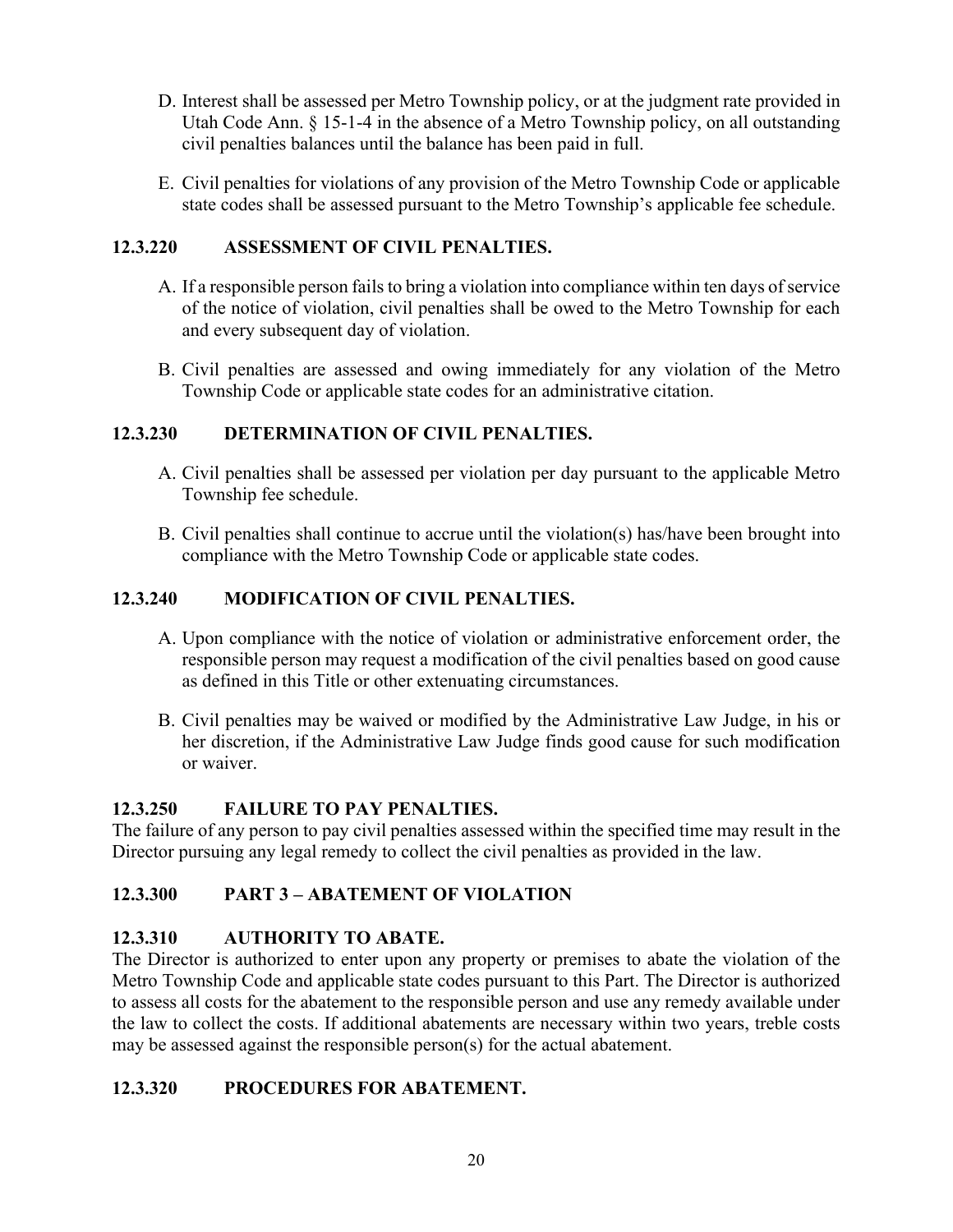D. Interest shall be assessed per Metro Township policy, or at the judgment rate provided in Utah Code Ann. § 15-1-4 in the absence of a Metro Township policy, on all outstanding civil penalties balances until the balance has been paid in full.

E. Civil penalties for violations of any provision of the Metro Township Code or applicable state codes shall be assessed pursuant to the Metro Township's applicable fee schedule.

### 12.3.220 ASSESSMENT OF CIVIL PENALTIES.

A. If a responsible person fails to bring a violation into compliance within ten days of service of the notice of violation, civil penalties shall be owed to the Metro Township for each and every subsequent day of violation.

B. Civil penalties are assessed and owing immediately for any violation of the Metro Township Code or applicable state codes for an administrative citation.

### 12.3.230 DETERMINATION OF CIVIL PENALTIES.

A. Civil penalties shall be assessed per violation per day pursuant to the applicable Metro Township fee schedule.

B. Civil penalties shall continue to accrue until the violation(s) has/have been brought into compliance with the Metro Township Code or applicable state codes.

### 12.3.240 MODIFICATION OF CIVIL PENALTIES.

A. Upon compliance with the notice of violation or administrative enforcement order, the responsible person may request a modification of the civil penalties based on good cause as defined in this Title or other extenuating circumstances.

B. Civil penalties may be waived or modified by the Administrative Law Judge, in his or her discretion, if the Administrative Law Judge finds good cause for such modification or waiver.

### 12.3.250 FAILURE TO PAY PENALTIES.

The failure of any person to pay civil penalties assessed within the specified time may result in the Director pursuing any legal remedy to collect the civil penalties as provided in the law.

## 12.3.300 PART 3 – ABATEMENT OF VIOLATION

### 12.3.310 AUTHORITY TO ABATE.

The Director is authorized to enter upon any property or premises to abate the violation of the Metro Township Code and applicable state codes pursuant to this Part. The Director is authorized to assess all costs for the abatement to the responsible person and use any remedy available under the law to collect the costs. If additional abatements are necessary within two years, treble costs may be assessed against the responsible person(s) for the actual abatement.

### 12.3.320 PROCEDURES FOR ABATEMENT.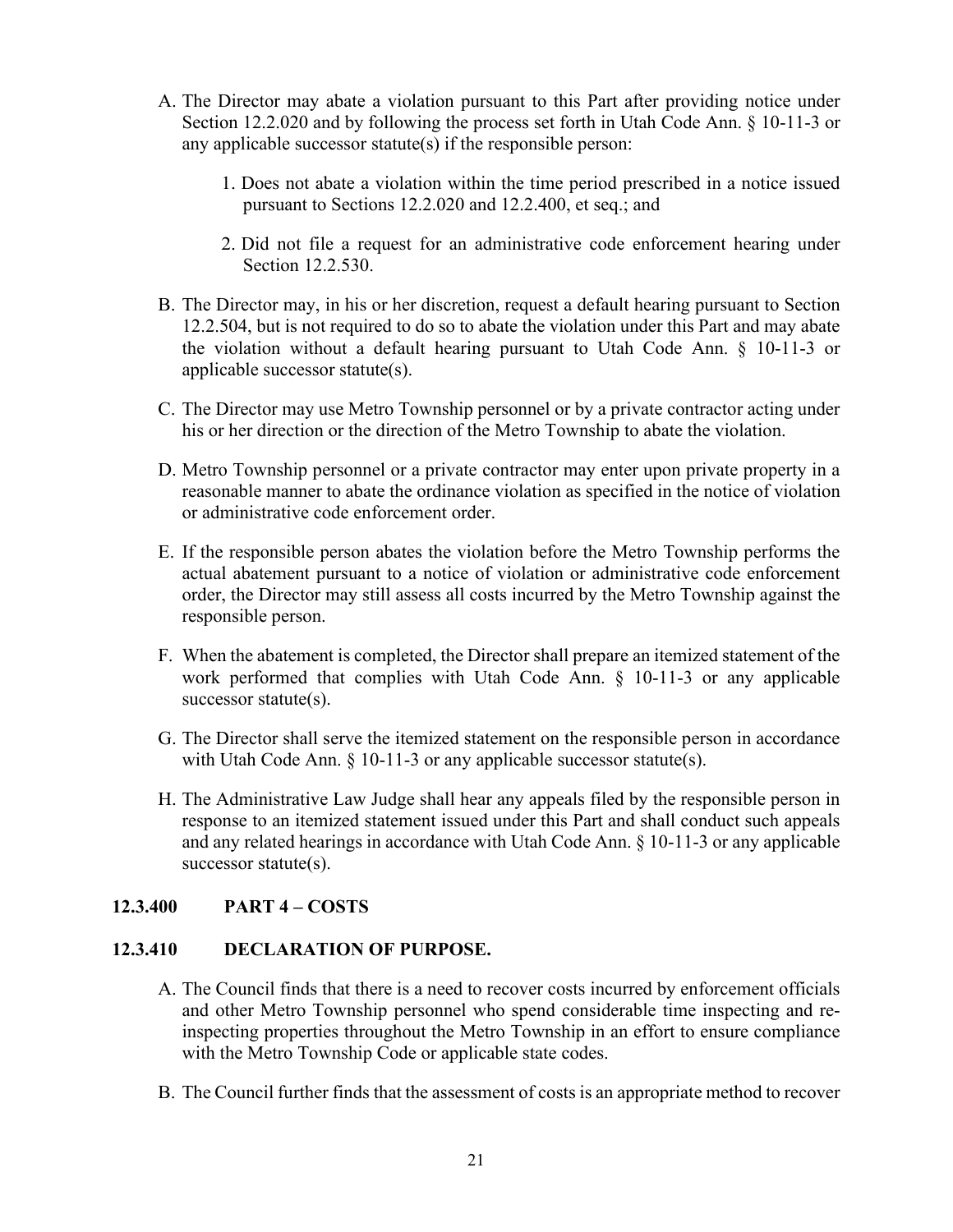A. The Director may abate a violation pursuant to this Part after providing notice under Section 12.2.020 and by following the process set forth in Utah Code Ann. § 10-11-3 or any applicable successor statute(s) if the responsible person:

    1. Does not abate a violation within the time period prescribed in a notice issued pursuant to Sections 12.2.020 and 12.2.400, et seq.; and

    2. Did not file a request for an administrative code enforcement hearing under Section 12.2.530.

B. The Director may, in his or her discretion, request a default hearing pursuant to Section 12.2.504, but is not required to do so to abate the violation under this Part and may abate the violation without a default hearing pursuant to Utah Code Ann. § 10-11-3 or applicable successor statute(s).

C. The Director may use Metro Township personnel or by a private contractor acting under his or her direction or the direction of the Metro Township to abate the violation.

D. Metro Township personnel or a private contractor may enter upon private property in a reasonable manner to abate the ordinance violation as specified in the notice of violation or administrative code enforcement order.

E. If the responsible person abates the violation before the Metro Township performs the actual abatement pursuant to a notice of violation or administrative code enforcement order, the Director may still assess all costs incurred by the Metro Township against the responsible person.

F. When the abatement is completed, the Director shall prepare an itemized statement of the work performed that complies with Utah Code Ann. § 10-11-3 or any applicable successor statute(s).

G. The Director shall serve the itemized statement on the responsible person in accordance with Utah Code Ann. § 10-11-3 or any applicable successor statute(s).

H. The Administrative Law Judge shall hear any appeals filed by the responsible person in response to an itemized statement issued under this Part and shall conduct such appeals and any related hearings in accordance with Utah Code Ann. § 10-11-3 or any applicable successor statute(s).

## 12.3.400 PART 4 – COSTS

### 12.3.410 DECLARATION OF PURPOSE.

A. The Council finds that there is a need to recover costs incurred by enforcement officials and other Metro Township personnel who spend considerable time inspecting and re-inspecting properties throughout the Metro Township in an effort to ensure compliance with the Metro Township Code or applicable state codes.

B. The Council further finds that the assessment of costs is an appropriate method to recover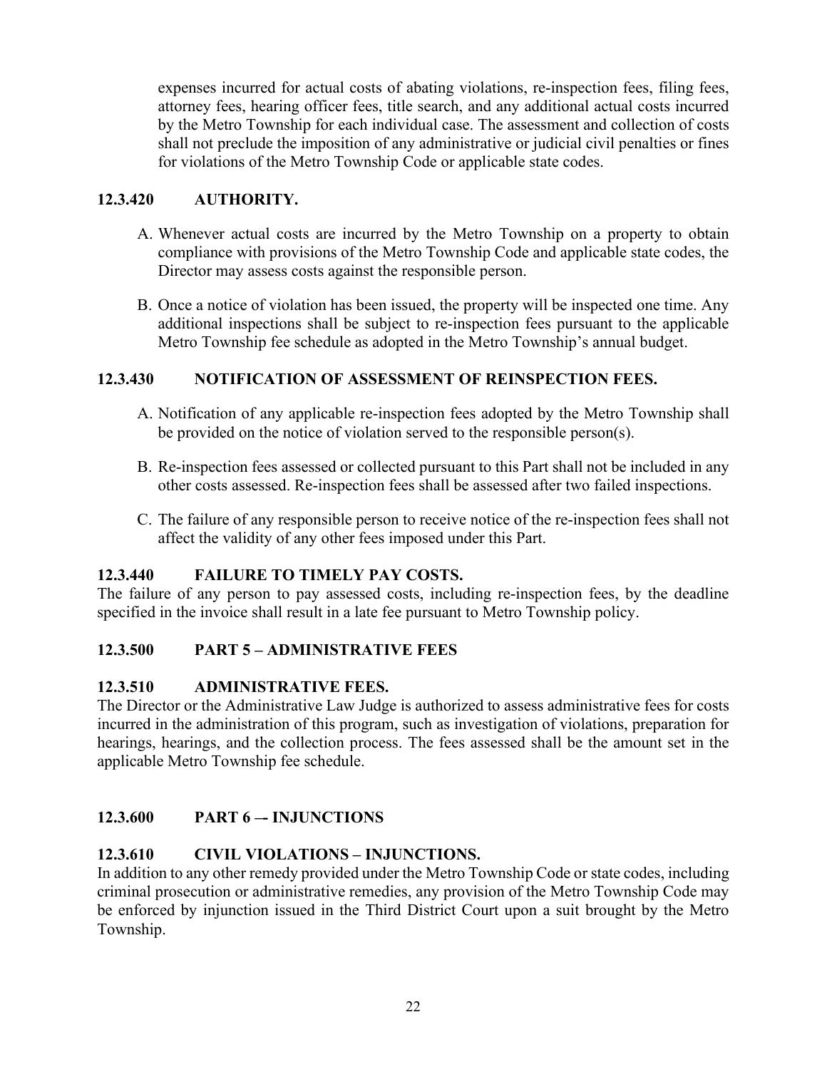expenses incurred for actual costs of abating violations, re-inspection fees, filing fees, attorney fees, hearing officer fees, title search, and any additional actual costs incurred by the Metro Township for each individual case. The assessment and collection of costs shall not preclude the imposition of any administrative or judicial civil penalties or fines for violations of the Metro Township Code or applicable state codes.

### 12.3.420 AUTHORITY.

A. Whenever actual costs are incurred by the Metro Township on a property to obtain compliance with provisions of the Metro Township Code and applicable state codes, the Director may assess costs against the responsible person.

B. Once a notice of violation has been issued, the property will be inspected one time. Any additional inspections shall be subject to re-inspection fees pursuant to the applicable Metro Township fee schedule as adopted in the Metro Township's annual budget.

### 12.3.430 NOTIFICATION OF ASSESSMENT OF REINSPECTION FEES.

A. Notification of any applicable re-inspection fees adopted by the Metro Township shall be provided on the notice of violation served to the responsible person(s).

B. Re-inspection fees assessed or collected pursuant to this Part shall not be included in any other costs assessed. Re-inspection fees shall be assessed after two failed inspections.

C. The failure of any responsible person to receive notice of the re-inspection fees shall not affect the validity of any other fees imposed under this Part.

### 12.3.440 FAILURE TO TIMELY PAY COSTS.

The failure of any person to pay assessed costs, including re-inspection fees, by the deadline specified in the invoice shall result in a late fee pursuant to Metro Township policy.

## 12.3.500 PART 5 – ADMINISTRATIVE FEES

### 12.3.510 ADMINISTRATIVE FEES.

The Director or the Administrative Law Judge is authorized to assess administrative fees for costs incurred in the administration of this program, such as investigation of violations, preparation for hearings, hearings, and the collection process. The fees assessed shall be the amount set in the applicable Metro Township fee schedule.

## 12.3.600 PART 6 –- INJUNCTIONS

### 12.3.610 CIVIL VIOLATIONS – INJUNCTIONS.

In addition to any other remedy provided under the Metro Township Code or state codes, including criminal prosecution or administrative remedies, any provision of the Metro Township Code may be enforced by injunction issued in the Third District Court upon a suit brought by the Metro Township.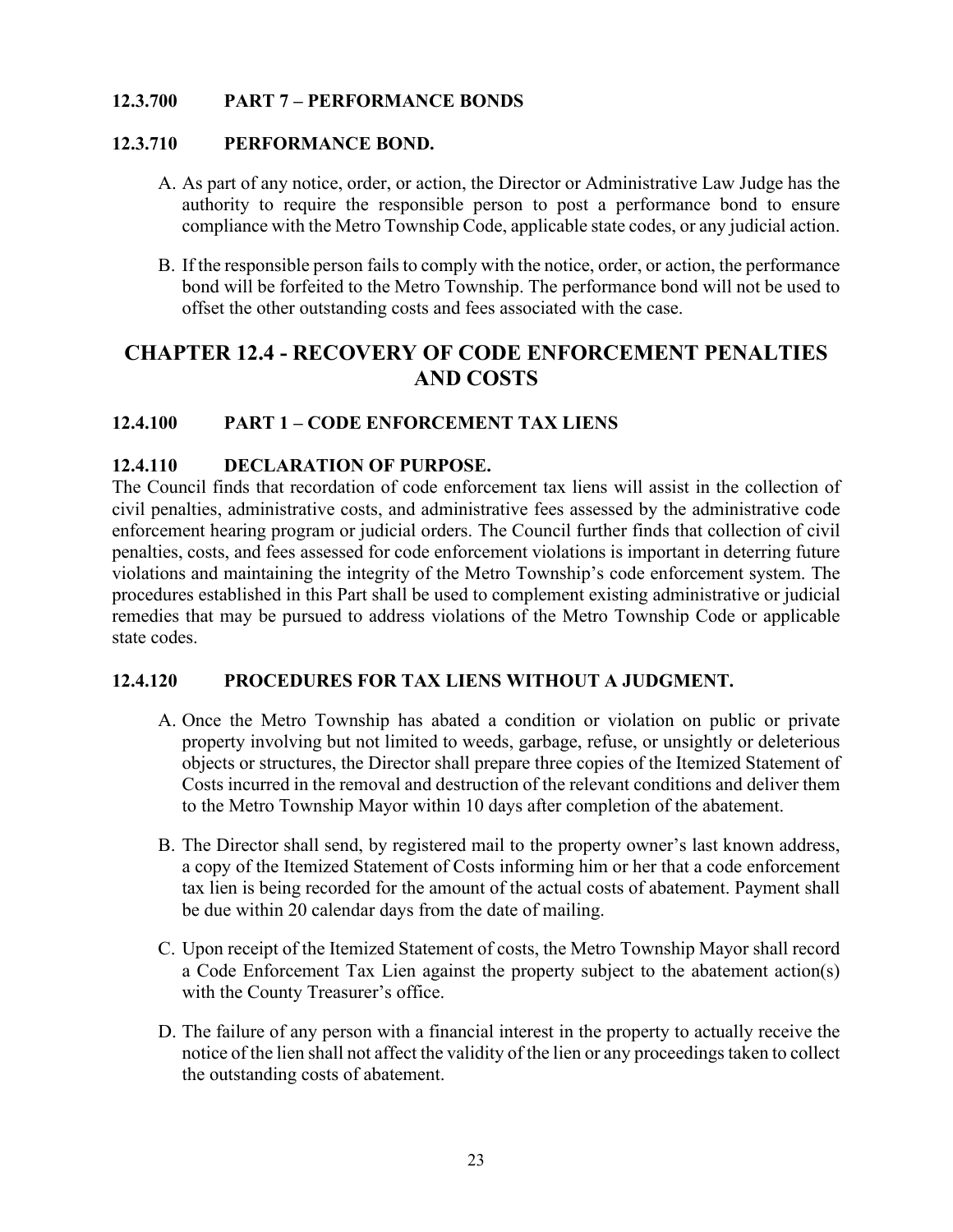### 12.3.700 PART 7 – PERFORMANCE BONDS

### 12.3.710 PERFORMANCE BOND.

A. As part of any notice, order, or action, the Director or Administrative Law Judge has the authority to require the responsible person to post a performance bond to ensure compliance with the Metro Township Code, applicable state codes, or any judicial action.

B. If the responsible person fails to comply with the notice, order, or action, the performance bond will be forfeited to the Metro Township. The performance bond will not be used to offset the other outstanding costs and fees associated with the case.

## CHAPTER 12.4 - RECOVERY OF CODE ENFORCEMENT PENALTIES AND COSTS

### 12.4.100 PART 1 – CODE ENFORCEMENT TAX LIENS

### 12.4.110 DECLARATION OF PURPOSE.

The Council finds that recordation of code enforcement tax liens will assist in the collection of civil penalties, administrative costs, and administrative fees assessed by the administrative code enforcement hearing program or judicial orders. The Council further finds that collection of civil penalties, costs, and fees assessed for code enforcement violations is important in deterring future violations and maintaining the integrity of the Metro Township's code enforcement system. The procedures established in this Part shall be used to complement existing administrative or judicial remedies that may be pursued to address violations of the Metro Township Code or applicable state codes.

### 12.4.120 PROCEDURES FOR TAX LIENS WITHOUT A JUDGMENT.

A. Once the Metro Township has abated a condition or violation on public or private property involving but not limited to weeds, garbage, refuse, or unsightly or deleterious objects or structures, the Director shall prepare three copies of the Itemized Statement of Costs incurred in the removal and destruction of the relevant conditions and deliver them to the Metro Township Mayor within 10 days after completion of the abatement.

B. The Director shall send, by registered mail to the property owner's last known address, a copy of the Itemized Statement of Costs informing him or her that a code enforcement tax lien is being recorded for the amount of the actual costs of abatement. Payment shall be due within 20 calendar days from the date of mailing.

C. Upon receipt of the Itemized Statement of costs, the Metro Township Mayor shall record a Code Enforcement Tax Lien against the property subject to the abatement action(s) with the County Treasurer's office.

D. The failure of any person with a financial interest in the property to actually receive the notice of the lien shall not affect the validity of the lien or any proceedings taken to collect the outstanding costs of abatement.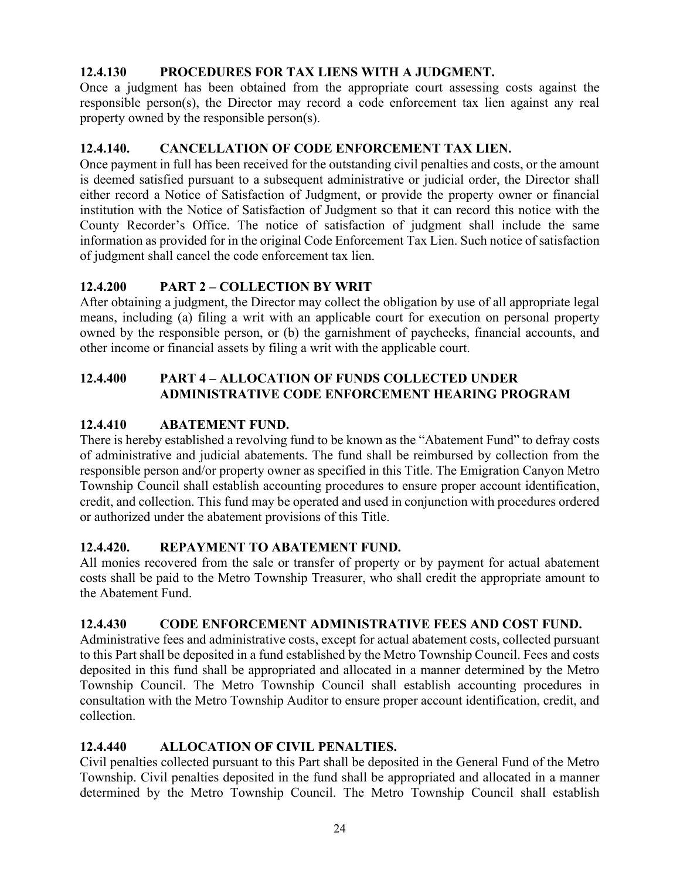### 12.4.130 PROCEDURES FOR TAX LIENS WITH A JUDGMENT.

Once a judgment has been obtained from the appropriate court assessing costs against the responsible person(s), the Director may record a code enforcement tax lien against any real property owned by the responsible person(s).

### 12.4.140. CANCELLATION OF CODE ENFORCEMENT TAX LIEN.

Once payment in full has been received for the outstanding civil penalties and costs, or the amount is deemed satisfied pursuant to a subsequent administrative or judicial order, the Director shall either record a Notice of Satisfaction of Judgment, or provide the property owner or financial institution with the Notice of Satisfaction of Judgment so that it can record this notice with the County Recorder's Office. The notice of satisfaction of judgment shall include the same information as provided for in the original Code Enforcement Tax Lien. Such notice of satisfaction of judgment shall cancel the code enforcement tax lien.

### 12.4.200 PART 2 – COLLECTION BY WRIT

After obtaining a judgment, the Director may collect the obligation by use of all appropriate legal means, including (a) filing a writ with an applicable court for execution on personal property owned by the responsible person, or (b) the garnishment of paychecks, financial accounts, and other income or financial assets by filing a writ with the applicable court.

### 12.4.400 PART 4 – ALLOCATION OF FUNDS COLLECTED UNDER ADMINISTRATIVE CODE ENFORCEMENT HEARING PROGRAM

### 12.4.410 ABATEMENT FUND.

There is hereby established a revolving fund to be known as the "Abatement Fund" to defray costs of administrative and judicial abatements. The fund shall be reimbursed by collection from the responsible person and/or property owner as specified in this Title. The Emigration Canyon Metro Township Council shall establish accounting procedures to ensure proper account identification, credit, and collection. This fund may be operated and used in conjunction with procedures ordered or authorized under the abatement provisions of this Title.

### 12.4.420. REPAYMENT TO ABATEMENT FUND.

All monies recovered from the sale or transfer of property or by payment for actual abatement costs shall be paid to the Metro Township Treasurer, who shall credit the appropriate amount to the Abatement Fund.

### 12.4.430 CODE ENFORCEMENT ADMINISTRATIVE FEES AND COST FUND.

Administrative fees and administrative costs, except for actual abatement costs, collected pursuant to this Part shall be deposited in a fund established by the Metro Township Council. Fees and costs deposited in this fund shall be appropriated and allocated in a manner determined by the Metro Township Council. The Metro Township Council shall establish accounting procedures in consultation with the Metro Township Auditor to ensure proper account identification, credit, and collection.

### 12.4.440 ALLOCATION OF CIVIL PENALTIES.

Civil penalties collected pursuant to this Part shall be deposited in the General Fund of the Metro Township. Civil penalties deposited in the fund shall be appropriated and allocated in a manner determined by the Metro Township Council. The Metro Township Council shall establish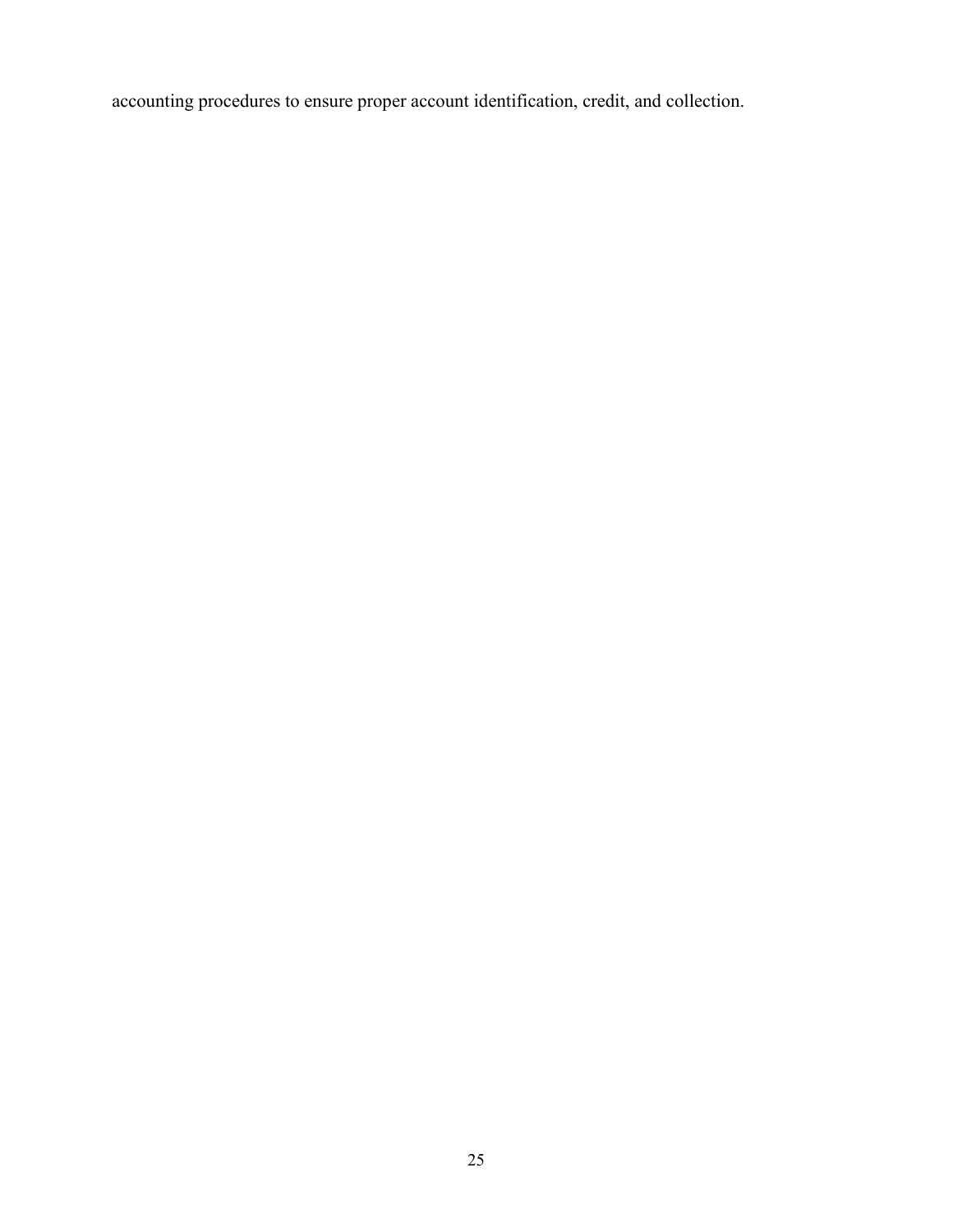accounting procedures to ensure proper account identification, credit, and collection.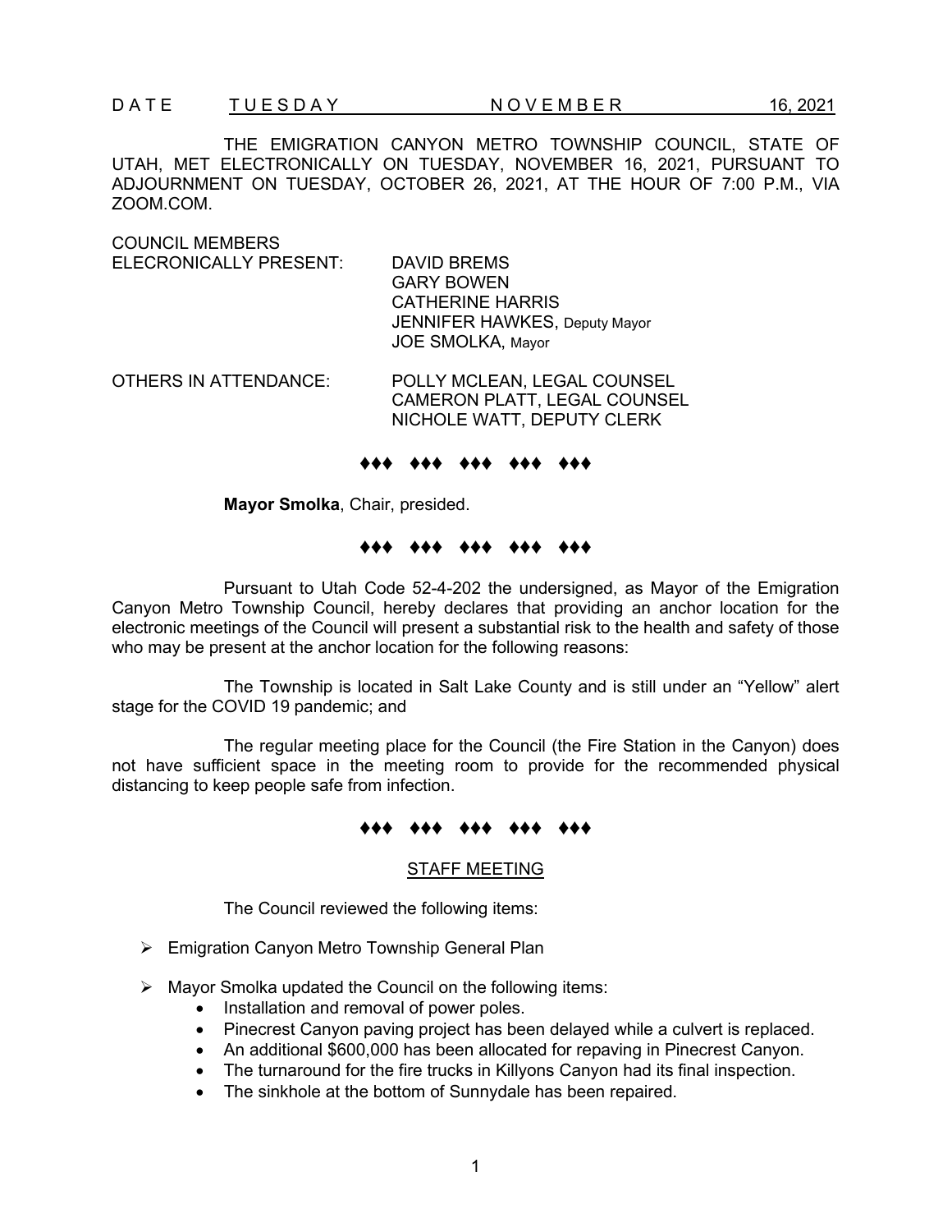DATE TUESDAY NOVEMBER 16, 2021

THE EMIGRATION CANYON METRO TOWNSHIP COUNCIL, STATE OF UTAH, MET ELECTRONICALLY ON TUESDAY, NOVEMBER 16, 2021, PURSUANT TO ADJOURNMENT ON TUESDAY, OCTOBER 26, 2021, AT THE HOUR OF 7:00 P.M., VIA ZOOM.COM.

COUNCIL MEMBERS ELECRONICALLY PRESENT:

DAVID BREMS
GARY BOWEN
CATHERINE HARRIS
JENNIFER HAWKES, Deputy Mayor
JOE SMOLKA, Mayor

OTHERS IN ATTENDANCE:

POLLY MCLEAN, LEGAL COUNSEL
CAMERON PLATT, LEGAL COUNSEL
NICHOLE WATT, DEPUTY CLERK

♦♦♦ ♦♦♦ ♦♦♦ ♦♦♦ ♦♦♦

**Mayor Smolka**, Chair, presided.

♦♦♦ ♦♦♦ ♦♦♦ ♦♦♦ ♦♦♦

Pursuant to Utah Code 52-4-202 the undersigned, as Mayor of the Emigration Canyon Metro Township Council, hereby declares that providing an anchor location for the electronic meetings of the Council will present a substantial risk to the health and safety of those who may be present at the anchor location for the following reasons:

The Township is located in Salt Lake County and is still under an "Yellow" alert stage for the COVID 19 pandemic; and

The regular meeting place for the Council (the Fire Station in the Canyon) does not have sufficient space in the meeting room to provide for the recommended physical distancing to keep people safe from infection.

♦♦♦ ♦♦♦ ♦♦♦ ♦♦♦ ♦♦♦

## STAFF MEETING

The Council reviewed the following items:

- Emigration Canyon Metro Township General Plan
- Mayor Smolka updated the Council on the following items:
  - Installation and removal of power poles.
  - Pinecrest Canyon paving project has been delayed while a culvert is replaced.
  - An additional $600,000 has been allocated for repaving in Pinecrest Canyon.
  - The turnaround for the fire trucks in Killyons Canyon had its final inspection.
  - The sinkhole at the bottom of Sunnydale has been repaired.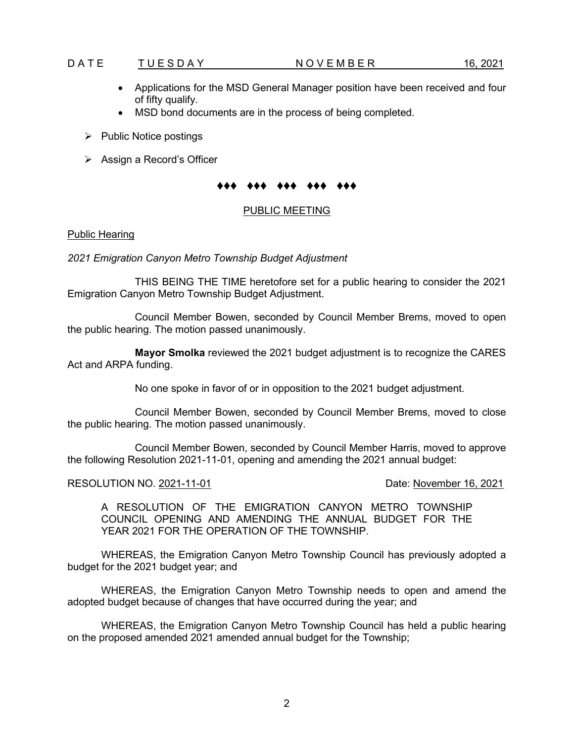- Applications for the MSD General Manager position have been received and four of fifty qualify.
- MSD bond documents are in the process of being completed.

➢ Public Notice postings

➢ Assign a Record's Officer

♦♦♦ ♦♦♦ ♦♦♦ ♦♦♦ ♦♦♦

PUBLIC MEETING

Public Hearing

*2021 Emigration Canyon Metro Township Budget Adjustment*

THIS BEING THE TIME heretofore set for a public hearing to consider the 2021 Emigration Canyon Metro Township Budget Adjustment.

Council Member Bowen, seconded by Council Member Brems, moved to open the public hearing. The motion passed unanimously.

**Mayor Smolka** reviewed the 2021 budget adjustment is to recognize the CARES Act and ARPA funding.

No one spoke in favor of or in opposition to the 2021 budget adjustment.

Council Member Bowen, seconded by Council Member Brems, moved to close the public hearing. The motion passed unanimously.

Council Member Bowen, seconded by Council Member Harris, moved to approve the following Resolution 2021-11-01, opening and amending the 2021 annual budget:

RESOLUTION NO. 2021-11-01 Date: November 16, 2021

A RESOLUTION OF THE EMIGRATION CANYON METRO TOWNSHIP COUNCIL OPENING AND AMENDING THE ANNUAL BUDGET FOR THE YEAR 2021 FOR THE OPERATION OF THE TOWNSHIP.

WHEREAS, the Emigration Canyon Metro Township Council has previously adopted a budget for the 2021 budget year; and

WHEREAS, the Emigration Canyon Metro Township needs to open and amend the adopted budget because of changes that have occurred during the year; and

WHEREAS, the Emigration Canyon Metro Township Council has held a public hearing on the proposed amended 2021 amended annual budget for the Township;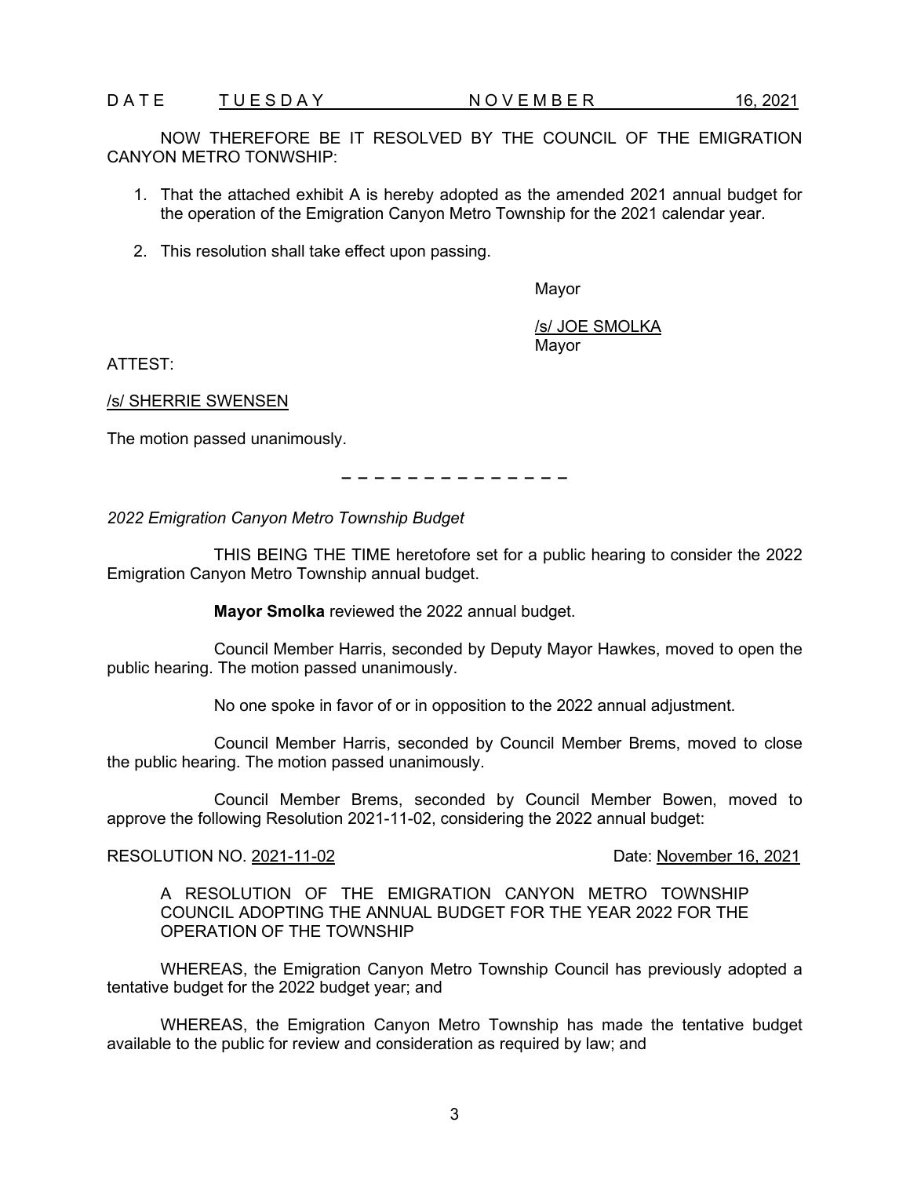NOW THEREFORE BE IT RESOLVED BY THE COUNCIL OF THE EMIGRATION CANYON METRO TONWSHIP:

1. That the attached exhibit A is hereby adopted as the amended 2021 annual budget for the operation of the Emigration Canyon Metro Township for the 2021 calendar year.

2. This resolution shall take effect upon passing.

Mayor

/s/ JOE SMOLKA
Mayor

ATTEST:

/s/ SHERRIE SWENSEN

The motion passed unanimously.

– – – – – – – – – – – – – –

*2022 Emigration Canyon Metro Township Budget*

THIS BEING THE TIME heretofore set for a public hearing to consider the 2022 Emigration Canyon Metro Township annual budget.

**Mayor Smolka** reviewed the 2022 annual budget.

Council Member Harris, seconded by Deputy Mayor Hawkes, moved to open the public hearing. The motion passed unanimously.

No one spoke in favor of or in opposition to the 2022 annual adjustment.

Council Member Harris, seconded by Council Member Brems, moved to close the public hearing. The motion passed unanimously.

Council Member Brems, seconded by Council Member Bowen, moved to approve the following Resolution 2021-11-02, considering the 2022 annual budget:

RESOLUTION NO. 2021-11-02 Date: November 16, 2021

A RESOLUTION OF THE EMIGRATION CANYON METRO TOWNSHIP COUNCIL ADOPTING THE ANNUAL BUDGET FOR THE YEAR 2022 FOR THE OPERATION OF THE TOWNSHIP

WHEREAS, the Emigration Canyon Metro Township Council has previously adopted a tentative budget for the 2022 budget year; and

WHEREAS, the Emigration Canyon Metro Township has made the tentative budget available to the public for review and consideration as required by law; and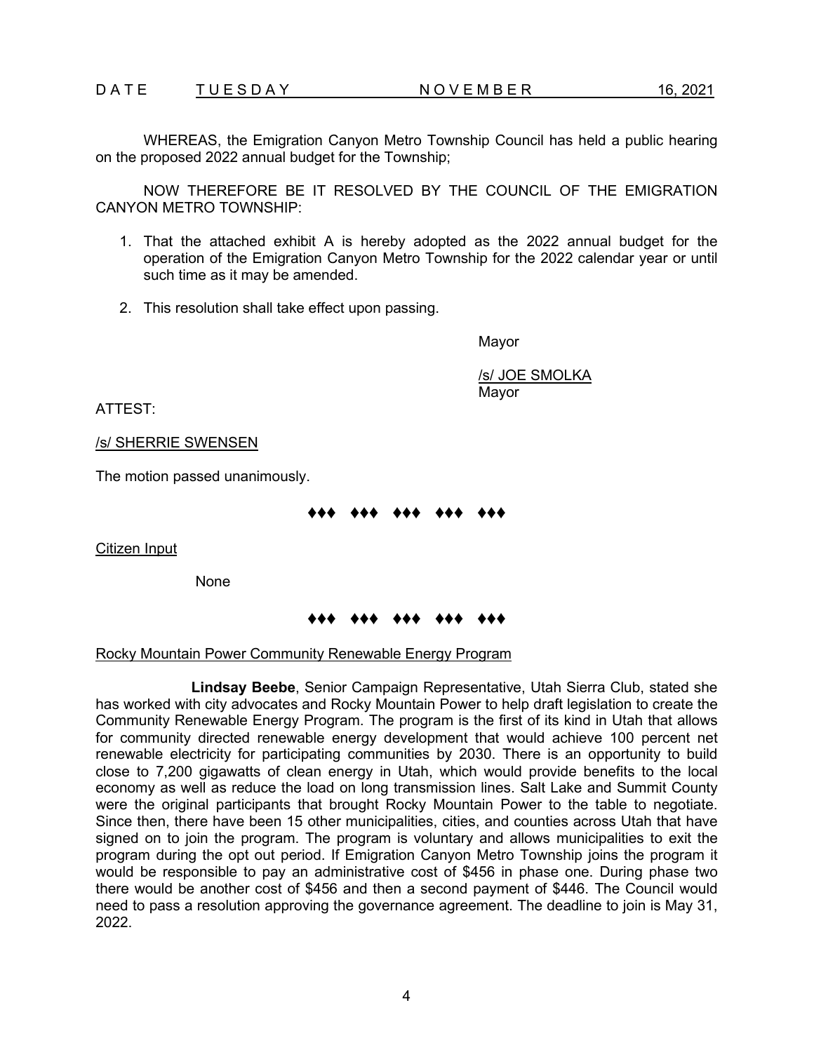WHEREAS, the Emigration Canyon Metro Township Council has held a public hearing on the proposed 2022 annual budget for the Township;

NOW THEREFORE BE IT RESOLVED BY THE COUNCIL OF THE EMIGRATION CANYON METRO TOWNSHIP:

1. That the attached exhibit A is hereby adopted as the 2022 annual budget for the operation of the Emigration Canyon Metro Township for the 2022 calendar year or until such time as it may be amended.
2. This resolution shall take effect upon passing.

Mayor

/s/ JOE SMOLKA
Mayor

ATTEST:

/s/ SHERRIE SWENSEN

The motion passed unanimously.

♦♦♦ ♦♦♦ ♦♦♦ ♦♦♦ ♦♦♦

Citizen Input

None

♦♦♦ ♦♦♦ ♦♦♦ ♦♦♦ ♦♦♦

Rocky Mountain Power Community Renewable Energy Program

**Lindsay Beebe**, Senior Campaign Representative, Utah Sierra Club, stated she has worked with city advocates and Rocky Mountain Power to help draft legislation to create the Community Renewable Energy Program. The program is the first of its kind in Utah that allows for community directed renewable energy development that would achieve 100 percent net renewable electricity for participating communities by 2030. There is an opportunity to build close to 7,200 gigawatts of clean energy in Utah, which would provide benefits to the local economy as well as reduce the load on long transmission lines. Salt Lake and Summit County were the original participants that brought Rocky Mountain Power to the table to negotiate. Since then, there have been 15 other municipalities, cities, and counties across Utah that have signed on to join the program. The program is voluntary and allows municipalities to exit the program during the opt out period. If Emigration Canyon Metro Township joins the program it would be responsible to pay an administrative cost of $456 in phase one. During phase two there would be another cost of $456 and then a second payment of $446. The Council would need to pass a resolution approving the governance agreement. The deadline to join is May 31, 2022.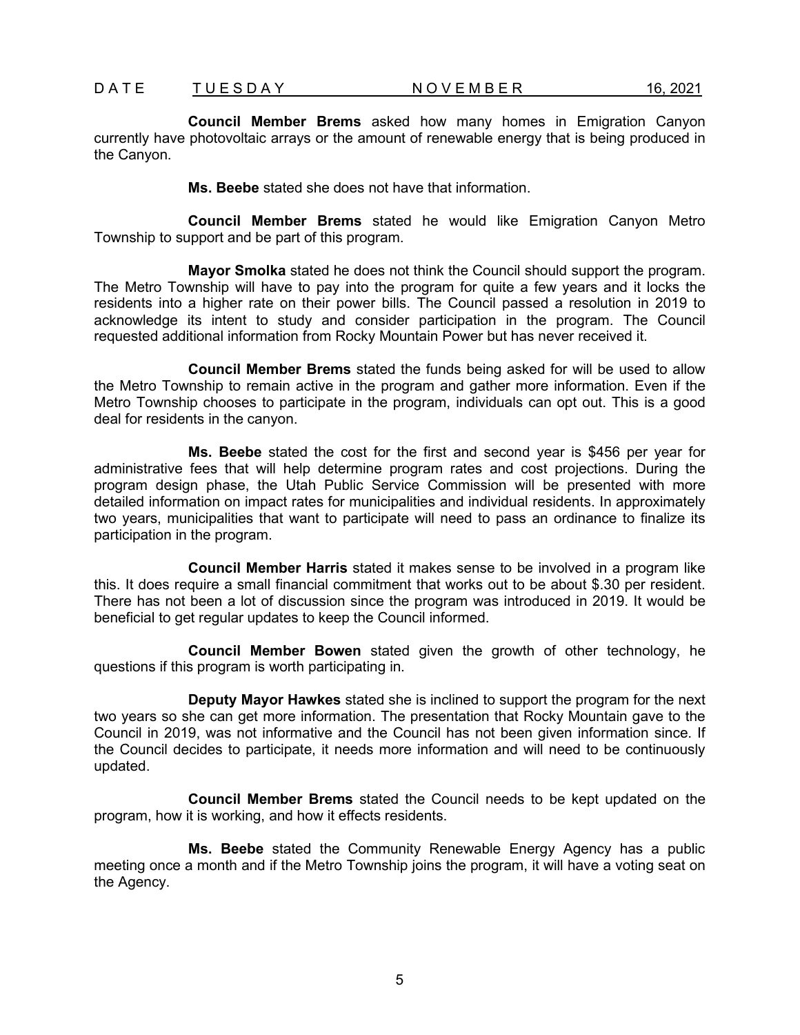**Council Member Brems** asked how many homes in Emigration Canyon currently have photovoltaic arrays or the amount of renewable energy that is being produced in the Canyon.

**Ms. Beebe** stated she does not have that information.

**Council Member Brems** stated he would like Emigration Canyon Metro Township to support and be part of this program.

**Mayor Smolka** stated he does not think the Council should support the program. The Metro Township will have to pay into the program for quite a few years and it locks the residents into a higher rate on their power bills. The Council passed a resolution in 2019 to acknowledge its intent to study and consider participation in the program. The Council requested additional information from Rocky Mountain Power but has never received it.

**Council Member Brems** stated the funds being asked for will be used to allow the Metro Township to remain active in the program and gather more information. Even if the Metro Township chooses to participate in the program, individuals can opt out. This is a good deal for residents in the canyon.

**Ms. Beebe** stated the cost for the first and second year is $456 per year for administrative fees that will help determine program rates and cost projections. During the program design phase, the Utah Public Service Commission will be presented with more detailed information on impact rates for municipalities and individual residents. In approximately two years, municipalities that want to participate will need to pass an ordinance to finalize its participation in the program.

**Council Member Harris** stated it makes sense to be involved in a program like this. It does require a small financial commitment that works out to be about $.30 per resident. There has not been a lot of discussion since the program was introduced in 2019. It would be beneficial to get regular updates to keep the Council informed.

**Council Member Bowen** stated given the growth of other technology, he questions if this program is worth participating in.

**Deputy Mayor Hawkes** stated she is inclined to support the program for the next two years so she can get more information. The presentation that Rocky Mountain gave to the Council in 2019, was not informative and the Council has not been given information since. If the Council decides to participate, it needs more information and will need to be continuously updated.

**Council Member Brems** stated the Council needs to be kept updated on the program, how it is working, and how it effects residents.

**Ms. Beebe** stated the Community Renewable Energy Agency has a public meeting once a month and if the Metro Township joins the program, it will have a voting seat on the Agency.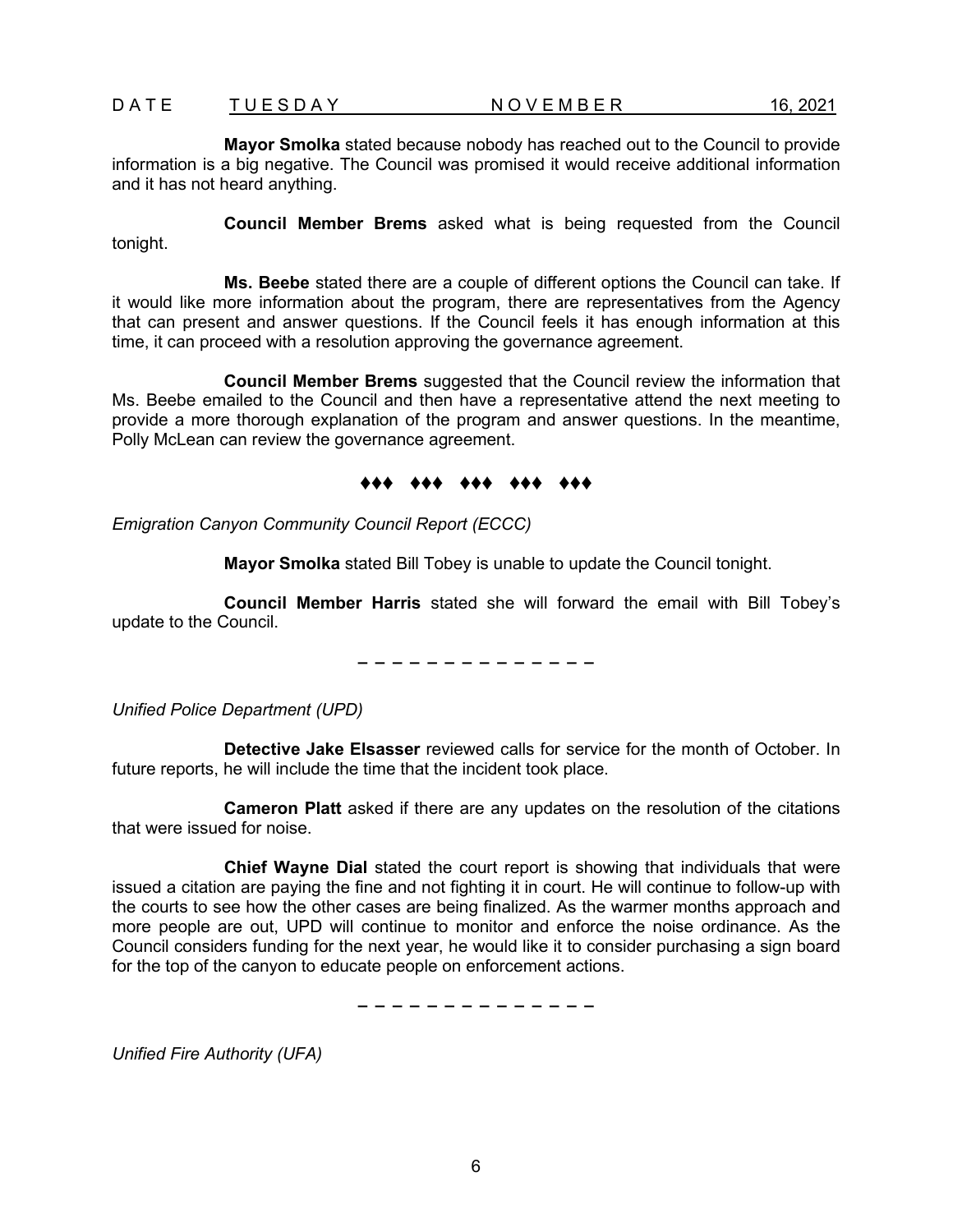**Mayor Smolka** stated because nobody has reached out to the Council to provide information is a big negative. The Council was promised it would receive additional information and it has not heard anything.

**Council Member Brems** asked what is being requested from the Council tonight.

**Ms. Beebe** stated there are a couple of different options the Council can take. If it would like more information about the program, there are representatives from the Agency that can present and answer questions. If the Council feels it has enough information at this time, it can proceed with a resolution approving the governance agreement.

**Council Member Brems** suggested that the Council review the information that Ms. Beebe emailed to the Council and then have a representative attend the next meeting to provide a more thorough explanation of the program and answer questions. In the meantime, Polly McLean can review the governance agreement.

♦♦♦ ♦♦♦ ♦♦♦ ♦♦♦ ♦♦♦

*Emigration Canyon Community Council Report (ECCC)*

**Mayor Smolka** stated Bill Tobey is unable to update the Council tonight.

**Council Member Harris** stated she will forward the email with Bill Tobey's update to the Council.

– – – – – – – – – – – – – –

*Unified Police Department (UPD)*

**Detective Jake Elsasser** reviewed calls for service for the month of October. In future reports, he will include the time that the incident took place.

**Cameron Platt** asked if there are any updates on the resolution of the citations that were issued for noise.

**Chief Wayne Dial** stated the court report is showing that individuals that were issued a citation are paying the fine and not fighting it in court. He will continue to follow-up with the courts to see how the other cases are being finalized. As the warmer months approach and more people are out, UPD will continue to monitor and enforce the noise ordinance. As the Council considers funding for the next year, he would like it to consider purchasing a sign board for the top of the canyon to educate people on enforcement actions.

– – – – – – – – – – – – – –

*Unified Fire Authority (UFA)*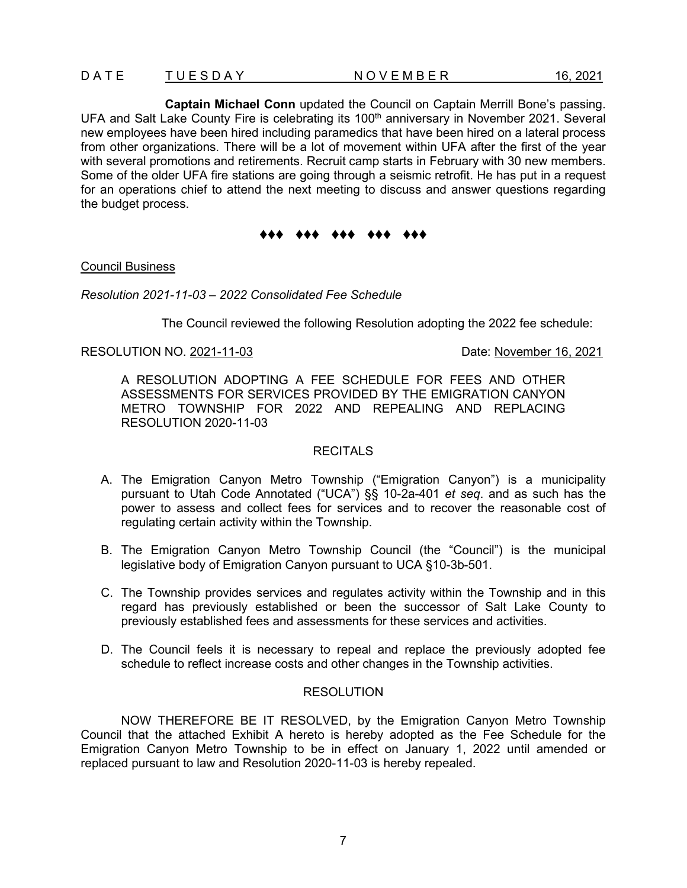**Captain Michael Conn** updated the Council on Captain Merrill Bone's passing. UFA and Salt Lake County Fire is celebrating its 100th anniversary in November 2021. Several new employees have been hired including paramedics that have been hired on a lateral process from other organizations. There will be a lot of movement within UFA after the first of the year with several promotions and retirements. Recruit camp starts in February with 30 new members. Some of the older UFA fire stations are going through a seismic retrofit. He has put in a request for an operations chief to attend the next meeting to discuss and answer questions regarding the budget process.

♦♦♦ ♦♦♦ ♦♦♦ ♦♦♦ ♦♦♦

Council Business

*Resolution 2021-11-03 – 2022 Consolidated Fee Schedule*

The Council reviewed the following Resolution adopting the 2022 fee schedule:

RESOLUTION NO. 2021-11-03 Date: November 16, 2021

A RESOLUTION ADOPTING A FEE SCHEDULE FOR FEES AND OTHER ASSESSMENTS FOR SERVICES PROVIDED BY THE EMIGRATION CANYON METRO TOWNSHIP FOR 2022 AND REPEALING AND REPLACING RESOLUTION 2020-11-03

RECITALS

A. The Emigration Canyon Metro Township ("Emigration Canyon") is a municipality pursuant to Utah Code Annotated ("UCA") §§ 10-2a-401 *et seq*. and as such has the power to assess and collect fees for services and to recover the reasonable cost of regulating certain activity within the Township.

B. The Emigration Canyon Metro Township Council (the "Council") is the municipal legislative body of Emigration Canyon pursuant to UCA §10-3b-501.

C. The Township provides services and regulates activity within the Township and in this regard has previously established or been the successor of Salt Lake County to previously established fees and assessments for these services and activities.

D. The Council feels it is necessary to repeal and replace the previously adopted fee schedule to reflect increase costs and other changes in the Township activities.

RESOLUTION

NOW THEREFORE BE IT RESOLVED, by the Emigration Canyon Metro Township Council that the attached Exhibit A hereto is hereby adopted as the Fee Schedule for the Emigration Canyon Metro Township to be in effect on January 1, 2022 until amended or replaced pursuant to law and Resolution 2020-11-03 is hereby repealed.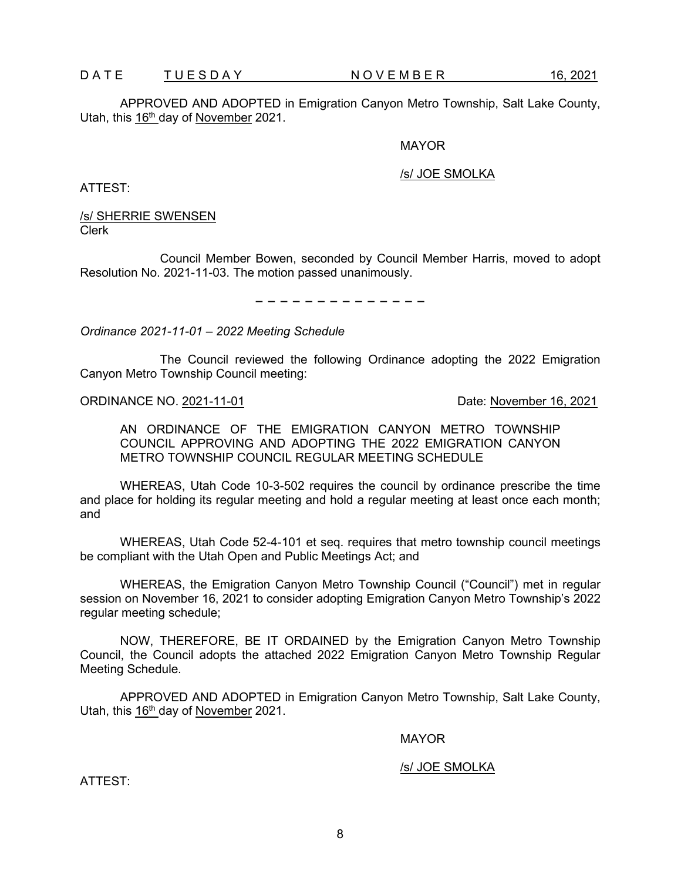DATE TUESDAY NOVEMBER 16, 2021

APPROVED AND ADOPTED in Emigration Canyon Metro Township, Salt Lake County, Utah, this 16th day of November 2021.

MAYOR

/s/ JOE SMOLKA

ATTEST:

/s/ SHERRIE SWENSEN
Clerk

Council Member Bowen, seconded by Council Member Harris, moved to adopt Resolution No. 2021-11-03. The motion passed unanimously.

– – – – – – – – – – – – – –

*Ordinance 2021-11-01 – 2022 Meeting Schedule*

The Council reviewed the following Ordinance adopting the 2022 Emigration Canyon Metro Township Council meeting:

ORDINANCE NO. 2021-11-01 Date: November 16, 2021

AN ORDINANCE OF THE EMIGRATION CANYON METRO TOWNSHIP COUNCIL APPROVING AND ADOPTING THE 2022 EMIGRATION CANYON METRO TOWNSHIP COUNCIL REGULAR MEETING SCHEDULE

WHEREAS, Utah Code 10-3-502 requires the council by ordinance prescribe the time and place for holding its regular meeting and hold a regular meeting at least once each month; and

WHEREAS, Utah Code 52-4-101 et seq. requires that metro township council meetings be compliant with the Utah Open and Public Meetings Act; and

WHEREAS, the Emigration Canyon Metro Township Council ("Council") met in regular session on November 16, 2021 to consider adopting Emigration Canyon Metro Township's 2022 regular meeting schedule;

NOW, THEREFORE, BE IT ORDAINED by the Emigration Canyon Metro Township Council, the Council adopts the attached 2022 Emigration Canyon Metro Township Regular Meeting Schedule.

APPROVED AND ADOPTED in Emigration Canyon Metro Township, Salt Lake County, Utah, this 16th day of November 2021.

MAYOR

/s/ JOE SMOLKA

ATTEST: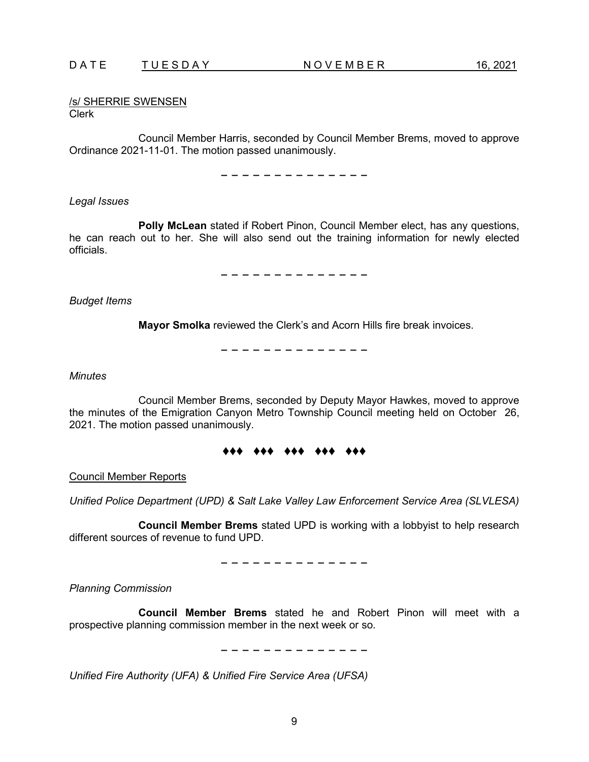/s/ SHERRIE SWENSEN
Clerk

Council Member Harris, seconded by Council Member Brems, moved to approve Ordinance 2021-11-01. The motion passed unanimously.

– – – – – – – – – – – – – –

*Legal Issues*

**Polly McLean** stated if Robert Pinon, Council Member elect, has any questions, he can reach out to her. She will also send out the training information for newly elected officials.

– – – – – – – – – – – – – –

*Budget Items*

**Mayor Smolka** reviewed the Clerk's and Acorn Hills fire break invoices.

– – – – – – – – – – – – – –

*Minutes*

Council Member Brems, seconded by Deputy Mayor Hawkes, moved to approve the minutes of the Emigration Canyon Metro Township Council meeting held on October 26, 2021. The motion passed unanimously.

♦♦♦ ♦♦♦ ♦♦♦ ♦♦♦ ♦♦♦

Council Member Reports

*Unified Police Department (UPD) & Salt Lake Valley Law Enforcement Service Area (SLVLESA)*

**Council Member Brems** stated UPD is working with a lobbyist to help research different sources of revenue to fund UPD.

– – – – – – – – – – – – – –

*Planning Commission*

**Council Member Brems** stated he and Robert Pinon will meet with a prospective planning commission member in the next week or so.

– – – – – – – – – – – – – –

*Unified Fire Authority (UFA) & Unified Fire Service Area (UFSA)*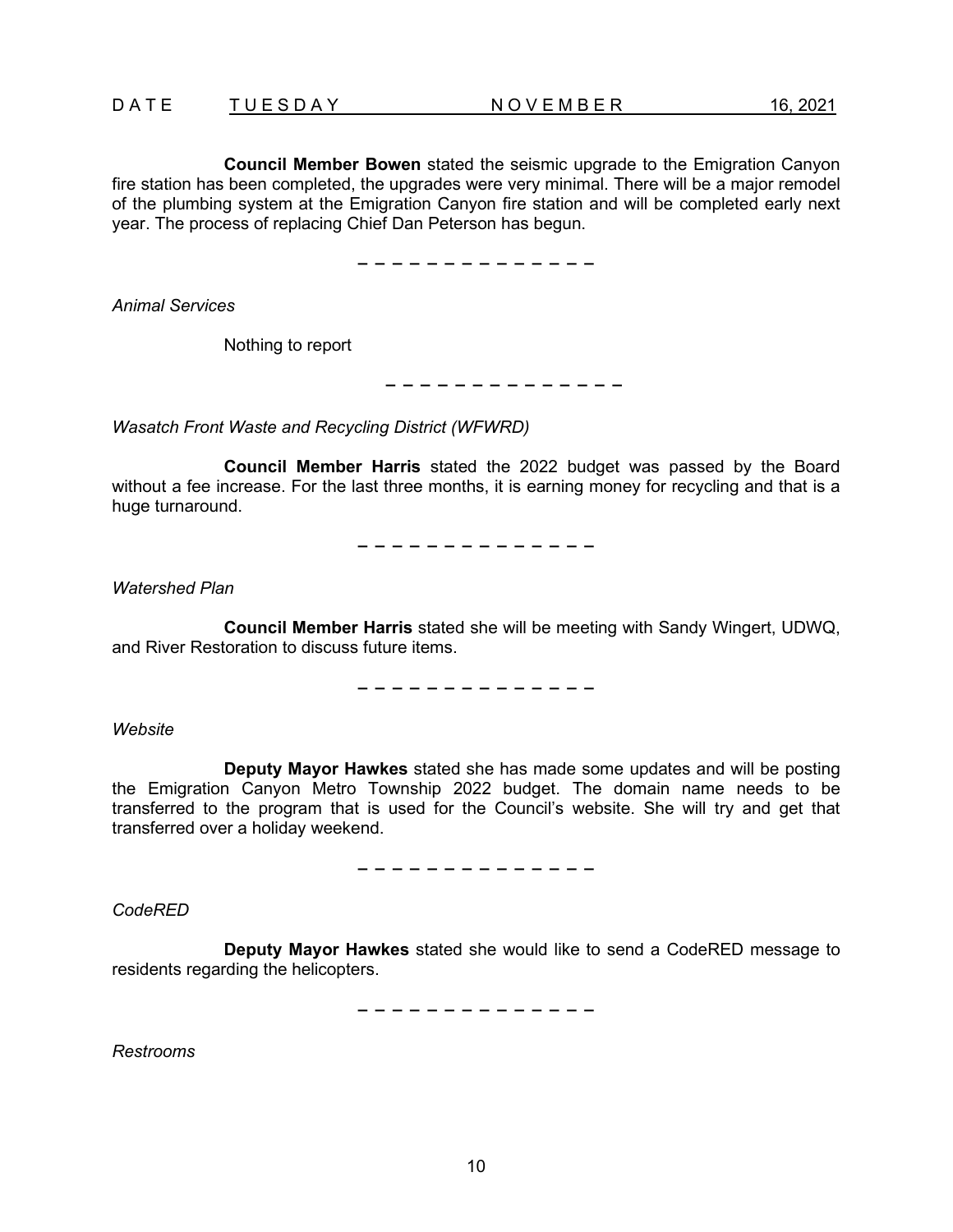**Council Member Bowen** stated the seismic upgrade to the Emigration Canyon fire station has been completed, the upgrades were very minimal. There will be a major remodel of the plumbing system at the Emigration Canyon fire station and will be completed early next year. The process of replacing Chief Dan Peterson has begun.

– – – – – – – – – – – – – –

*Animal Services*

Nothing to report

– – – – – – – – – – – – – –

*Wasatch Front Waste and Recycling District (WFWRD)*

**Council Member Harris** stated the 2022 budget was passed by the Board without a fee increase. For the last three months, it is earning money for recycling and that is a huge turnaround.

– – – – – – – – – – – – – –

*Watershed Plan*

**Council Member Harris** stated she will be meeting with Sandy Wingert, UDWQ, and River Restoration to discuss future items.

– – – – – – – – – – – – – –

*Website*

**Deputy Mayor Hawkes** stated she has made some updates and will be posting the Emigration Canyon Metro Township 2022 budget. The domain name needs to be transferred to the program that is used for the Council's website. She will try and get that transferred over a holiday weekend.

– – – – – – – – – – – – – –

*CodeRED*

**Deputy Mayor Hawkes** stated she would like to send a CodeRED message to residents regarding the helicopters.

– – – – – – – – – – – – – –

*Restrooms*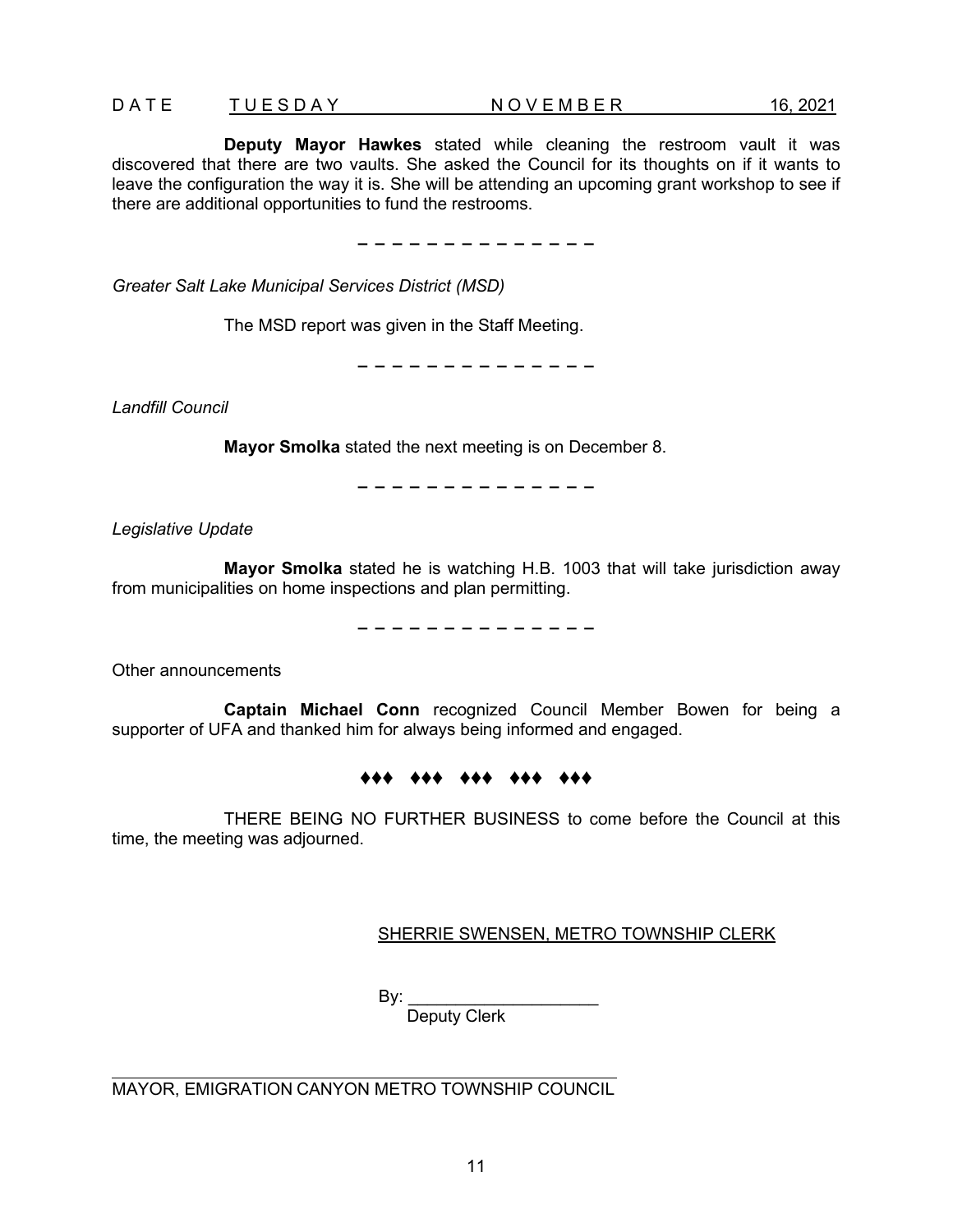**Deputy Mayor Hawkes** stated while cleaning the restroom vault it was discovered that there are two vaults. She asked the Council for its thoughts on if it wants to leave the configuration the way it is. She will be attending an upcoming grant workshop to see if there are additional opportunities to fund the restrooms.

– – – – – – – – – – – – – – –

*Greater Salt Lake Municipal Services District (MSD)*

The MSD report was given in the Staff Meeting.

– – – – – – – – – – – – – – –

*Landfill Council*

**Mayor Smolka** stated the next meeting is on December 8.

– – – – – – – – – – – – – – –

*Legislative Update*

**Mayor Smolka** stated he is watching H.B. 1003 that will take jurisdiction away from municipalities on home inspections and plan permitting.

– – – – – – – – – – – – – – –

Other announcements

**Captain Michael Conn** recognized Council Member Bowen for being a supporter of UFA and thanked him for always being informed and engaged.

♦♦♦ ♦♦♦ ♦♦♦ ♦♦♦ ♦♦♦

THERE BEING NO FURTHER BUSINESS to come before the Council at this time, the meeting was adjourned.

SHERRIE SWENSEN, METRO TOWNSHIP CLERK

By: ____________________
Deputy Clerk

______________________________________________
MAYOR, EMIGRATION CANYON METRO TOWNSHIP COUNCIL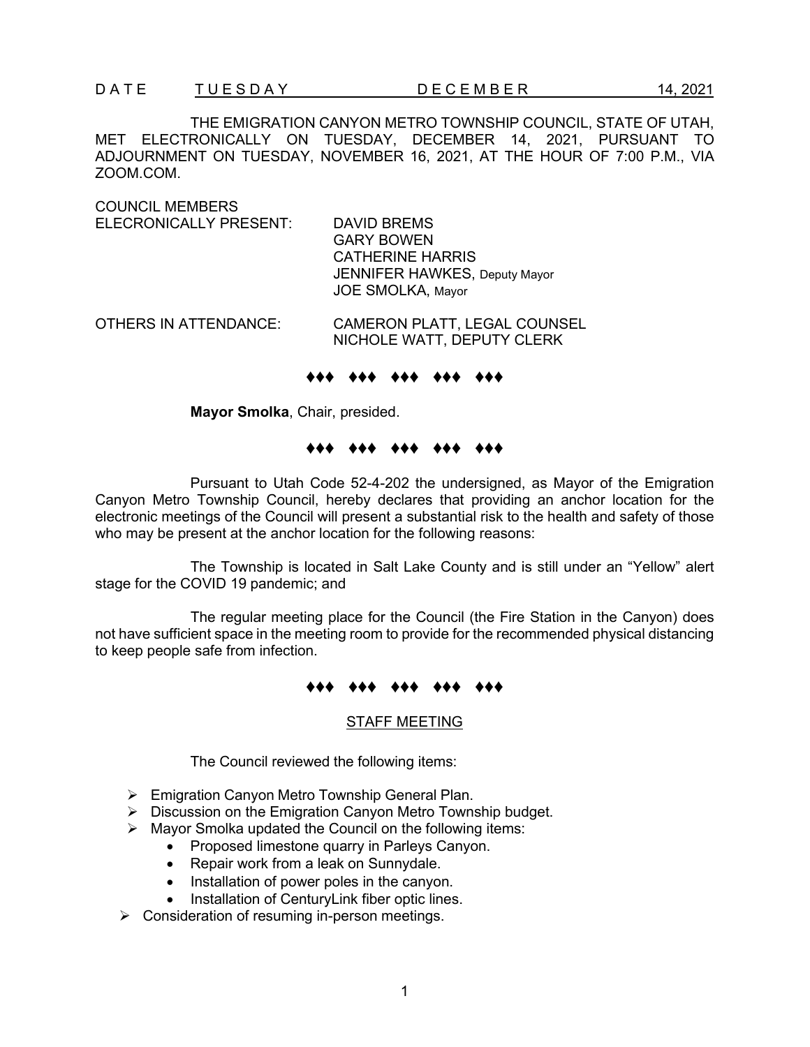D A T E T U E S D A Y D E C E M B E R 14, 2021

THE EMIGRATION CANYON METRO TOWNSHIP COUNCIL, STATE OF UTAH, MET ELECTRONICALLY ON TUESDAY, DECEMBER 14, 2021, PURSUANT TO ADJOURNMENT ON TUESDAY, NOVEMBER 16, 2021, AT THE HOUR OF 7:00 P.M., VIA ZOOM.COM.

COUNCIL MEMBERS ELECRONICALLY PRESENT:
DAVID BREMS
GARY BOWEN
CATHERINE HARRIS
JENNIFER HAWKES, Deputy Mayor
JOE SMOLKA, Mayor

OTHERS IN ATTENDANCE:
CAMERON PLATT, LEGAL COUNSEL
NICHOLE WATT, DEPUTY CLERK

♦♦♦ ♦♦♦ ♦♦♦ ♦♦♦ ♦♦♦

**Mayor Smolka**, Chair, presided.

♦♦♦ ♦♦♦ ♦♦♦ ♦♦♦ ♦♦♦

Pursuant to Utah Code 52-4-202 the undersigned, as Mayor of the Emigration Canyon Metro Township Council, hereby declares that providing an anchor location for the electronic meetings of the Council will present a substantial risk to the health and safety of those who may be present at the anchor location for the following reasons:

The Township is located in Salt Lake County and is still under an "Yellow" alert stage for the COVID 19 pandemic; and

The regular meeting place for the Council (the Fire Station in the Canyon) does not have sufficient space in the meeting room to provide for the recommended physical distancing to keep people safe from infection.

♦♦♦ ♦♦♦ ♦♦♦ ♦♦♦ ♦♦♦

## STAFF MEETING

The Council reviewed the following items:

- Emigration Canyon Metro Township General Plan.
- Discussion on the Emigration Canyon Metro Township budget.
- Mayor Smolka updated the Council on the following items:
  - Proposed limestone quarry in Parleys Canyon.
  - Repair work from a leak on Sunnydale.
  - Installation of power poles in the canyon.
  - Installation of CenturyLink fiber optic lines.
- Consideration of resuming in-person meetings.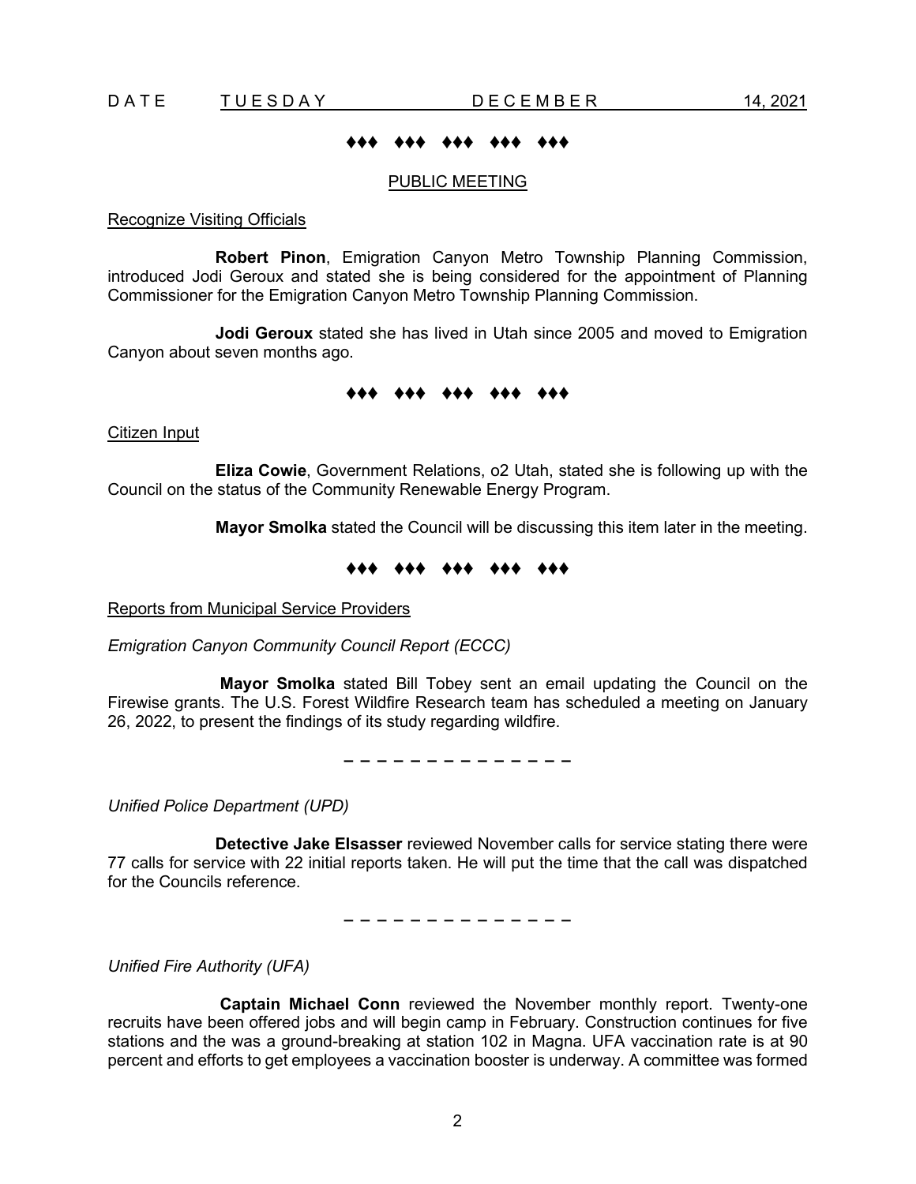DATE TUESDAY DECEMBER 14, 2021

♦♦♦ ♦♦♦ ♦♦♦ ♦♦♦ ♦♦♦

PUBLIC MEETING

Recognize Visiting Officials

**Robert Pinon**, Emigration Canyon Metro Township Planning Commission, introduced Jodi Geroux and stated she is being considered for the appointment of Planning Commissioner for the Emigration Canyon Metro Township Planning Commission.

**Jodi Geroux** stated she has lived in Utah since 2005 and moved to Emigration Canyon about seven months ago.

♦♦♦ ♦♦♦ ♦♦♦ ♦♦♦ ♦♦♦

Citizen Input

**Eliza Cowie**, Government Relations, o2 Utah, stated she is following up with the Council on the status of the Community Renewable Energy Program.

**Mayor Smolka** stated the Council will be discussing this item later in the meeting.

♦♦♦ ♦♦♦ ♦♦♦ ♦♦♦ ♦♦♦

Reports from Municipal Service Providers

*Emigration Canyon Community Council Report (ECCC)*

**Mayor Smolka** stated Bill Tobey sent an email updating the Council on the Firewise grants. The U.S. Forest Wildfire Research team has scheduled a meeting on January 26, 2022, to present the findings of its study regarding wildfire.

– – – – – – – – – – – – – –

*Unified Police Department (UPD)*

**Detective Jake Elsasser** reviewed November calls for service stating there were 77 calls for service with 22 initial reports taken. He will put the time that the call was dispatched for the Councils reference.

– – – – – – – – – – – – – –

*Unified Fire Authority (UFA)*

**Captain Michael Conn** reviewed the November monthly report. Twenty-one recruits have been offered jobs and will begin camp in February. Construction continues for five stations and the was a ground-breaking at station 102 in Magna. UFA vaccination rate is at 90 percent and efforts to get employees a vaccination booster is underway. A committee was formed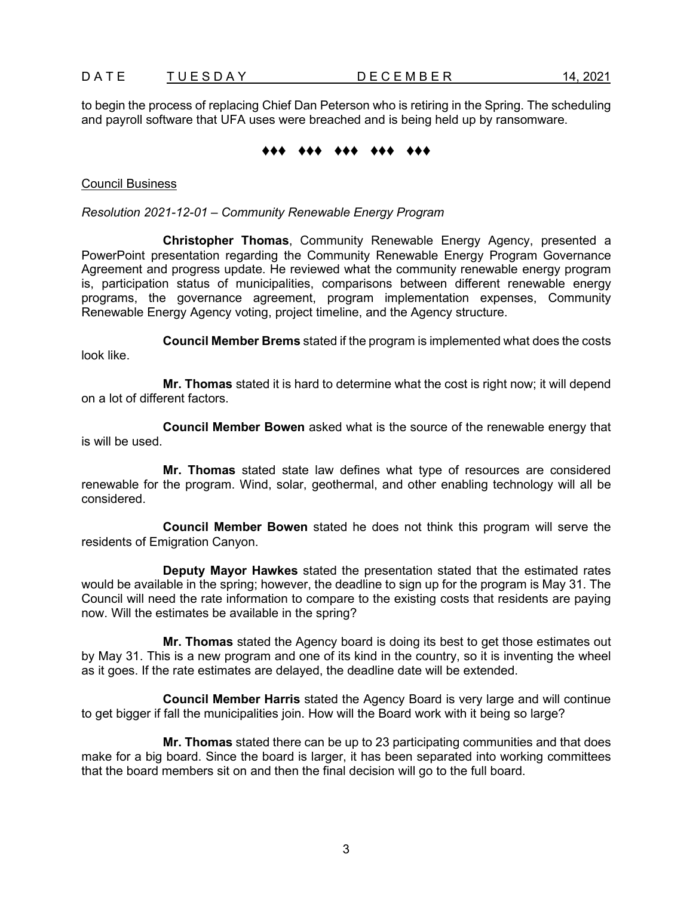to begin the process of replacing Chief Dan Peterson who is retiring in the Spring. The scheduling and payroll software that UFA uses were breached and is being held up by ransomware.

♦♦♦ ♦♦♦ ♦♦♦ ♦♦♦ ♦♦♦

Council Business

*Resolution 2021-12-01 – Community Renewable Energy Program*

**Christopher Thomas**, Community Renewable Energy Agency, presented a PowerPoint presentation regarding the Community Renewable Energy Program Governance Agreement and progress update. He reviewed what the community renewable energy program is, participation status of municipalities, comparisons between different renewable energy programs, the governance agreement, program implementation expenses, Community Renewable Energy Agency voting, project timeline, and the Agency structure.

**Council Member Brems** stated if the program is implemented what does the costs look like.

**Mr. Thomas** stated it is hard to determine what the cost is right now; it will depend on a lot of different factors.

**Council Member Bowen** asked what is the source of the renewable energy that is will be used.

**Mr. Thomas** stated state law defines what type of resources are considered renewable for the program. Wind, solar, geothermal, and other enabling technology will all be considered.

**Council Member Bowen** stated he does not think this program will serve the residents of Emigration Canyon.

**Deputy Mayor Hawkes** stated the presentation stated that the estimated rates would be available in the spring; however, the deadline to sign up for the program is May 31. The Council will need the rate information to compare to the existing costs that residents are paying now. Will the estimates be available in the spring?

**Mr. Thomas** stated the Agency board is doing its best to get those estimates out by May 31. This is a new program and one of its kind in the country, so it is inventing the wheel as it goes. If the rate estimates are delayed, the deadline date will be extended.

**Council Member Harris** stated the Agency Board is very large and will continue to get bigger if fall the municipalities join. How will the Board work with it being so large?

**Mr. Thomas** stated there can be up to 23 participating communities and that does make for a big board. Since the board is larger, it has been separated into working committees that the board members sit on and then the final decision will go to the full board.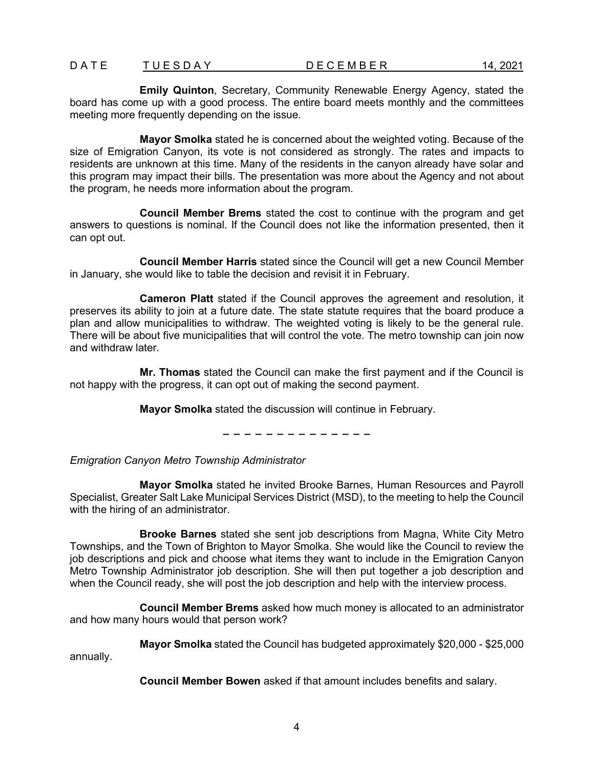**Emily Quinton**, Secretary, Community Renewable Energy Agency, stated the board has come up with a good process. The entire board meets monthly and the committees meeting more frequently depending on the issue.

**Mayor Smolka** stated he is concerned about the weighted voting. Because of the size of Emigration Canyon, its vote is not considered as strongly. The rates and impacts to residents are unknown at this time. Many of the residents in the canyon already have solar and this program may impact their bills. The presentation was more about the Agency and not about the program, he needs more information about the program.

**Council Member Brems** stated the cost to continue with the program and get answers to questions is nominal. If the Council does not like the information presented, then it can opt out.

**Council Member Harris** stated since the Council will get a new Council Member in January, she would like to table the decision and revisit it in February.

**Cameron Platt** stated if the Council approves the agreement and resolution, it preserves its ability to join at a future date. The state statute requires that the board produce a plan and allow municipalities to withdraw. The weighted voting is likely to be the general rule. There will be about five municipalities that will control the vote. The metro township can join now and withdraw later.

**Mr. Thomas** stated the Council can make the first payment and if the Council is not happy with the progress, it can opt out of making the second payment.

**Mayor Smolka** stated the discussion will continue in February.

– – – – – – – – – – – – – –

*Emigration Canyon Metro Township Administrator*

**Mayor Smolka** stated he invited Brooke Barnes, Human Resources and Payroll Specialist, Greater Salt Lake Municipal Services District (MSD), to the meeting to help the Council with the hiring of an administrator.

**Brooke Barnes** stated she sent job descriptions from Magna, White City Metro Townships, and the Town of Brighton to Mayor Smolka. She would like the Council to review the job descriptions and pick and choose what items they want to include in the Emigration Canyon Metro Township Administrator job description. She will then put together a job description and when the Council ready, she will post the job description and help with the interview process.

**Council Member Brems** asked how much money is allocated to an administrator and how many hours would that person work?

**Mayor Smolka** stated the Council has budgeted approximately $20,000 - $25,000 annually.

**Council Member Bowen** asked if that amount includes benefits and salary.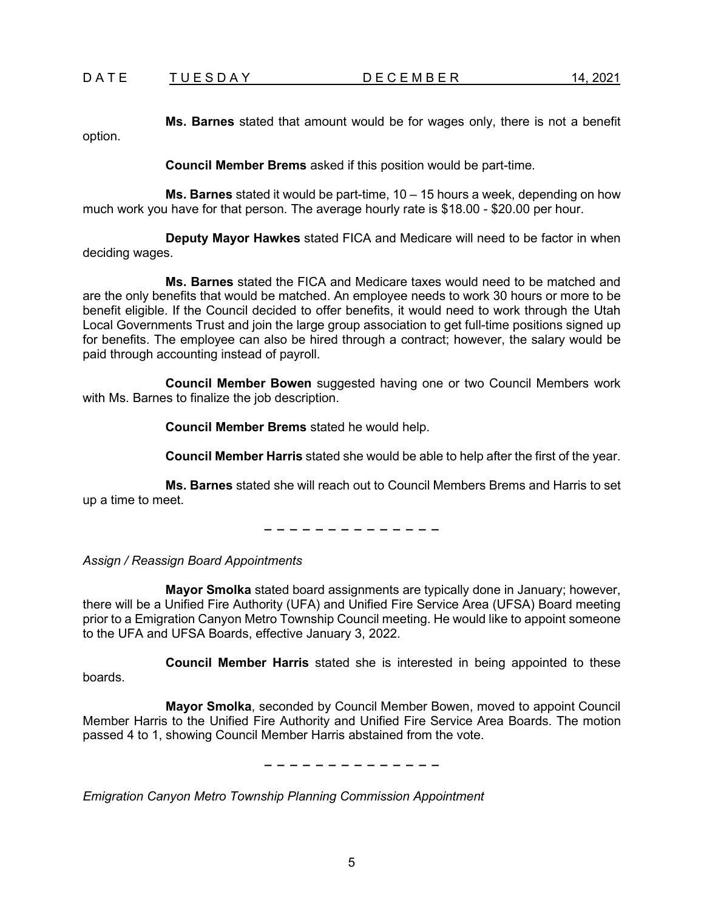**Ms. Barnes** stated that amount would be for wages only, there is not a benefit option.

**Council Member Brems** asked if this position would be part-time.

**Ms. Barnes** stated it would be part-time, 10 – 15 hours a week, depending on how much work you have for that person. The average hourly rate is $18.00 - $20.00 per hour.

**Deputy Mayor Hawkes** stated FICA and Medicare will need to be factor in when deciding wages.

**Ms. Barnes** stated the FICA and Medicare taxes would need to be matched and are the only benefits that would be matched. An employee needs to work 30 hours or more to be benefit eligible. If the Council decided to offer benefits, it would need to work through the Utah Local Governments Trust and join the large group association to get full-time positions signed up for benefits. The employee can also be hired through a contract; however, the salary would be paid through accounting instead of payroll.

**Council Member Bowen** suggested having one or two Council Members work with Ms. Barnes to finalize the job description.

**Council Member Brems** stated he would help.

**Council Member Harris** stated she would be able to help after the first of the year.

**Ms. Barnes** stated she will reach out to Council Members Brems and Harris to set up a time to meet.

– – – – – – – – – – – – – –

*Assign / Reassign Board Appointments*

**Mayor Smolka** stated board assignments are typically done in January; however, there will be a Unified Fire Authority (UFA) and Unified Fire Service Area (UFSA) Board meeting prior to a Emigration Canyon Metro Township Council meeting. He would like to appoint someone to the UFA and UFSA Boards, effective January 3, 2022.

**Council Member Harris** stated she is interested in being appointed to these boards.

**Mayor Smolka**, seconded by Council Member Bowen, moved to appoint Council Member Harris to the Unified Fire Authority and Unified Fire Service Area Boards. The motion passed 4 to 1, showing Council Member Harris abstained from the vote.

– – – – – – – – – – – – – –

*Emigration Canyon Metro Township Planning Commission Appointment*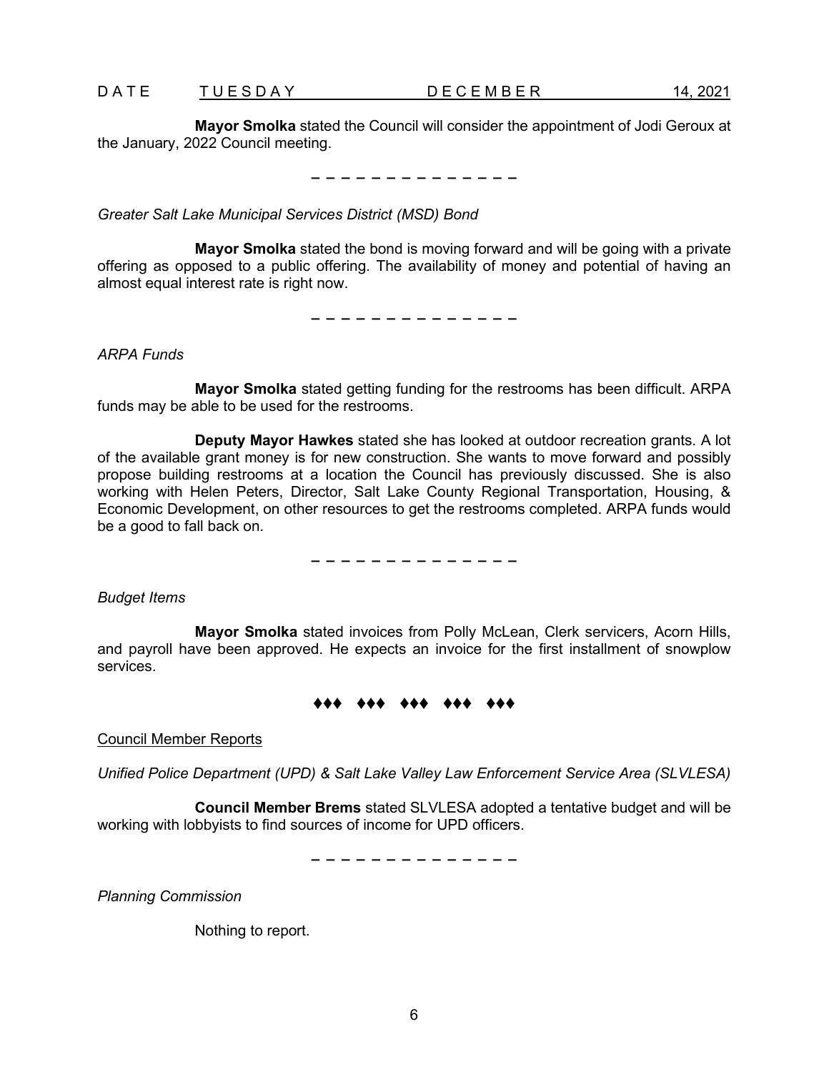**Mayor Smolka** stated the Council will consider the appointment of Jodi Geroux at the January, 2022 Council meeting.

– – – – – – – – – – – – – –

*Greater Salt Lake Municipal Services District (MSD) Bond*

**Mayor Smolka** stated the bond is moving forward and will be going with a private offering as opposed to a public offering. The availability of money and potential of having an almost equal interest rate is right now.

– – – – – – – – – – – – – –

*ARPA Funds*

**Mayor Smolka** stated getting funding for the restrooms has been difficult. ARPA funds may be able to be used for the restrooms.

**Deputy Mayor Hawkes** stated she has looked at outdoor recreation grants. A lot of the available grant money is for new construction. She wants to move forward and possibly propose building restrooms at a location the Council has previously discussed. She is also working with Helen Peters, Director, Salt Lake County Regional Transportation, Housing, & Economic Development, on other resources to get the restrooms completed. ARPA funds would be a good to fall back on.

– – – – – – – – – – – – – –

*Budget Items*

**Mayor Smolka** stated invoices from Polly McLean, Clerk servicers, Acorn Hills, and payroll have been approved. He expects an invoice for the first installment of snowplow services.

♦♦♦ ♦♦♦ ♦♦♦ ♦♦♦ ♦♦♦

Council Member Reports

*Unified Police Department (UPD) & Salt Lake Valley Law Enforcement Service Area (SLVLESA)*

**Council Member Brems** stated SLVLESA adopted a tentative budget and will be working with lobbyists to find sources of income for UPD officers.

– – – – – – – – – – – – – –

*Planning Commission*

Nothing to report.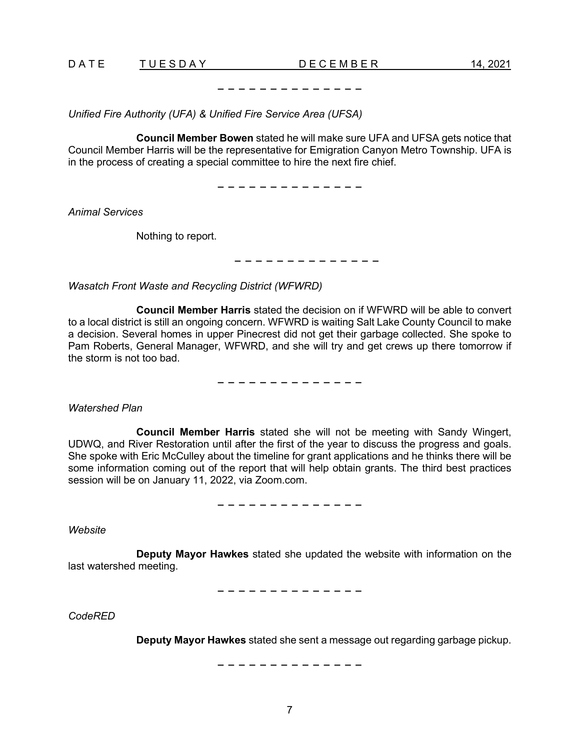– – – – – – – – – – – – – –

*Unified Fire Authority (UFA) & Unified Fire Service Area (UFSA)*

**Council Member Bowen** stated he will make sure UFA and UFSA gets notice that Council Member Harris will be the representative for Emigration Canyon Metro Township. UFA is in the process of creating a special committee to hire the next fire chief.

– – – – – – – – – – – – – –

*Animal Services*

Nothing to report.

– – – – – – – – – – – – – –

*Wasatch Front Waste and Recycling District (WFWRD)*

**Council Member Harris** stated the decision on if WFWRD will be able to convert to a local district is still an ongoing concern. WFWRD is waiting Salt Lake County Council to make a decision. Several homes in upper Pinecrest did not get their garbage collected. She spoke to Pam Roberts, General Manager, WFWRD, and she will try and get crews up there tomorrow if the storm is not too bad.

– – – – – – – – – – – – – –

*Watershed Plan*

**Council Member Harris** stated she will not be meeting with Sandy Wingert, UDWQ, and River Restoration until after the first of the year to discuss the progress and goals. She spoke with Eric McCulley about the timeline for grant applications and he thinks there will be some information coming out of the report that will help obtain grants. The third best practices session will be on January 11, 2022, via Zoom.com.

– – – – – – – – – – – – – –

*Website*

**Deputy Mayor Hawkes** stated she updated the website with information on the last watershed meeting.

– – – – – – – – – – – – – –

*CodeRED*

**Deputy Mayor Hawkes** stated she sent a message out regarding garbage pickup.

– – – – – – – – – – – – – –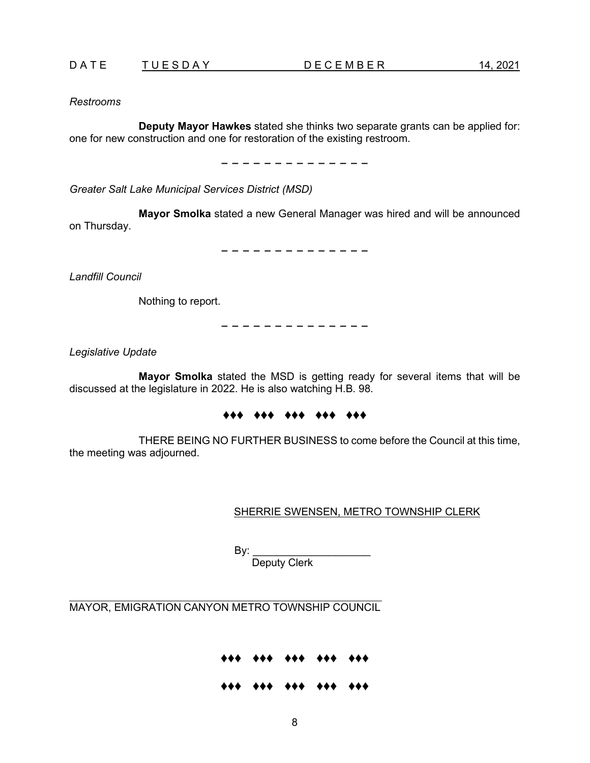*Restrooms*

**Deputy Mayor Hawkes** stated she thinks two separate grants can be applied for: one for new construction and one for restoration of the existing restroom.

– – – – – – – – – – – – – –

*Greater Salt Lake Municipal Services District (MSD)*

**Mayor Smolka** stated a new General Manager was hired and will be announced on Thursday.

– – – – – – – – – – – – – –

*Landfill Council*

Nothing to report.

– – – – – – – – – – – – – –

*Legislative Update*

**Mayor Smolka** stated the MSD is getting ready for several items that will be discussed at the legislature in 2022. He is also watching H.B. 98.

♦♦♦ ♦♦♦ ♦♦♦ ♦♦♦ ♦♦♦

THERE BEING NO FURTHER BUSINESS to come before the Council at this time, the meeting was adjourned.

SHERRIE SWENSEN, METRO TOWNSHIP CLERK

By: ____________________
Deputy Clerk

______________________________________________
MAYOR, EMIGRATION CANYON METRO TOWNSHIP COUNCIL

♦♦♦ ♦♦♦ ♦♦♦ ♦♦♦ ♦♦♦

♦♦♦ ♦♦♦ ♦♦♦ ♦♦♦ ♦♦♦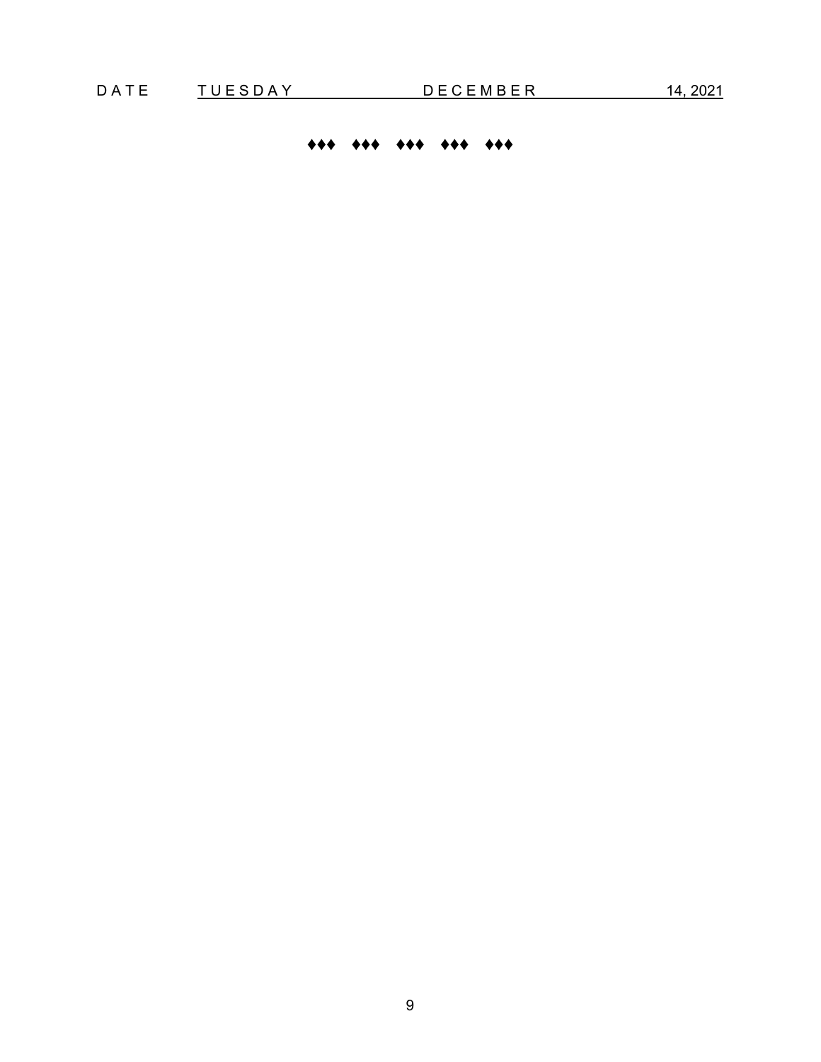DATE TUESDAY DECEMBER 14, 2021

♦♦♦ ♦♦♦ ♦♦♦ ♦♦♦ ♦♦♦